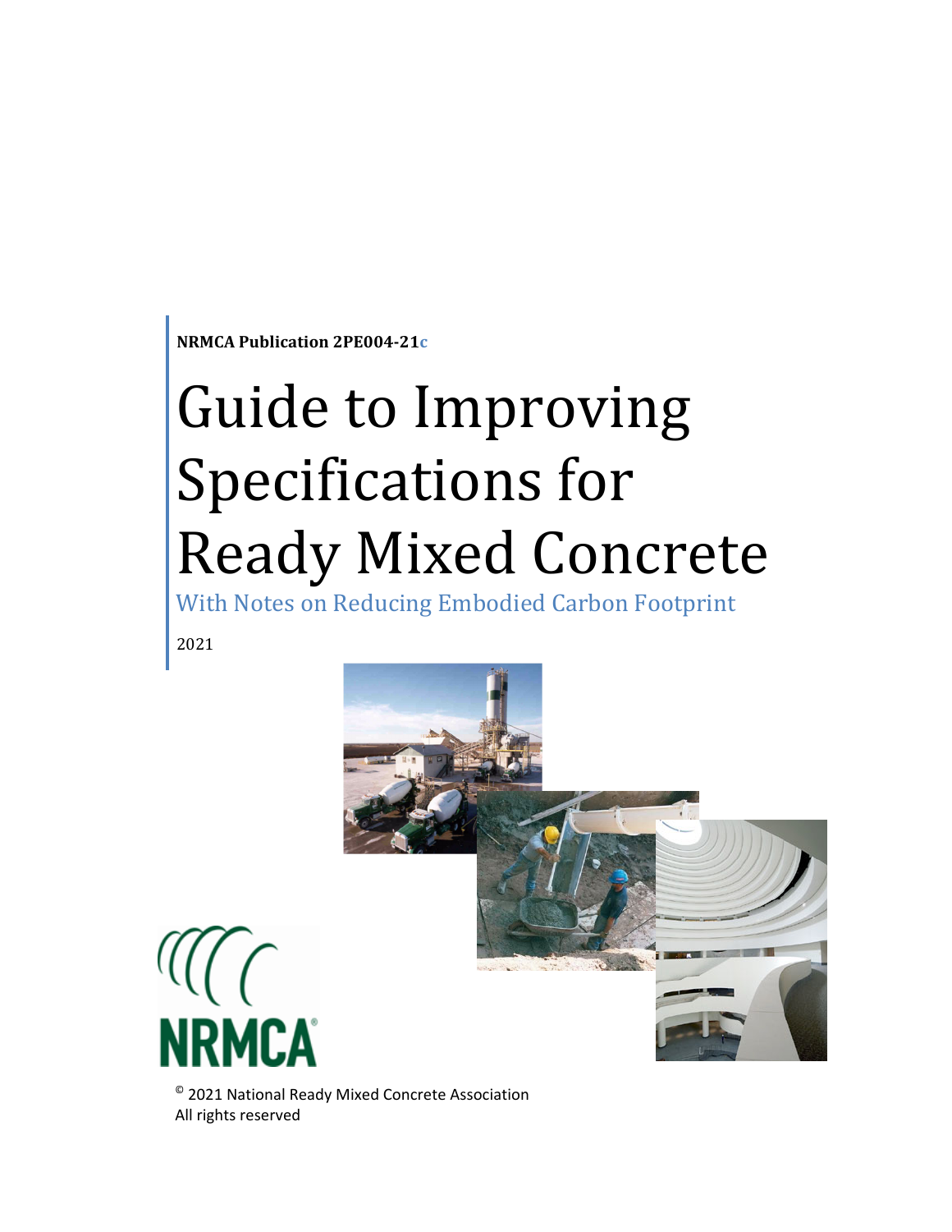**NRMCA Publication 2PE004-21c**

# Guide to Improving Specifications for Ready Mixed Concrete

## With Notes on Reducing Embodied Carbon Footprint

2021

© 2021 National Ready Mixed Concrete Association
All rights reserved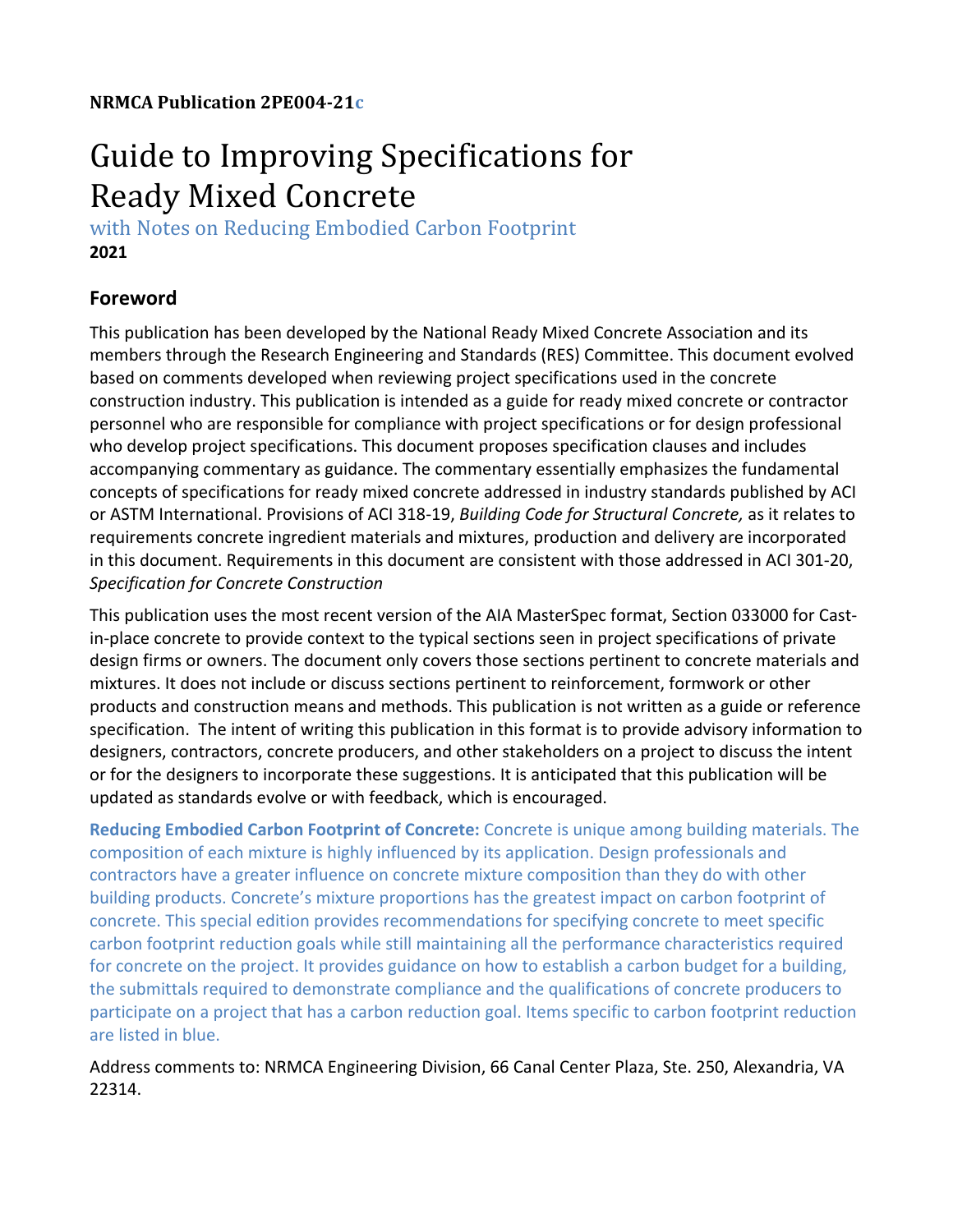**NRMCA Publication 2PE004-21c**

# Guide to Improving Specifications for Ready Mixed Concrete

with Notes on Reducing Embodied Carbon Footprint

**2021**

## Foreword

This publication has been developed by the National Ready Mixed Concrete Association and its members through the Research Engineering and Standards (RES) Committee. This document evolved based on comments developed when reviewing project specifications used in the concrete construction industry. This publication is intended as a guide for ready mixed concrete or contractor personnel who are responsible for compliance with project specifications or for design professional who develop project specifications. This document proposes specification clauses and includes accompanying commentary as guidance. The commentary essentially emphasizes the fundamental concepts of specifications for ready mixed concrete addressed in industry standards published by ACI or ASTM International. Provisions of ACI 318-19, *Building Code for Structural Concrete,* as it relates to requirements concrete ingredient materials and mixtures, production and delivery are incorporated in this document. Requirements in this document are consistent with those addressed in ACI 301-20, *Specification for Concrete Construction*

This publication uses the most recent version of the AIA MasterSpec format, Section 033000 for Cast-in-place concrete to provide context to the typical sections seen in project specifications of private design firms or owners. The document only covers those sections pertinent to concrete materials and mixtures. It does not include or discuss sections pertinent to reinforcement, formwork or other products and construction means and methods. This publication is not written as a guide or reference specification. The intent of writing this publication in this format is to provide advisory information to designers, contractors, concrete producers, and other stakeholders on a project to discuss the intent or for the designers to incorporate these suggestions. It is anticipated that this publication will be updated as standards evolve or with feedback, which is encouraged.

**Reducing Embodied Carbon Footprint of Concrete:** Concrete is unique among building materials. The composition of each mixture is highly influenced by its application. Design professionals and contractors have a greater influence on concrete mixture composition than they do with other building products. Concrete's mixture proportions has the greatest impact on carbon footprint of concrete. This special edition provides recommendations for specifying concrete to meet specific carbon footprint reduction goals while still maintaining all the performance characteristics required for concrete on the project. It provides guidance on how to establish a carbon budget for a building, the submittals required to demonstrate compliance and the qualifications of concrete producers to participate on a project that has a carbon reduction goal. Items specific to carbon footprint reduction are listed in blue.

Address comments to: NRMCA Engineering Division, 66 Canal Center Plaza, Ste. 250, Alexandria, VA 22314.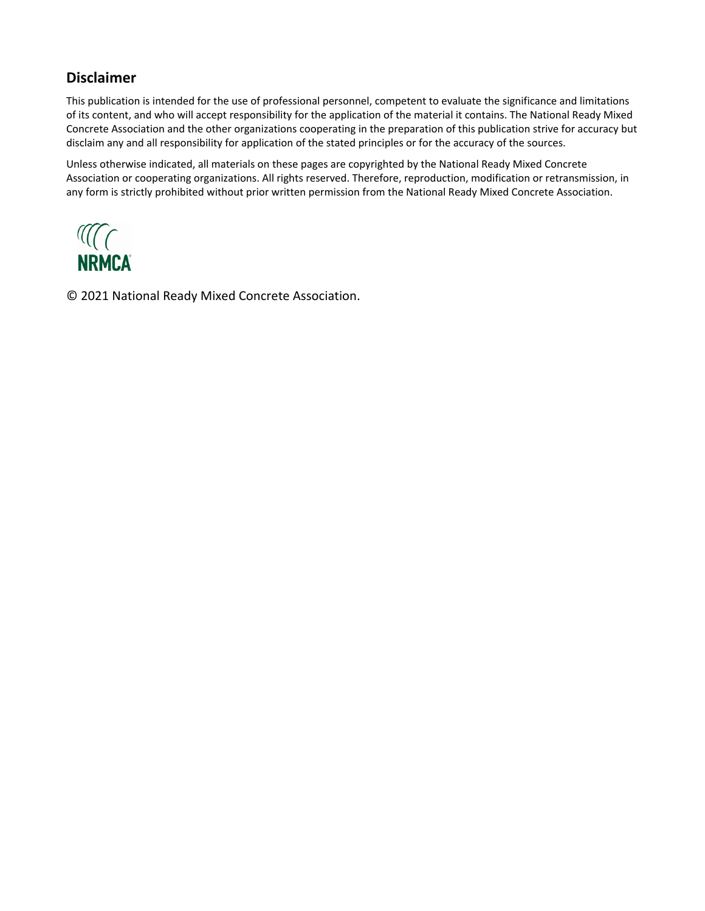## Disclaimer

This publication is intended for the use of professional personnel, competent to evaluate the significance and limitations of its content, and who will accept responsibility for the application of the material it contains. The National Ready Mixed Concrete Association and the other organizations cooperating in the preparation of this publication strive for accuracy but disclaim any and all responsibility for application of the stated principles or for the accuracy of the sources.

Unless otherwise indicated, all materials on these pages are copyrighted by the National Ready Mixed Concrete Association or cooperating organizations. All rights reserved. Therefore, reproduction, modification or retransmission, in any form is strictly prohibited without prior written permission from the National Ready Mixed Concrete Association.

NRMCA

© 2021 National Ready Mixed Concrete Association.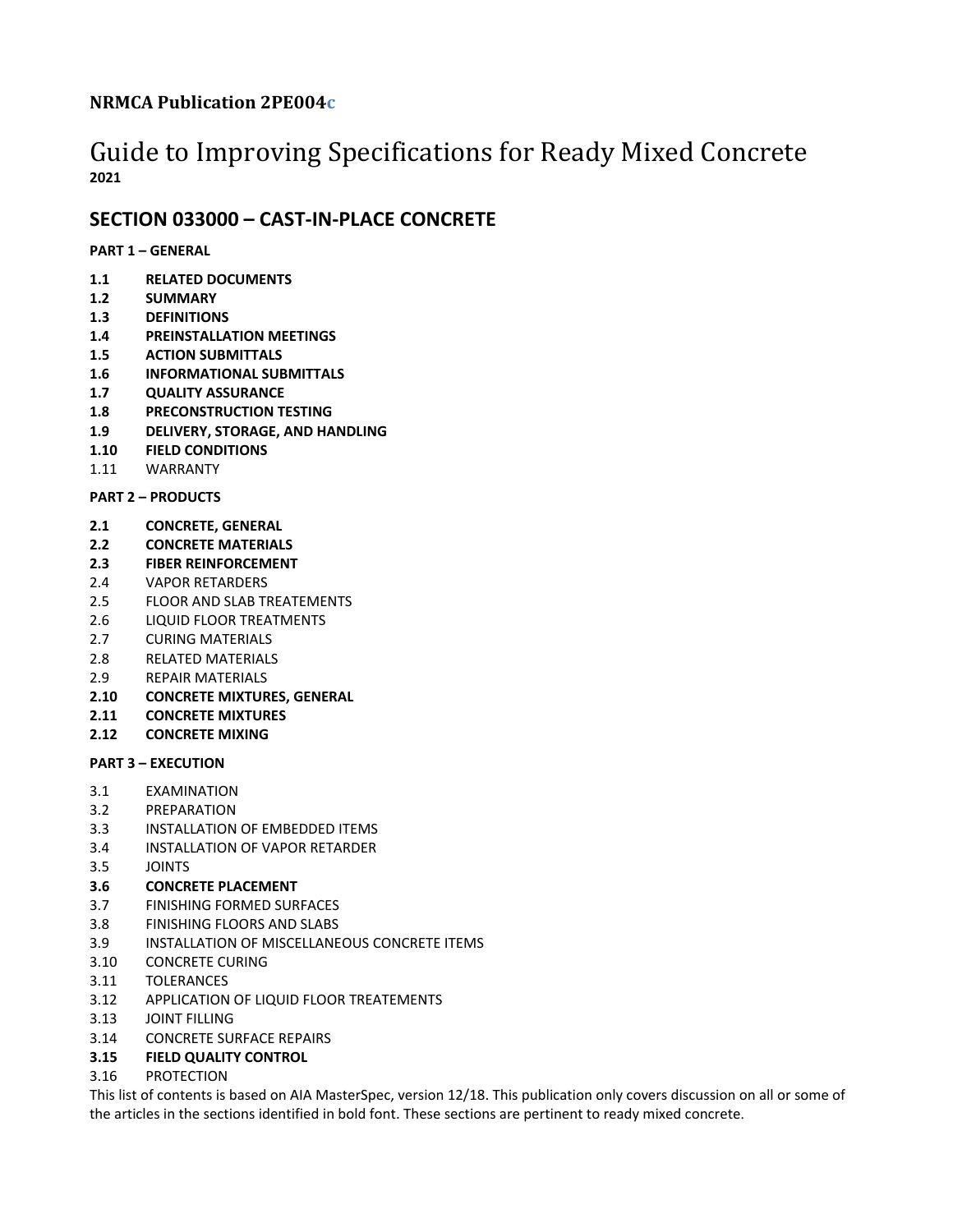**NRMCA Publication 2PE004c**

# Guide to Improving Specifications for Ready Mixed Concrete

**2021**

## SECTION 033000 – CAST-IN-PLACE CONCRETE

**PART 1 – GENERAL**

**1.1 RELATED DOCUMENTS**
**1.2 SUMMARY**
**1.3 DEFINITIONS**
**1.4 PREINSTALLATION MEETINGS**
**1.5 ACTION SUBMITTALS**
**1.6 INFORMATIONAL SUBMITTALS**
**1.7 QUALITY ASSURANCE**
**1.8 PRECONSTRUCTION TESTING**
**1.9 DELIVERY, STORAGE, AND HANDLING**
**1.10 FIELD CONDITIONS**
1.11 WARRANTY

**PART 2 – PRODUCTS**

**2.1 CONCRETE, GENERAL**
**2.2 CONCRETE MATERIALS**
**2.3 FIBER REINFORCEMENT**
2.4 VAPOR RETARDERS
2.5 FLOOR AND SLAB TREATEMENTS
2.6 LIQUID FLOOR TREATMENTS
2.7 CURING MATERIALS
2.8 RELATED MATERIALS
2.9 REPAIR MATERIALS
**2.10 CONCRETE MIXTURES, GENERAL**
**2.11 CONCRETE MIXTURES**
**2.12 CONCRETE MIXING**

**PART 3 – EXECUTION**

3.1 EXAMINATION
3.2 PREPARATION
3.3 INSTALLATION OF EMBEDDED ITEMS
3.4 INSTALLATION OF VAPOR RETARDER
3.5 JOINTS
**3.6 CONCRETE PLACEMENT**
3.7 FINISHING FORMED SURFACES
3.8 FINISHING FLOORS AND SLABS
3.9 INSTALLATION OF MISCELLANEOUS CONCRETE ITEMS
3.10 CONCRETE CURING
3.11 TOLERANCES
3.12 APPLICATION OF LIQUID FLOOR TREATEMENTS
3.13 JOINT FILLING
3.14 CONCRETE SURFACE REPAIRS
**3.15 FIELD QUALITY CONTROL**
3.16 PROTECTION

This list of contents is based on AIA MasterSpec, version 12/18. This publication only covers discussion on all or some of the articles in the sections identified in bold font. These sections are pertinent to ready mixed concrete.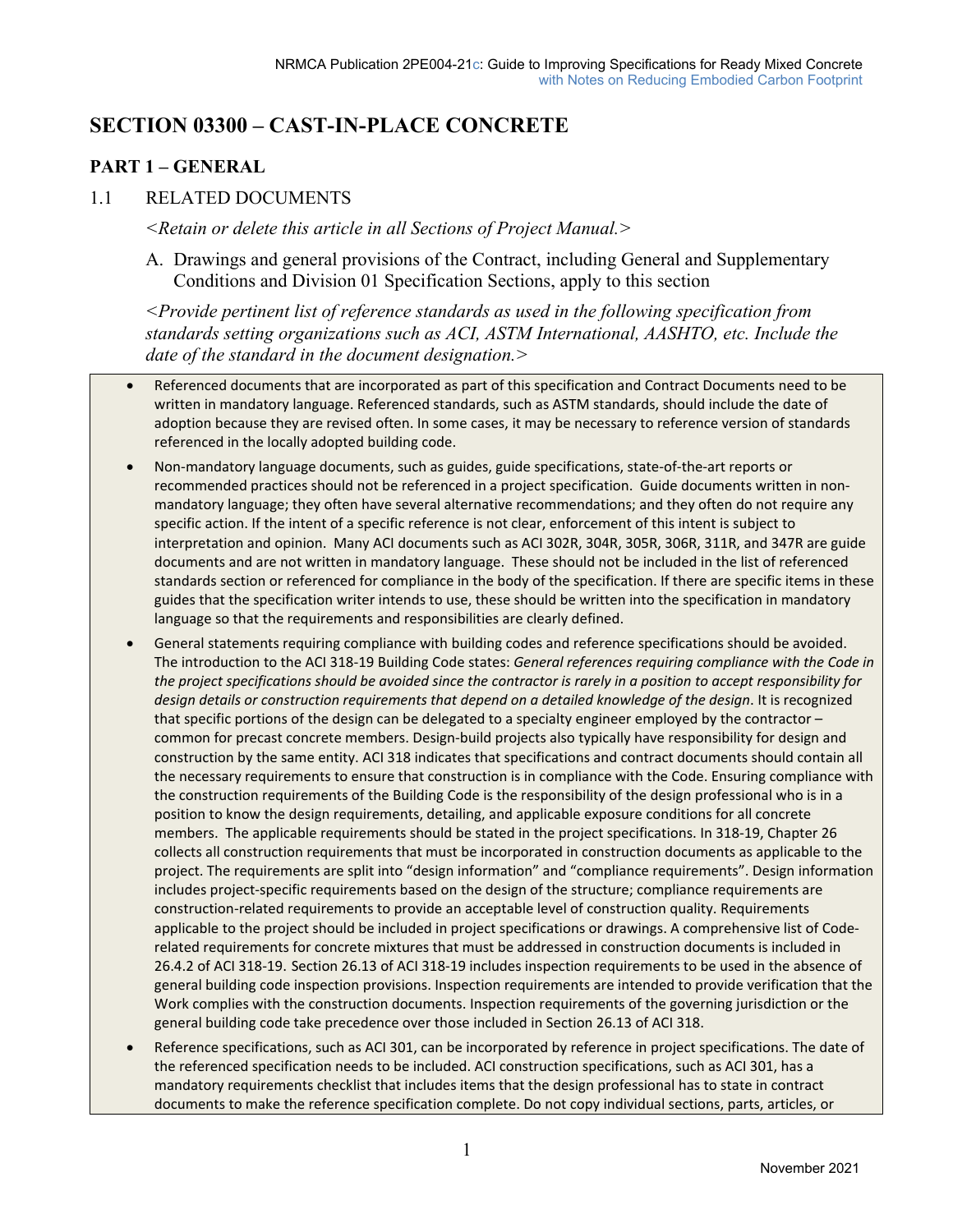# SECTION 03300 – CAST-IN-PLACE CONCRETE

## PART 1 – GENERAL

### 1.1 RELATED DOCUMENTS

*<Retain or delete this article in all Sections of Project Manual.>*

A. Drawings and general provisions of the Contract, including General and Supplementary Conditions and Division 01 Specification Sections, apply to this section

*<Provide pertinent list of reference standards as used in the following specification from standards setting organizations such as ACI, ASTM International, AASHTO, etc. Include the date of the standard in the document designation.>*

- Referenced documents that are incorporated as part of this specification and Contract Documents need to be written in mandatory language. Referenced standards, such as ASTM standards, should include the date of adoption because they are revised often. In some cases, it may be necessary to reference version of standards referenced in the locally adopted building code.
- Non-mandatory language documents, such as guides, guide specifications, state-of-the-art reports or recommended practices should not be referenced in a project specification. Guide documents written in non-mandatory language; they often have several alternative recommendations; and they often do not require any specific action. If the intent of a specific reference is not clear, enforcement of this intent is subject to interpretation and opinion. Many ACI documents such as ACI 302R, 304R, 305R, 306R, 311R, and 347R are guide documents and are not written in mandatory language. These should not be included in the list of referenced standards section or referenced for compliance in the body of the specification. If there are specific items in these guides that the specification writer intends to use, these should be written into the specification in mandatory language so that the requirements and responsibilities are clearly defined.
- General statements requiring compliance with building codes and reference specifications should be avoided. The introduction to the ACI 318-19 Building Code states: *General references requiring compliance with the Code in the project specifications should be avoided since the contractor is rarely in a position to accept responsibility for design details or construction requirements that depend on a detailed knowledge of the design*. It is recognized that specific portions of the design can be delegated to a specialty engineer employed by the contractor – common for precast concrete members. Design-build projects also typically have responsibility for design and construction by the same entity. ACI 318 indicates that specifications and contract documents should contain all the necessary requirements to ensure that construction is in compliance with the Code. Ensuring compliance with the construction requirements of the Building Code is the responsibility of the design professional who is in a position to know the design requirements, detailing, and applicable exposure conditions for all concrete members. The applicable requirements should be stated in the project specifications. In 318-19, Chapter 26 collects all construction requirements that must be incorporated in construction documents as applicable to the project. The requirements are split into "design information" and "compliance requirements". Design information includes project-specific requirements based on the design of the structure; compliance requirements are construction-related requirements to provide an acceptable level of construction quality. Requirements applicable to the project should be included in project specifications or drawings. A comprehensive list of Code-related requirements for concrete mixtures that must be addressed in construction documents is included in 26.4.2 of ACI 318-19. Section 26.13 of ACI 318-19 includes inspection requirements to be used in the absence of general building code inspection provisions. Inspection requirements are intended to provide verification that the Work complies with the construction documents. Inspection requirements of the governing jurisdiction or the general building code take precedence over those included in Section 26.13 of ACI 318.
- Reference specifications, such as ACI 301, can be incorporated by reference in project specifications. The date of the referenced specification needs to be included. ACI construction specifications, such as ACI 301, has a mandatory requirements checklist that includes items that the design professional has to state in contract documents to make the reference specification complete. Do not copy individual sections, parts, articles, or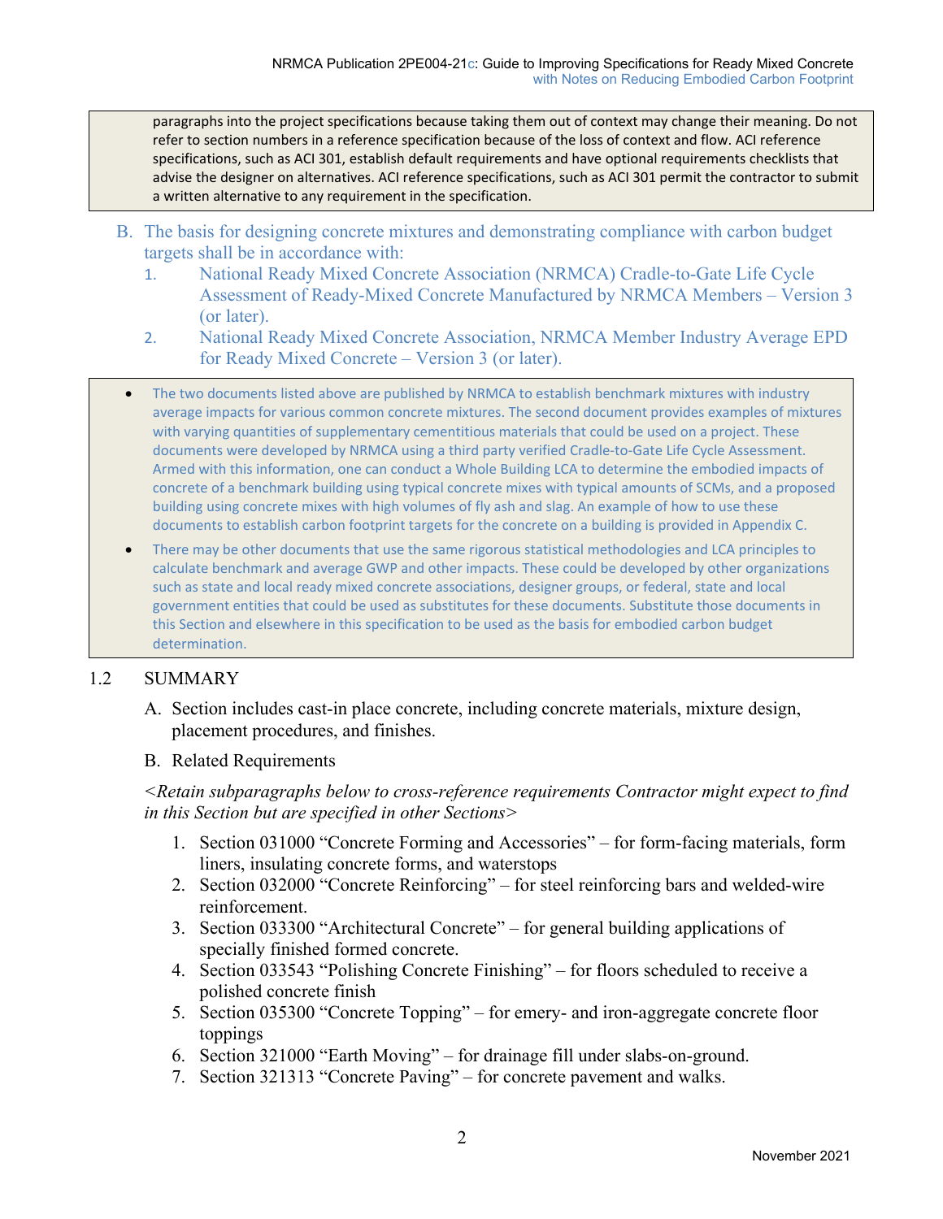paragraphs into the project specifications because taking them out of context may change their meaning. Do not refer to section numbers in a reference specification because of the loss of context and flow. ACI reference specifications, such as ACI 301, establish default requirements and have optional requirements checklists that advise the designer on alternatives. ACI reference specifications, such as ACI 301 permit the contractor to submit a written alternative to any requirement in the specification.

B. The basis for designing concrete mixtures and demonstrating compliance with carbon budget targets shall be in accordance with:
   1. National Ready Mixed Concrete Association (NRMCA) Cradle-to-Gate Life Cycle Assessment of Ready-Mixed Concrete Manufactured by NRMCA Members – Version 3 (or later).
   2. National Ready Mixed Concrete Association, NRMCA Member Industry Average EPD for Ready Mixed Concrete – Version 3 (or later).

- The two documents listed above are published by NRMCA to establish benchmark mixtures with industry average impacts for various common concrete mixtures. The second document provides examples of mixtures with varying quantities of supplementary cementitious materials that could be used on a project. These documents were developed by NRMCA using a third party verified Cradle-to-Gate Life Cycle Assessment. Armed with this information, one can conduct a Whole Building LCA to determine the embodied impacts of concrete of a benchmark building using typical concrete mixes with typical amounts of SCMs, and a proposed building using concrete mixes with high volumes of fly ash and slag. An example of how to use these documents to establish carbon footprint targets for the concrete on a building is provided in Appendix C.
- There may be other documents that use the same rigorous statistical methodologies and LCA principles to calculate benchmark and average GWP and other impacts. These could be developed by other organizations such as state and local ready mixed concrete associations, designer groups, or federal, state and local government entities that could be used as substitutes for these documents. Substitute those documents in this Section and elsewhere in this specification to be used as the basis for embodied carbon budget determination.

## 1.2 SUMMARY

A. Section includes cast-in place concrete, including concrete materials, mixture design, placement procedures, and finishes.

B. Related Requirements

*<Retain subparagraphs below to cross-reference requirements Contractor might expect to find in this Section but are specified in other Sections>*

1. Section 031000 “Concrete Forming and Accessories” – for form-facing materials, form liners, insulating concrete forms, and waterstops
2. Section 032000 “Concrete Reinforcing” – for steel reinforcing bars and welded-wire reinforcement.
3. Section 033300 “Architectural Concrete” – for general building applications of specially finished formed concrete.
4. Section 033543 “Polishing Concrete Finishing” – for floors scheduled to receive a polished concrete finish
5. Section 035300 “Concrete Topping” – for emery- and iron-aggregate concrete floor toppings
6. Section 321000 “Earth Moving” – for drainage fill under slabs-on-ground.
7. Section 321313 “Concrete Paving” – for concrete pavement and walks.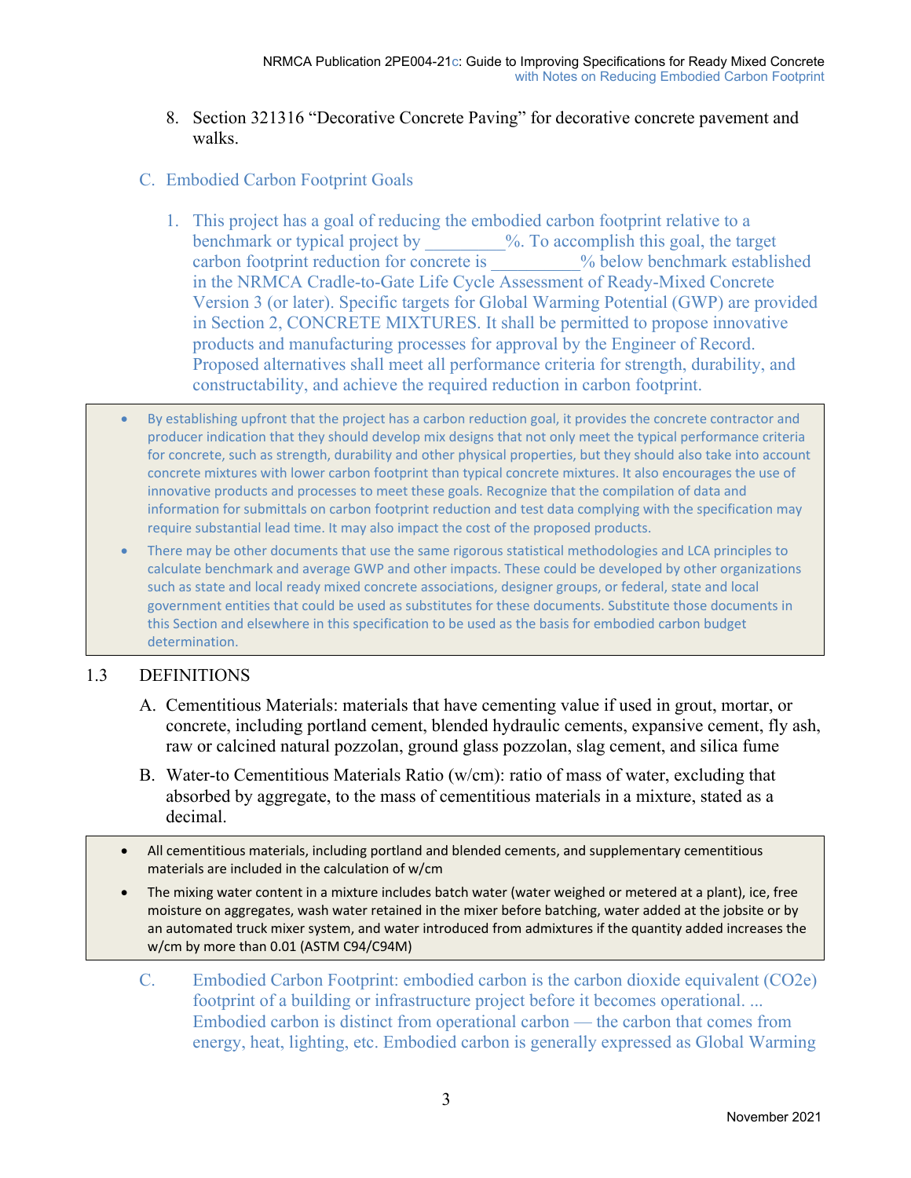8. Section 321316 "Decorative Concrete Paving" for decorative concrete pavement and walks.

C. Embodied Carbon Footprint Goals

1. This project has a goal of reducing the embodied carbon footprint relative to a benchmark or typical project by _________%. To accomplish this goal, the target carbon footprint reduction for concrete is __________% below benchmark established in the NRMCA Cradle-to-Gate Life Cycle Assessment of Ready-Mixed Concrete Version 3 (or later). Specific targets for Global Warming Potential (GWP) are provided in Section 2, CONCRETE MIXTURES. It shall be permitted to propose innovative products and manufacturing processes for approval by the Engineer of Record. Proposed alternatives shall meet all performance criteria for strength, durability, and constructability, and achieve the required reduction in carbon footprint.

- By establishing upfront that the project has a carbon reduction goal, it provides the concrete contractor and producer indication that they should develop mix designs that not only meet the typical performance criteria for concrete, such as strength, durability and other physical properties, but they should also take into account concrete mixtures with lower carbon footprint than typical concrete mixtures. It also encourages the use of innovative products and processes to meet these goals. Recognize that the compilation of data and information for submittals on carbon footprint reduction and test data complying with the specification may require substantial lead time. It may also impact the cost of the proposed products.
- There may be other documents that use the same rigorous statistical methodologies and LCA principles to calculate benchmark and average GWP and other impacts. These could be developed by other organizations such as state and local ready mixed concrete associations, designer groups, or federal, state and local government entities that could be used as substitutes for these documents. Substitute those documents in this Section and elsewhere in this specification to be used as the basis for embodied carbon budget determination.

## 1.3 DEFINITIONS

A. Cementitious Materials: materials that have cementing value if used in grout, mortar, or concrete, including portland cement, blended hydraulic cements, expansive cement, fly ash, raw or calcined natural pozzolan, ground glass pozzolan, slag cement, and silica fume

B. Water-to Cementitious Materials Ratio (w/cm): ratio of mass of water, excluding that absorbed by aggregate, to the mass of cementitious materials in a mixture, stated as a decimal.

- All cementitious materials, including portland and blended cements, and supplementary cementitious materials are included in the calculation of w/cm
- The mixing water content in a mixture includes batch water (water weighed or metered at a plant), ice, free moisture on aggregates, wash water retained in the mixer before batching, water added at the jobsite or by an automated truck mixer system, and water introduced from admixtures if the quantity added increases the w/cm by more than 0.01 (ASTM C94/C94M)

C. Embodied Carbon Footprint: embodied carbon is the carbon dioxide equivalent ($CO_2e$) footprint of a building or infrastructure project before it becomes operational. ... Embodied carbon is distinct from operational carbon — the carbon that comes from energy, heat, lighting, etc. Embodied carbon is generally expressed as Global Warming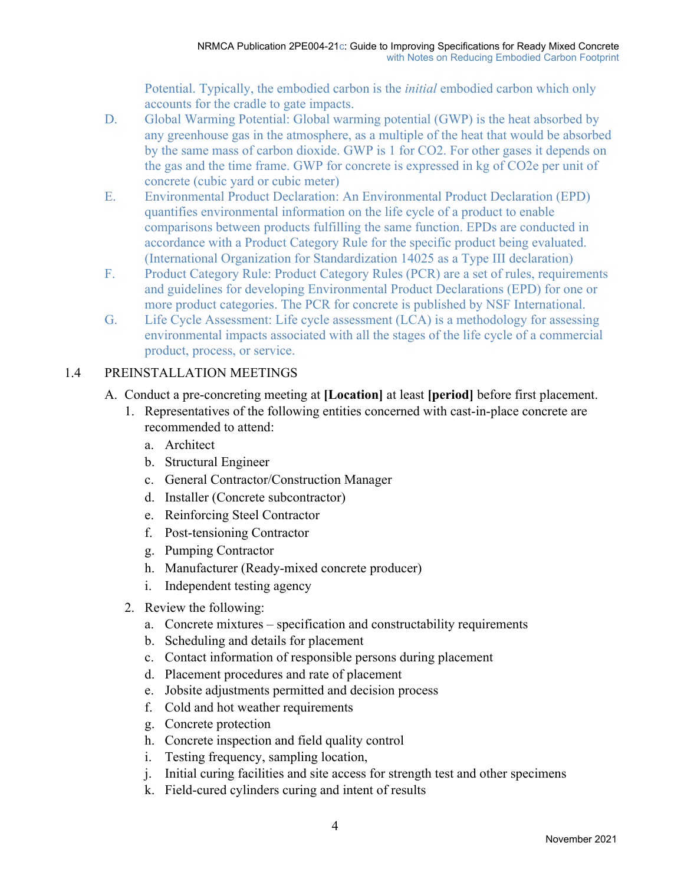Potential. Typically, the embodied carbon is the *initial* embodied carbon which only accounts for the cradle to gate impacts.

D. Global Warming Potential: Global warming potential (GWP) is the heat absorbed by any greenhouse gas in the atmosphere, as a multiple of the heat that would be absorbed by the same mass of carbon dioxide. GWP is 1 for $CO_2$. For other gases it depends on the gas and the time frame. GWP for concrete is expressed in kg of $CO_2e$ per unit of concrete (cubic yard or cubic meter)

E. Environmental Product Declaration: An Environmental Product Declaration (EPD) quantifies environmental information on the life cycle of a product to enable comparisons between products fulfilling the same function. EPDs are conducted in accordance with a Product Category Rule for the specific product being evaluated. (International Organization for Standardization 14025 as a Type III declaration)

F. Product Category Rule: Product Category Rules (PCR) are a set of rules, requirements and guidelines for developing Environmental Product Declarations (EPD) for one or more product categories. The PCR for concrete is published by NSF International.

G. Life Cycle Assessment: Life cycle assessment (LCA) is a methodology for assessing environmental impacts associated with all the stages of the life cycle of a commercial product, process, or service.

## 1.4 PREINSTALLATION MEETINGS

A. Conduct a pre-concreting meeting at **[Location]** at least **[period]** before first placement.

1. Representatives of the following entities concerned with cast-in-place concrete are recommended to attend:
   a. Architect
   b. Structural Engineer
   c. General Contractor/Construction Manager
   d. Installer (Concrete subcontractor)
   e. Reinforcing Steel Contractor
   f. Post-tensioning Contractor
   g. Pumping Contractor
   h. Manufacturer (Ready-mixed concrete producer)
   i. Independent testing agency
2. Review the following:
   a. Concrete mixtures – specification and constructability requirements
   b. Scheduling and details for placement
   c. Contact information of responsible persons during placement
   d. Placement procedures and rate of placement
   e. Jobsite adjustments permitted and decision process
   f. Cold and hot weather requirements
   g. Concrete protection
   h. Concrete inspection and field quality control
   i. Testing frequency, sampling location,
   j. Initial curing facilities and site access for strength test and other specimens
   k. Field-cured cylinders curing and intent of results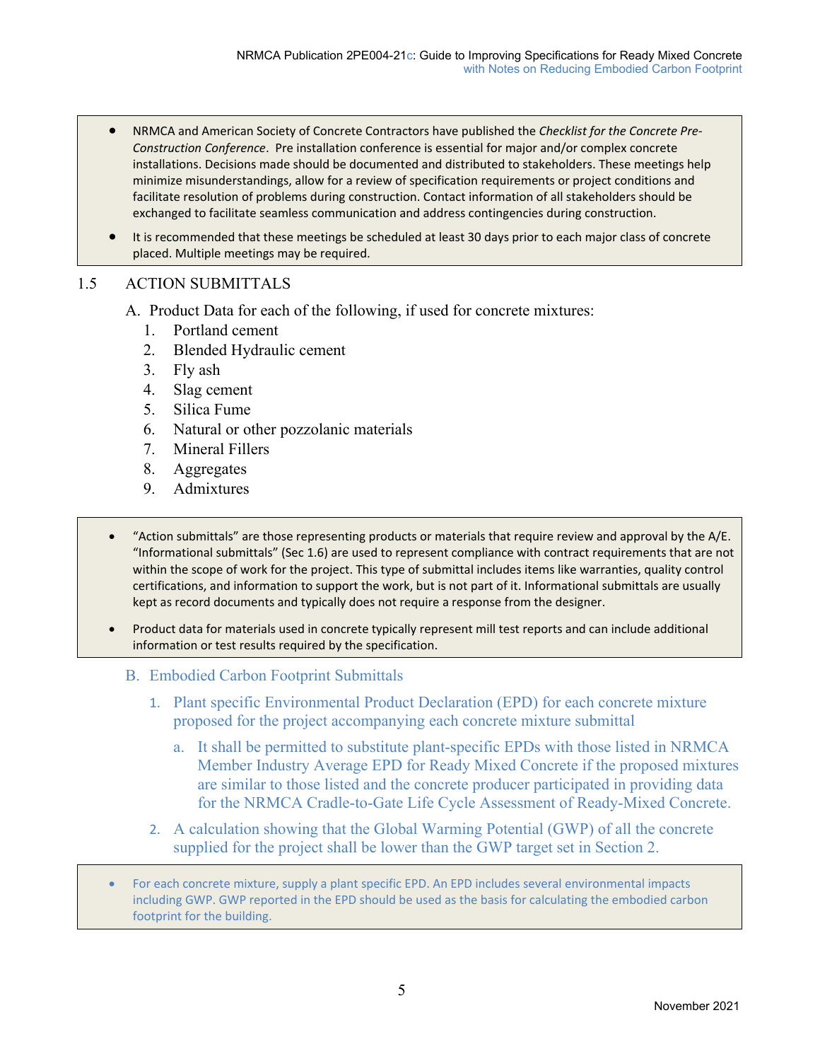- NRMCA and American Society of Concrete Contractors have published the *Checklist for the Concrete Pre-Construction Conference*. Pre installation conference is essential for major and/or complex concrete installations. Decisions made should be documented and distributed to stakeholders. These meetings help minimize misunderstandings, allow for a review of specification requirements or project conditions and facilitate resolution of problems during construction. Contact information of all stakeholders should be exchanged to facilitate seamless communication and address contingencies during construction.
- It is recommended that these meetings be scheduled at least 30 days prior to each major class of concrete placed. Multiple meetings may be required.

## 1.5 ACTION SUBMITTALS

A. Product Data for each of the following, if used for concrete mixtures:
   1. Portland cement
   2. Blended Hydraulic cement
   3. Fly ash
   4. Slag cement
   5. Silica Fume
   6. Natural or other pozzolanic materials
   7. Mineral Fillers
   8. Aggregates
   9. Admixtures

- "Action submittals" are those representing products or materials that require review and approval by the A/E. "Informational submittals" (Sec 1.6) are used to represent compliance with contract requirements that are not within the scope of work for the project. This type of submittal includes items like warranties, quality control certifications, and information to support the work, but is not part of it. Informational submittals are usually kept as record documents and typically does not require a response from the designer.
- Product data for materials used in concrete typically represent mill test reports and can include additional information or test results required by the specification.

B. Embodied Carbon Footprint Submittals
   1. Plant specific Environmental Product Declaration (EPD) for each concrete mixture proposed for the project accompanying each concrete mixture submittal
      a. It shall be permitted to substitute plant-specific EPDs with those listed in NRMCA Member Industry Average EPD for Ready Mixed Concrete if the proposed mixtures are similar to those listed and the concrete producer participated in providing data for the NRMCA Cradle-to-Gate Life Cycle Assessment of Ready-Mixed Concrete.
   2. A calculation showing that the Global Warming Potential (GWP) of all the concrete supplied for the project shall be lower than the GWP target set in Section 2.

- For each concrete mixture, supply a plant specific EPD. An EPD includes several environmental impacts including GWP. GWP reported in the EPD should be used as the basis for calculating the embodied carbon footprint for the building.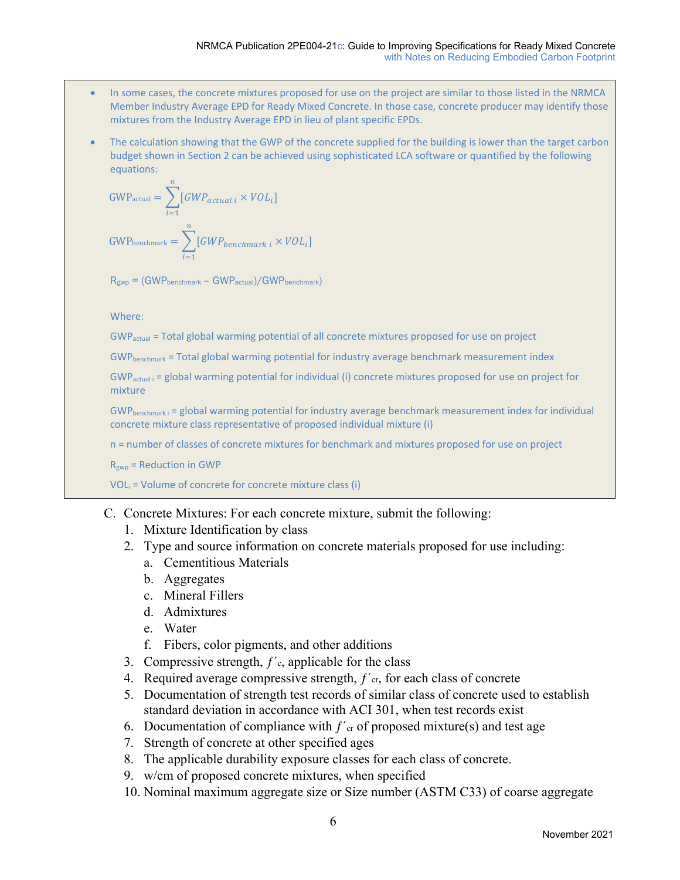- In some cases, the concrete mixtures proposed for use on the project are similar to those listed in the NRMCA Member Industry Average EPD for Ready Mixed Concrete. In those case, concrete producer may identify those mixtures from the Industry Average EPD in lieu of plant specific EPDs.
- The calculation showing that the GWP of the concrete supplied for the building is lower than the target carbon budget shown in Section 2 can be achieved using sophisticated LCA software or quantified by the following equations:

$$\text{GWP}_{\text{actual}} = \sum_{i=1}^{n} [GWP_{actual\ i} \times VOL_i]$$

$$\text{GWP}_{\text{benchmark}} = \sum_{i=1}^{n} [GWP_{benchmark\ i} \times VOL_i]$$

$R_{gwp} = (GWP_{benchmark} - GWP_{actual})/GWP_{benchmark})$

Where:

$GWP_{actual}$ = Total global warming potential of all concrete mixtures proposed for use on project

$GWP_{benchmark}$ = Total global warming potential for industry average benchmark measurement index

$GWP_{actual\ i}$ = global warming potential for individual (i) concrete mixtures proposed for use on project for mixture

$GWP_{benchmark\ i}$ = global warming potential for industry average benchmark measurement index for individual concrete mixture class representative of proposed individual mixture (i)

n = number of classes of concrete mixtures for benchmark and mixtures proposed for use on project

$R_{gwp}$ = Reduction in GWP

$VOL_i$ = Volume of concrete for concrete mixture class (i)

C. Concrete Mixtures: For each concrete mixture, submit the following:

1. Mixture Identification by class
2. Type and source information on concrete materials proposed for use including:
   a. Cementitious Materials
   b. Aggregates
   c. Mineral Fillers
   d. Admixtures
   e. Water
   f. Fibers, color pigments, and other additions
3. Compressive strength, $f'_c$, applicable for the class
4. Required average compressive strength, $f'_{cr}$, for each class of concrete
5. Documentation of strength test records of similar class of concrete used to establish standard deviation in accordance with ACI 301, when test records exist
6. Documentation of compliance with $f'_{cr}$ of proposed mixture(s) and test age
7. Strength of concrete at other specified ages
8. The applicable durability exposure classes for each class of concrete.
9. w/cm of proposed concrete mixtures, when specified
10. Nominal maximum aggregate size or Size number (ASTM C33) of coarse aggregate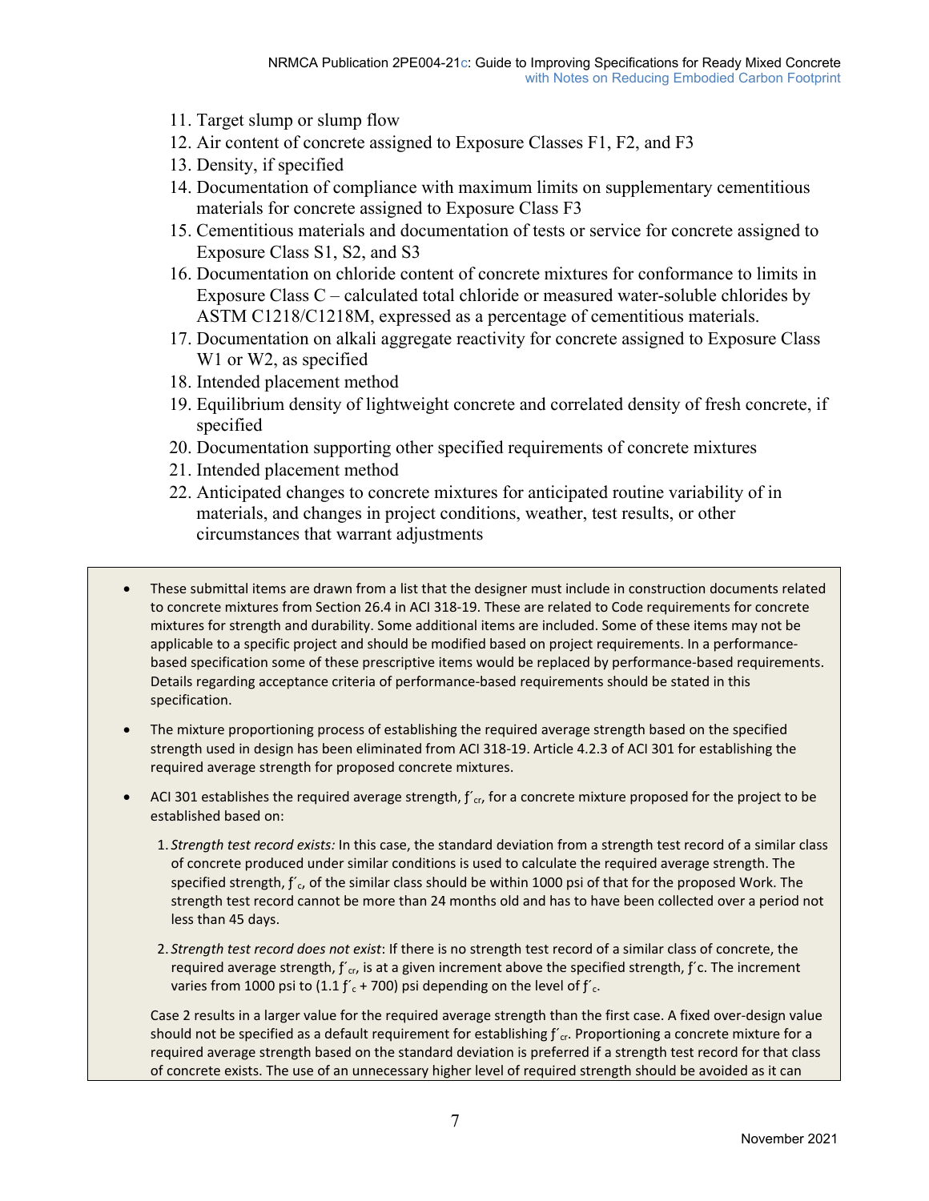11. Target slump or slump flow
12. Air content of concrete assigned to Exposure Classes F1, F2, and F3
13. Density, if specified
14. Documentation of compliance with maximum limits on supplementary cementitious materials for concrete assigned to Exposure Class F3
15. Cementitious materials and documentation of tests or service for concrete assigned to Exposure Class S1, S2, and S3
16. Documentation on chloride content of concrete mixtures for conformance to limits in Exposure Class C – calculated total chloride or measured water-soluble chlorides by ASTM C1218/C1218M, expressed as a percentage of cementitious materials.
17. Documentation on alkali aggregate reactivity for concrete assigned to Exposure Class W1 or W2, as specified
18. Intended placement method
19. Equilibrium density of lightweight concrete and correlated density of fresh concrete, if specified
20. Documentation supporting other specified requirements of concrete mixtures
21. Intended placement method
22. Anticipated changes to concrete mixtures for anticipated routine variability of in materials, and changes in project conditions, weather, test results, or other circumstances that warrant adjustments

- These submittal items are drawn from a list that the designer must include in construction documents related to concrete mixtures from Section 26.4 in ACI 318-19. These are related to Code requirements for concrete mixtures for strength and durability. Some additional items are included. Some of these items may not be applicable to a specific project and should be modified based on project requirements. In a performance-based specification some of these prescriptive items would be replaced by performance-based requirements. Details regarding acceptance criteria of performance-based requirements should be stated in this specification.

- The mixture proportioning process of establishing the required average strength based on the specified strength used in design has been eliminated from ACI 318-19. Article 4.2.3 of ACI 301 for establishing the required average strength for proposed concrete mixtures.

- ACI 301 establishes the required average strength, $f'_{cr}$, for a concrete mixture proposed for the project to be established based on:

  1. *Strength test record exists:* In this case, the standard deviation from a strength test record of a similar class of concrete produced under similar conditions is used to calculate the required average strength. The specified strength, $f'_c$, of the similar class should be within 1000 psi of that for the proposed Work. The strength test record cannot be more than 24 months old and has to have been collected over a period not less than 45 days.

  2. *Strength test record does not exist*: If there is no strength test record of a similar class of concrete, the required average strength, $f'_{cr}$, is at a given increment above the specified strength, $f'_c$. The increment varies from 1000 psi to ($1.1 f'_c + 700$) psi depending on the level of $f'_c$.

  Case 2 results in a larger value for the required average strength than the first case. A fixed over-design value should not be specified as a default requirement for establishing $f'_{cr}$. Proportioning a concrete mixture for a required average strength based on the standard deviation is preferred if a strength test record for that class of concrete exists. The use of an unnecessary higher level of required strength should be avoided as it can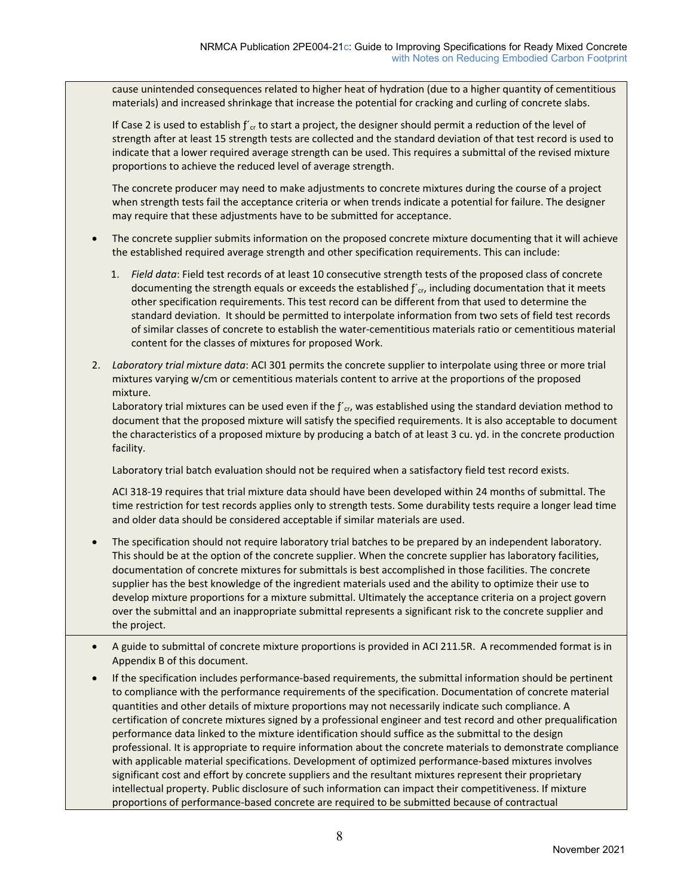cause unintended consequences related to higher heat of hydration (due to a higher quantity of cementitious materials) and increased shrinkage that increase the potential for cracking and curling of concrete slabs.

If Case 2 is used to establish $f'_{cr}$ to start a project, the designer should permit a reduction of the level of strength after at least 15 strength tests are collected and the standard deviation of that test record is used to indicate that a lower required average strength can be used. This requires a submittal of the revised mixture proportions to achieve the reduced level of average strength.

The concrete producer may need to make adjustments to concrete mixtures during the course of a project when strength tests fail the acceptance criteria or when trends indicate a potential for failure. The designer may require that these adjustments have to be submitted for acceptance.

- The concrete supplier submits information on the proposed concrete mixture documenting that it will achieve the established required average strength and other specification requirements. This can include:

  1. *Field data*: Field test records of at least 10 consecutive strength tests of the proposed class of concrete documenting the strength equals or exceeds the established $f'_{cr}$, including documentation that it meets other specification requirements. This test record can be different from that used to determine the standard deviation. It should be permitted to interpolate information from two sets of field test records of similar classes of concrete to establish the water-cementitious materials ratio or cementitious material content for the classes of mixtures for proposed Work.

2. *Laboratory trial mixture data*: ACI 301 permits the concrete supplier to interpolate using three or more trial mixtures varying w/cm or cementitious materials content to arrive at the proportions of the proposed mixture.
Laboratory trial mixtures can be used even if the $f'_{cr}$, was established using the standard deviation method to document that the proposed mixture will satisfy the specified requirements. It is also acceptable to document the characteristics of a proposed mixture by producing a batch of at least 3 cu. yd. in the concrete production facility.

   Laboratory trial batch evaluation should not be required when a satisfactory field test record exists.

   ACI 318-19 requires that trial mixture data should have been developed within 24 months of submittal. The time restriction for test records applies only to strength tests. Some durability tests require a longer lead time and older data should be considered acceptable if similar materials are used.

- The specification should not require laboratory trial batches to be prepared by an independent laboratory. This should be at the option of the concrete supplier. When the concrete supplier has laboratory facilities, documentation of concrete mixtures for submittals is best accomplished in those facilities. The concrete supplier has the best knowledge of the ingredient materials used and the ability to optimize their use to develop mixture proportions for a mixture submittal. Ultimately the acceptance criteria on a project govern over the submittal and an inappropriate submittal represents a significant risk to the concrete supplier and the project.

- A guide to submittal of concrete mixture proportions is provided in ACI 211.5R. A recommended format is in Appendix B of this document.
- If the specification includes performance-based requirements, the submittal information should be pertinent to compliance with the performance requirements of the specification. Documentation of concrete material quantities and other details of mixture proportions may not necessarily indicate such compliance. A certification of concrete mixtures signed by a professional engineer and test record and other prequalification performance data linked to the mixture identification should suffice as the submittal to the design professional. It is appropriate to require information about the concrete materials to demonstrate compliance with applicable material specifications. Development of optimized performance-based mixtures involves significant cost and effort by concrete suppliers and the resultant mixtures represent their proprietary intellectual property. Public disclosure of such information can impact their competitiveness. If mixture proportions of performance-based concrete are required to be submitted because of contractual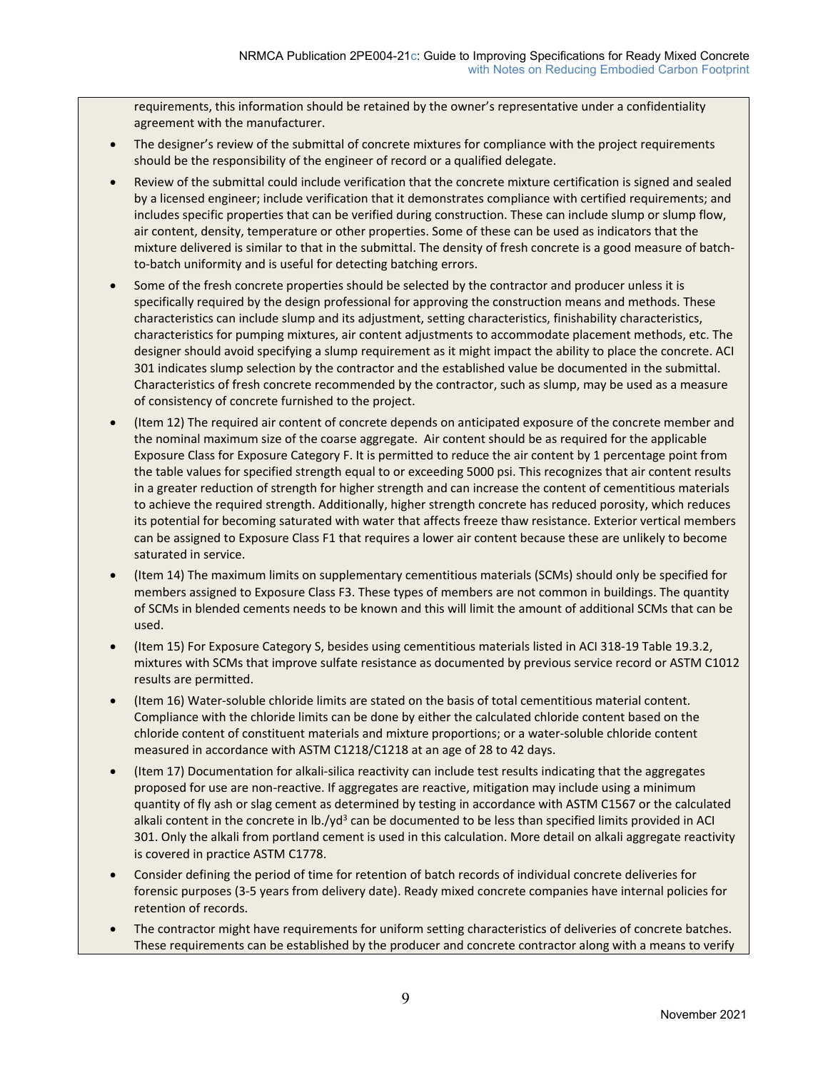requirements, this information should be retained by the owner's representative under a confidentiality agreement with the manufacturer.

- The designer's review of the submittal of concrete mixtures for compliance with the project requirements should be the responsibility of the engineer of record or a qualified delegate.
- Review of the submittal could include verification that the concrete mixture certification is signed and sealed by a licensed engineer; include verification that it demonstrates compliance with certified requirements; and includes specific properties that can be verified during construction. These can include slump or slump flow, air content, density, temperature or other properties. Some of these can be used as indicators that the mixture delivered is similar to that in the submittal. The density of fresh concrete is a good measure of batch-to-batch uniformity and is useful for detecting batching errors.
- Some of the fresh concrete properties should be selected by the contractor and producer unless it is specifically required by the design professional for approving the construction means and methods. These characteristics can include slump and its adjustment, setting characteristics, finishability characteristics, characteristics for pumping mixtures, air content adjustments to accommodate placement methods, etc. The designer should avoid specifying a slump requirement as it might impact the ability to place the concrete. ACI 301 indicates slump selection by the contractor and the established value be documented in the submittal. Characteristics of fresh concrete recommended by the contractor, such as slump, may be used as a measure of consistency of concrete furnished to the project.
- (Item 12) The required air content of concrete depends on anticipated exposure of the concrete member and the nominal maximum size of the coarse aggregate. Air content should be as required for the applicable Exposure Class for Exposure Category F. It is permitted to reduce the air content by 1 percentage point from the table values for specified strength equal to or exceeding 5000 psi. This recognizes that air content results in a greater reduction of strength for higher strength and can increase the content of cementitious materials to achieve the required strength. Additionally, higher strength concrete has reduced porosity, which reduces its potential for becoming saturated with water that affects freeze thaw resistance. Exterior vertical members can be assigned to Exposure Class F1 that requires a lower air content because these are unlikely to become saturated in service.
- (Item 14) The maximum limits on supplementary cementitious materials (SCMs) should only be specified for members assigned to Exposure Class F3. These types of members are not common in buildings. The quantity of SCMs in blended cements needs to be known and this will limit the amount of additional SCMs that can be used.
- (Item 15) For Exposure Category S, besides using cementitious materials listed in ACI 318-19 Table 19.3.2, mixtures with SCMs that improve sulfate resistance as documented by previous service record or ASTM C1012 results are permitted.
- (Item 16) Water-soluble chloride limits are stated on the basis of total cementitious material content. Compliance with the chloride limits can be done by either the calculated chloride content based on the chloride content of constituent materials and mixture proportions; or a water-soluble chloride content measured in accordance with ASTM C1218/C1218 at an age of 28 to 42 days.
- (Item 17) Documentation for alkali-silica reactivity can include test results indicating that the aggregates proposed for use are non-reactive. If aggregates are reactive, mitigation may include using a minimum quantity of fly ash or slag cement as determined by testing in accordance with ASTM C1567 or the calculated alkali content in the concrete in lb./yd$^3$ can be documented to be less than specified limits provided in ACI 301. Only the alkali from portland cement is used in this calculation. More detail on alkali aggregate reactivity is covered in practice ASTM C1778.
- Consider defining the period of time for retention of batch records of individual concrete deliveries for forensic purposes (3-5 years from delivery date). Ready mixed concrete companies have internal policies for retention of records.
- The contractor might have requirements for uniform setting characteristics of deliveries of concrete batches. These requirements can be established by the producer and concrete contractor along with a means to verify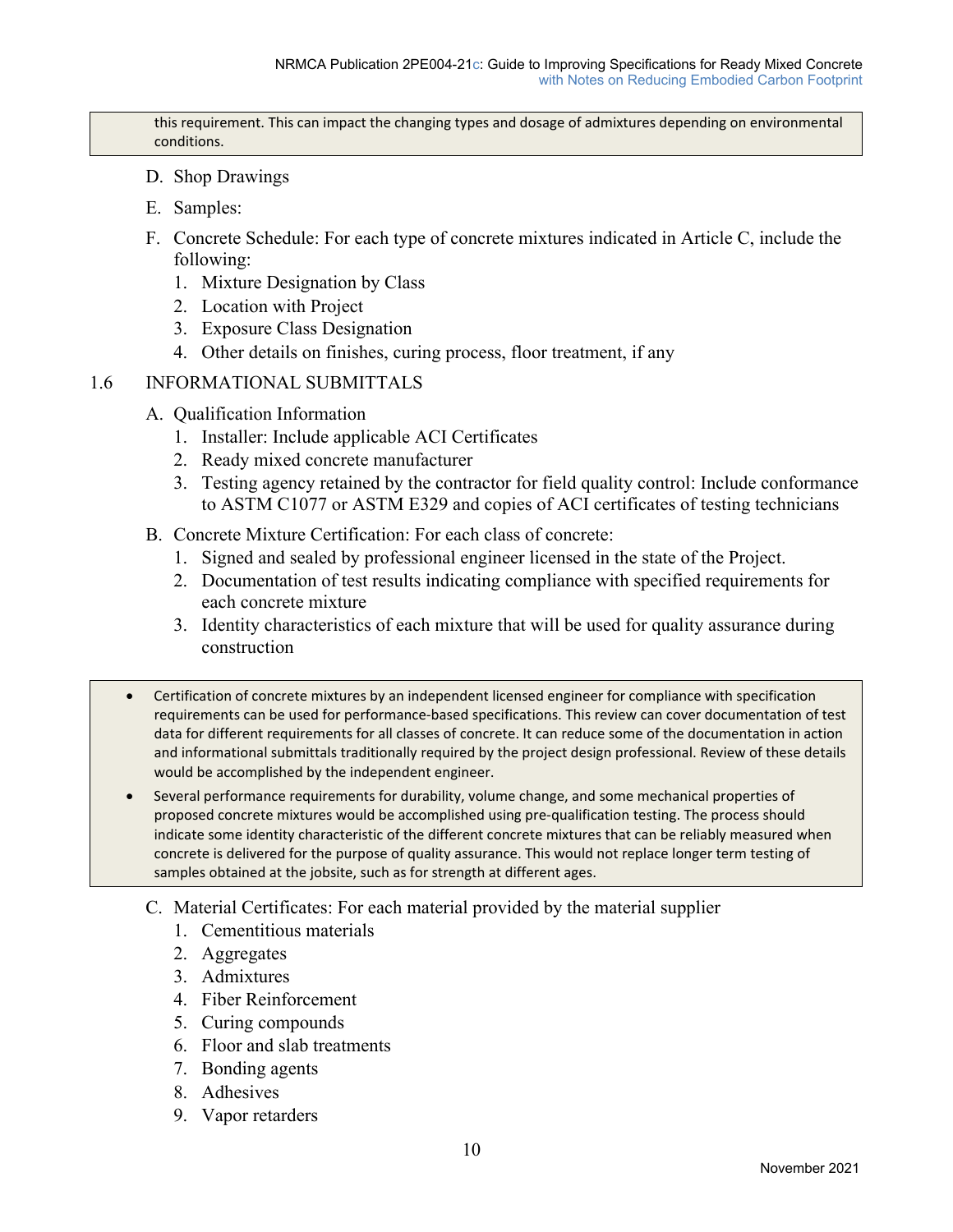this requirement. This can impact the changing types and dosage of admixtures depending on environmental conditions.

D. Shop Drawings

E. Samples:

F. Concrete Schedule: For each type of concrete mixtures indicated in Article C, include the following:
   1. Mixture Designation by Class
   2. Location with Project
   3. Exposure Class Designation
   4. Other details on finishes, curing process, floor treatment, if any

1.6 INFORMATIONAL SUBMITTALS

A. Qualification Information
   1. Installer: Include applicable ACI Certificates
   2. Ready mixed concrete manufacturer
   3. Testing agency retained by the contractor for field quality control: Include conformance to ASTM C1077 or ASTM E329 and copies of ACI certificates of testing technicians

B. Concrete Mixture Certification: For each class of concrete:
   1. Signed and sealed by professional engineer licensed in the state of the Project.
   2. Documentation of test results indicating compliance with specified requirements for each concrete mixture
   3. Identity characteristics of each mixture that will be used for quality assurance during construction

- Certification of concrete mixtures by an independent licensed engineer for compliance with specification requirements can be used for performance-based specifications. This review can cover documentation of test data for different requirements for all classes of concrete. It can reduce some of the documentation in action and informational submittals traditionally required by the project design professional. Review of these details would be accomplished by the independent engineer.
- Several performance requirements for durability, volume change, and some mechanical properties of proposed concrete mixtures would be accomplished using pre-qualification testing. The process should indicate some identity characteristic of the different concrete mixtures that can be reliably measured when concrete is delivered for the purpose of quality assurance. This would not replace longer term testing of samples obtained at the jobsite, such as for strength at different ages.

C. Material Certificates: For each material provided by the material supplier
   1. Cementitious materials
   2. Aggregates
   3. Admixtures
   4. Fiber Reinforcement
   5. Curing compounds
   6. Floor and slab treatments
   7. Bonding agents
   8. Adhesives
   9. Vapor retarders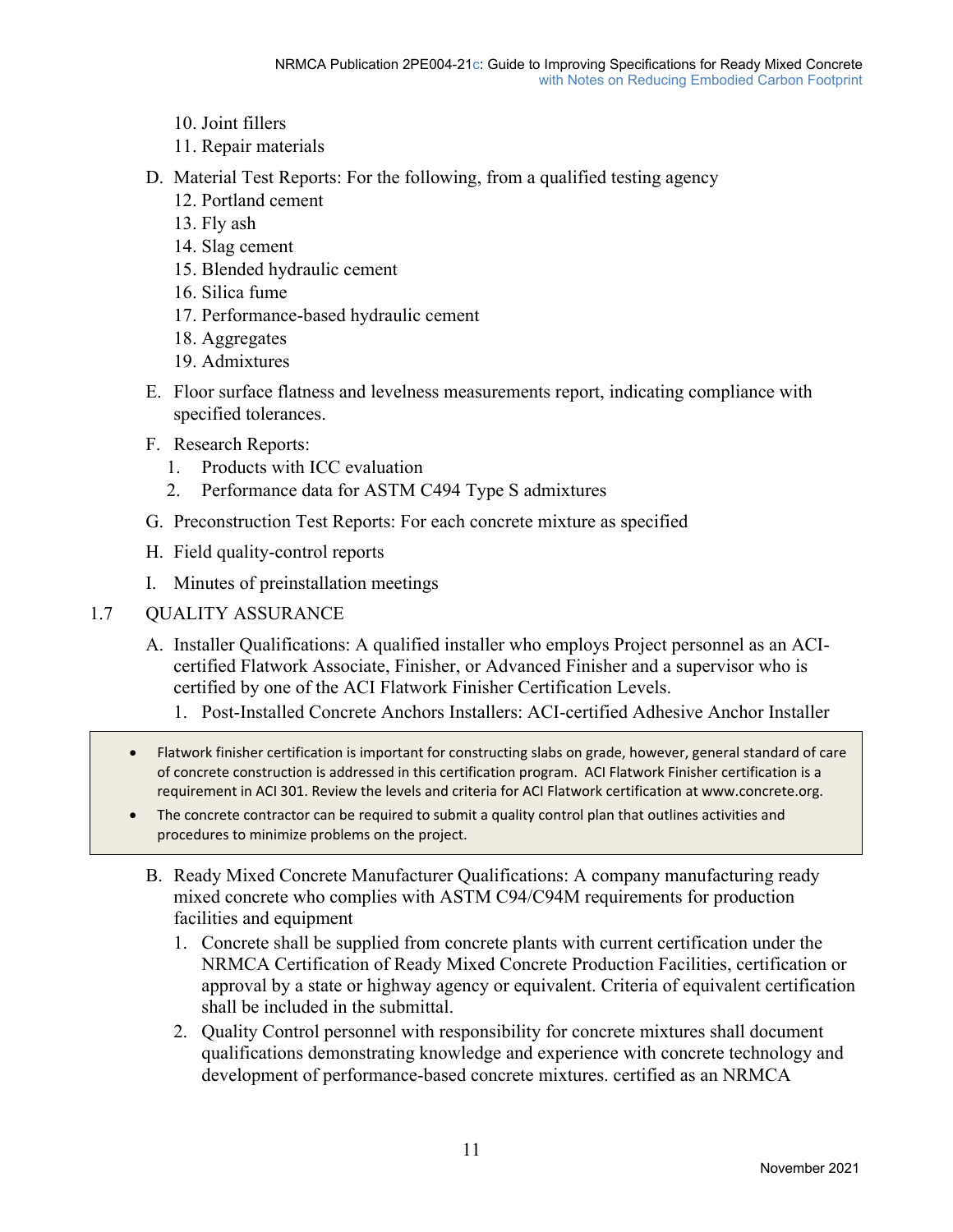10. Joint fillers
11. Repair materials

D. Material Test Reports: For the following, from a qualified testing agency
12. Portland cement
13. Fly ash
14. Slag cement
15. Blended hydraulic cement
16. Silica fume
17. Performance-based hydraulic cement
18. Aggregates
19. Admixtures

E. Floor surface flatness and levelness measurements report, indicating compliance with specified tolerances.

F. Research Reports:
1. Products with ICC evaluation
2. Performance data for ASTM C494 Type S admixtures

G. Preconstruction Test Reports: For each concrete mixture as specified

H. Field quality-control reports

I. Minutes of preinstallation meetings

## 1.7 QUALITY ASSURANCE

A. Installer Qualifications: A qualified installer who employs Project personnel as an ACI-certified Flatwork Associate, Finisher, or Advanced Finisher and a supervisor who is certified by one of the ACI Flatwork Finisher Certification Levels.
1. Post-Installed Concrete Anchors Installers: ACI-certified Adhesive Anchor Installer

> - Flatwork finisher certification is important for constructing slabs on grade, however, general standard of care of concrete construction is addressed in this certification program. ACI Flatwork Finisher certification is a requirement in ACI 301. Review the levels and criteria for ACI Flatwork certification at www.concrete.org.
> - The concrete contractor can be required to submit a quality control plan that outlines activities and procedures to minimize problems on the project.

B. Ready Mixed Concrete Manufacturer Qualifications: A company manufacturing ready mixed concrete who complies with ASTM C94/C94M requirements for production facilities and equipment
1. Concrete shall be supplied from concrete plants with current certification under the NRMCA Certification of Ready Mixed Concrete Production Facilities, certification or approval by a state or highway agency or equivalent. Criteria of equivalent certification shall be included in the submittal.
2. Quality Control personnel with responsibility for concrete mixtures shall document qualifications demonstrating knowledge and experience with concrete technology and development of performance-based concrete mixtures. certified as an NRMCA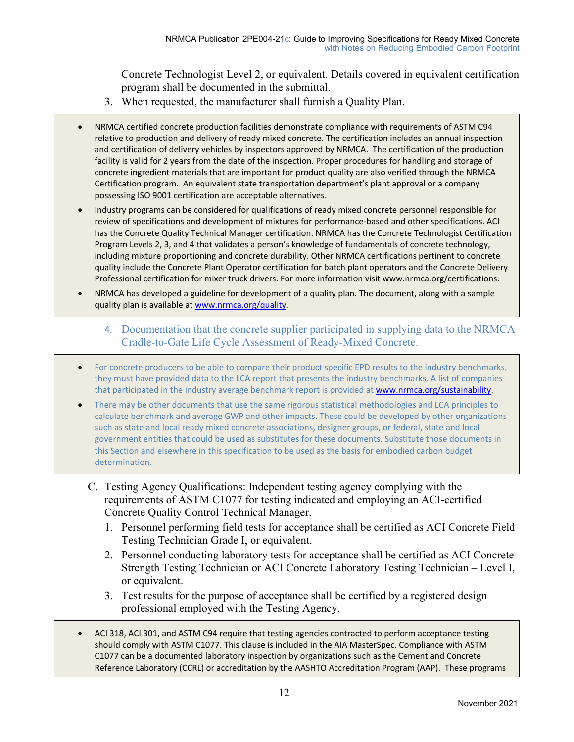Concrete Technologist Level 2, or equivalent. Details covered in equivalent certification program shall be documented in the submittal.

3. When requested, the manufacturer shall furnish a Quality Plan.

- NRMCA certified concrete production facilities demonstrate compliance with requirements of ASTM C94 relative to production and delivery of ready mixed concrete. The certification includes an annual inspection and certification of delivery vehicles by inspectors approved by NRMCA. The certification of the production facility is valid for 2 years from the date of the inspection. Proper procedures for handling and storage of concrete ingredient materials that are important for product quality are also verified through the NRMCA Certification program. An equivalent state transportation department's plant approval or a company possessing ISO 9001 certification are acceptable alternatives.
- Industry programs can be considered for qualifications of ready mixed concrete personnel responsible for review of specifications and development of mixtures for performance-based and other specifications. ACI has the Concrete Quality Technical Manager certification. NRMCA has the Concrete Technologist Certification Program Levels 2, 3, and 4 that validates a person's knowledge of fundamentals of concrete technology, including mixture proportioning and concrete durability. Other NRMCA certifications pertinent to concrete quality include the Concrete Plant Operator certification for batch plant operators and the Concrete Delivery Professional certification for mixer truck drivers. For more information visit www.nrmca.org/certifications.
- NRMCA has developed a guideline for development of a quality plan. The document, along with a sample quality plan is available at www.nrmca.org/quality.

4. Documentation that the concrete supplier participated in supplying data to the NRMCA Cradle-to-Gate Life Cycle Assessment of Ready-Mixed Concrete.

- For concrete producers to be able to compare their product specific EPD results to the industry benchmarks, they must have provided data to the LCA report that presents the industry benchmarks. A list of companies that participated in the industry average benchmark report is provided at www.nrmca.org/sustainability.
- There may be other documents that use the same rigorous statistical methodologies and LCA principles to calculate benchmark and average GWP and other impacts. These could be developed by other organizations such as state and local ready mixed concrete associations, designer groups, or federal, state and local government entities that could be used as substitutes for these documents. Substitute those documents in this Section and elsewhere in this specification to be used as the basis for embodied carbon budget determination.

C. Testing Agency Qualifications: Independent testing agency complying with the requirements of ASTM C1077 for testing indicated and employing an ACI-certified Concrete Quality Control Technical Manager.

1. Personnel performing field tests for acceptance shall be certified as ACI Concrete Field Testing Technician Grade I, or equivalent.
2. Personnel conducting laboratory tests for acceptance shall be certified as ACI Concrete Strength Testing Technician or ACI Concrete Laboratory Testing Technician – Level I, or equivalent.
3. Test results for the purpose of acceptance shall be certified by a registered design professional employed with the Testing Agency.

- ACI 318, ACI 301, and ASTM C94 require that testing agencies contracted to perform acceptance testing should comply with ASTM C1077. This clause is included in the AIA MasterSpec. Compliance with ASTM C1077 can be a documented laboratory inspection by organizations such as the Cement and Concrete Reference Laboratory (CCRL) or accreditation by the AASHTO Accreditation Program (AAP). These programs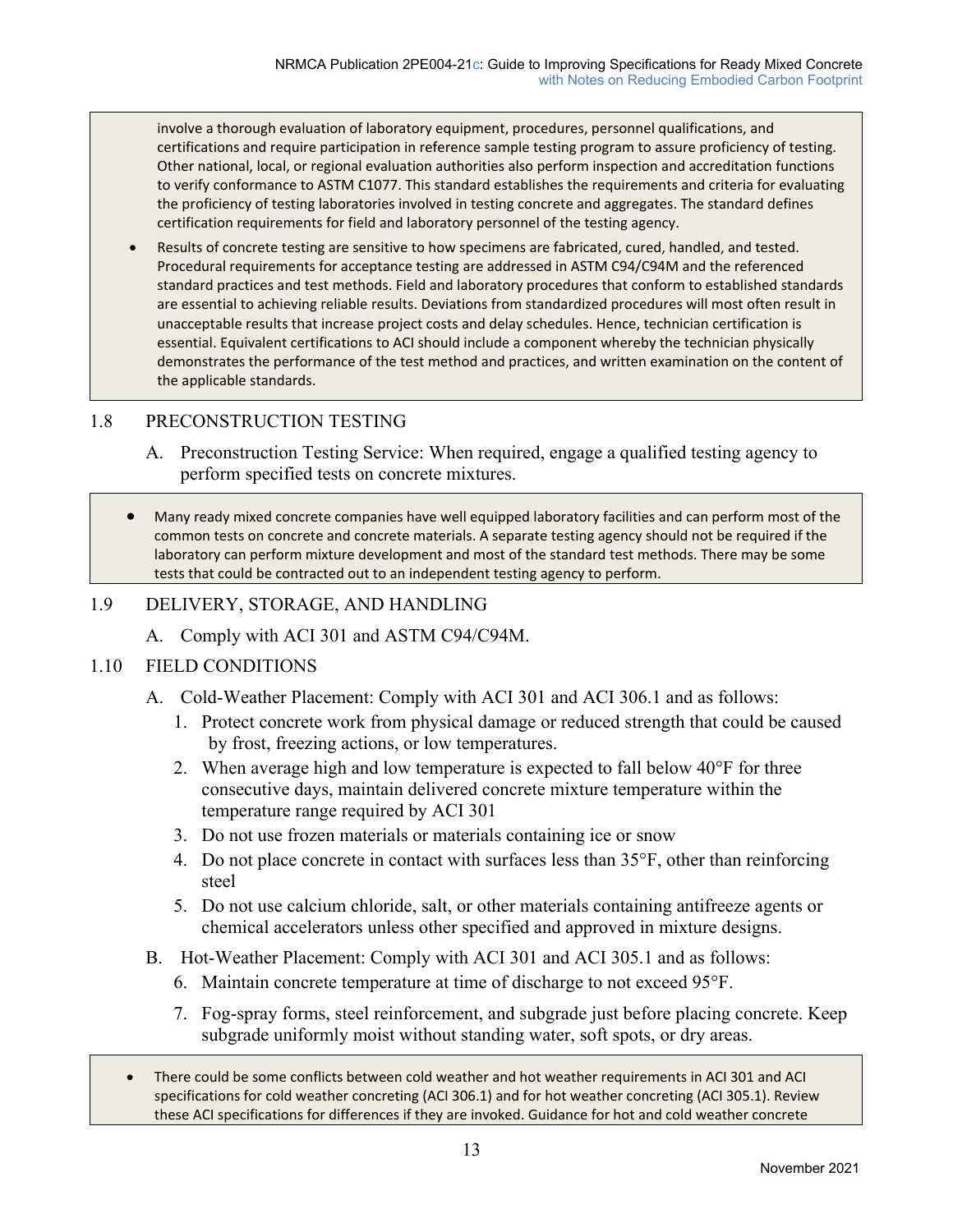involve a thorough evaluation of laboratory equipment, procedures, personnel qualifications, and certifications and require participation in reference sample testing program to assure proficiency of testing. Other national, local, or regional evaluation authorities also perform inspection and accreditation functions to verify conformance to ASTM C1077. This standard establishes the requirements and criteria for evaluating the proficiency of testing laboratories involved in testing concrete and aggregates. The standard defines certification requirements for field and laboratory personnel of the testing agency.

- Results of concrete testing are sensitive to how specimens are fabricated, cured, handled, and tested. Procedural requirements for acceptance testing are addressed in ASTM C94/C94M and the referenced standard practices and test methods. Field and laboratory procedures that conform to established standards are essential to achieving reliable results. Deviations from standardized procedures will most often result in unacceptable results that increase project costs and delay schedules. Hence, technician certification is essential. Equivalent certifications to ACI should include a component whereby the technician physically demonstrates the performance of the test method and practices, and written examination on the content of the applicable standards.

## 1.8 PRECONSTRUCTION TESTING

A. Preconstruction Testing Service: When required, engage a qualified testing agency to perform specified tests on concrete mixtures.

- Many ready mixed concrete companies have well equipped laboratory facilities and can perform most of the common tests on concrete and concrete materials. A separate testing agency should not be required if the laboratory can perform mixture development and most of the standard test methods. There may be some tests that could be contracted out to an independent testing agency to perform.

## 1.9 DELIVERY, STORAGE, AND HANDLING

A. Comply with ACI 301 and ASTM C94/C94M.

## 1.10 FIELD CONDITIONS

A. Cold-Weather Placement: Comply with ACI 301 and ACI 306.1 and as follows:

1. Protect concrete work from physical damage or reduced strength that could be caused by frost, freezing actions, or low temperatures.
2. When average high and low temperature is expected to fall below 40°F for three consecutive days, maintain delivered concrete mixture temperature within the temperature range required by ACI 301
3. Do not use frozen materials or materials containing ice or snow
4. Do not place concrete in contact with surfaces less than 35°F, other than reinforcing steel
5. Do not use calcium chloride, salt, or other materials containing antifreeze agents or chemical accelerators unless other specified and approved in mixture designs.

B. Hot-Weather Placement: Comply with ACI 301 and ACI 305.1 and as follows:

6. Maintain concrete temperature at time of discharge to not exceed 95°F.
7. Fog-spray forms, steel reinforcement, and subgrade just before placing concrete. Keep subgrade uniformly moist without standing water, soft spots, or dry areas.

- There could be some conflicts between cold weather and hot weather requirements in ACI 301 and ACI specifications for cold weather concreting (ACI 306.1) and for hot weather concreting (ACI 305.1). Review these ACI specifications for differences if they are invoked. Guidance for hot and cold weather concrete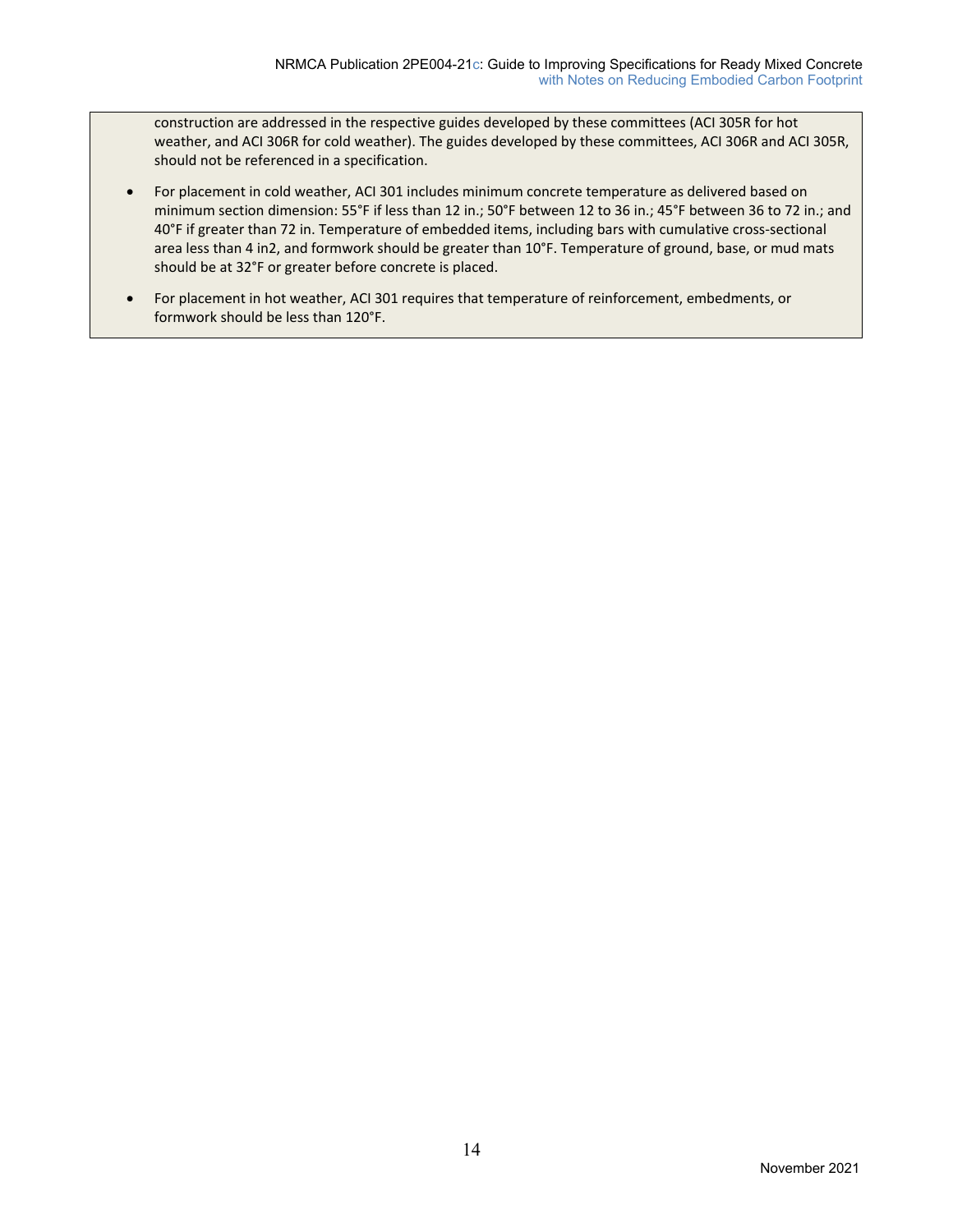construction are addressed in the respective guides developed by these committees (ACI 305R for hot weather, and ACI 306R for cold weather). The guides developed by these committees, ACI 306R and ACI 305R, should not be referenced in a specification.

- For placement in cold weather, ACI 301 includes minimum concrete temperature as delivered based on minimum section dimension: 55°F if less than 12 in.; 50°F between 12 to 36 in.; 45°F between 36 to 72 in.; and 40°F if greater than 72 in. Temperature of embedded items, including bars with cumulative cross-sectional area less than 4 in2, and formwork should be greater than 10°F. Temperature of ground, base, or mud mats should be at 32°F or greater before concrete is placed.
- For placement in hot weather, ACI 301 requires that temperature of reinforcement, embedments, or formwork should be less than 120°F.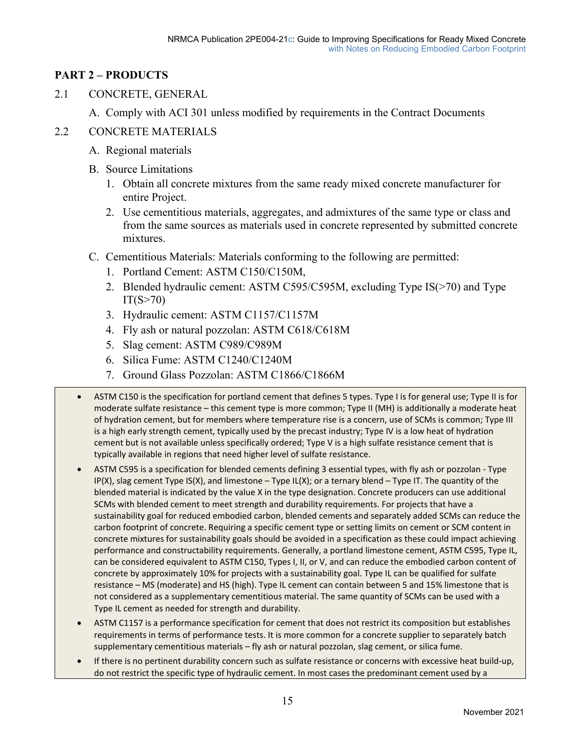## PART 2 – PRODUCTS

2.1 CONCRETE, GENERAL

A. Comply with ACI 301 unless modified by requirements in the Contract Documents

2.2 CONCRETE MATERIALS

A. Regional materials

B. Source Limitations

1. Obtain all concrete mixtures from the same ready mixed concrete manufacturer for entire Project.
2. Use cementitious materials, aggregates, and admixtures of the same type or class and from the same sources as materials used in concrete represented by submitted concrete mixtures.

C. Cementitious Materials: Materials conforming to the following are permitted:

1. Portland Cement: ASTM C150/C150M,
2. Blended hydraulic cement: ASTM C595/C595M, excluding Type IS(>70) and Type IT(S>70)
3. Hydraulic cement: ASTM C1157/C1157M
4. Fly ash or natural pozzolan: ASTM C618/C618M
5. Slag cement: ASTM C989/C989M
6. Silica Fume: ASTM C1240/C1240M
7. Ground Glass Pozzolan: ASTM C1866/C1866M

- ASTM C150 is the specification for portland cement that defines 5 types. Type I is for general use; Type II is for moderate sulfate resistance – this cement type is more common; Type II (MH) is additionally a moderate heat of hydration cement, but for members where temperature rise is a concern, use of SCMs is common; Type III is a high early strength cement, typically used by the precast industry; Type IV is a low heat of hydration cement but is not available unless specifically ordered; Type V is a high sulfate resistance cement that is typically available in regions that need higher level of sulfate resistance.
- ASTM C595 is a specification for blended cements defining 3 essential types, with fly ash or pozzolan - Type IP(X), slag cement Type IS(X), and limestone – Type IL(X); or a ternary blend – Type IT. The quantity of the blended material is indicated by the value X in the type designation. Concrete producers can use additional SCMs with blended cement to meet strength and durability requirements. For projects that have a sustainability goal for reduced embodied carbon, blended cements and separately added SCMs can reduce the carbon footprint of concrete. Requiring a specific cement type or setting limits on cement or SCM content in concrete mixtures for sustainability goals should be avoided in a specification as these could impact achieving performance and constructability requirements. Generally, a portland limestone cement, ASTM C595, Type IL, can be considered equivalent to ASTM C150, Types I, II, or V, and can reduce the embodied carbon content of concrete by approximately 10% for projects with a sustainability goal. Type IL can be qualified for sulfate resistance – MS (moderate) and HS (high). Type IL cement can contain between 5 and 15% limestone that is not considered as a supplementary cementitious material. The same quantity of SCMs can be used with a Type IL cement as needed for strength and durability.
- ASTM C1157 is a performance specification for cement that does not restrict its composition but establishes requirements in terms of performance tests. It is more common for a concrete supplier to separately batch supplementary cementitious materials – fly ash or natural pozzolan, slag cement, or silica fume.
- If there is no pertinent durability concern such as sulfate resistance or concerns with excessive heat build-up, do not restrict the specific type of hydraulic cement. In most cases the predominant cement used by a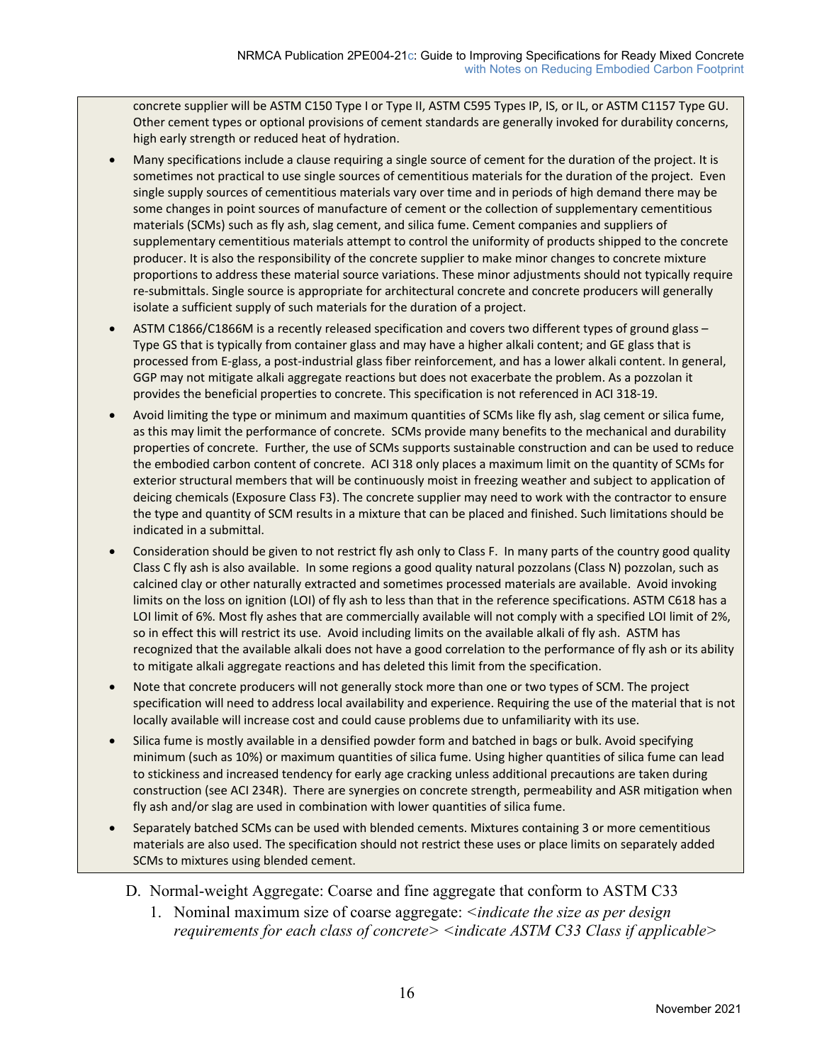concrete supplier will be ASTM C150 Type I or Type II, ASTM C595 Types IP, IS, or IL, or ASTM C1157 Type GU. Other cement types or optional provisions of cement standards are generally invoked for durability concerns, high early strength or reduced heat of hydration.

- Many specifications include a clause requiring a single source of cement for the duration of the project. It is sometimes not practical to use single sources of cementitious materials for the duration of the project. Even single supply sources of cementitious materials vary over time and in periods of high demand there may be some changes in point sources of manufacture of cement or the collection of supplementary cementitious materials (SCMs) such as fly ash, slag cement, and silica fume. Cement companies and suppliers of supplementary cementitious materials attempt to control the uniformity of products shipped to the concrete producer. It is also the responsibility of the concrete supplier to make minor changes to concrete mixture proportions to address these material source variations. These minor adjustments should not typically require re-submittals. Single source is appropriate for architectural concrete and concrete producers will generally isolate a sufficient supply of such materials for the duration of a project.
- ASTM C1866/C1866M is a recently released specification and covers two different types of ground glass – Type GS that is typically from container glass and may have a higher alkali content; and GE glass that is processed from E-glass, a post-industrial glass fiber reinforcement, and has a lower alkali content. In general, GGP may not mitigate alkali aggregate reactions but does not exacerbate the problem. As a pozzolan it provides the beneficial properties to concrete. This specification is not referenced in ACI 318-19.
- Avoid limiting the type or minimum and maximum quantities of SCMs like fly ash, slag cement or silica fume, as this may limit the performance of concrete. SCMs provide many benefits to the mechanical and durability properties of concrete. Further, the use of SCMs supports sustainable construction and can be used to reduce the embodied carbon content of concrete. ACI 318 only places a maximum limit on the quantity of SCMs for exterior structural members that will be continuously moist in freezing weather and subject to application of deicing chemicals (Exposure Class F3). The concrete supplier may need to work with the contractor to ensure the type and quantity of SCM results in a mixture that can be placed and finished. Such limitations should be indicated in a submittal.
- Consideration should be given to not restrict fly ash only to Class F. In many parts of the country good quality Class C fly ash is also available. In some regions a good quality natural pozzolans (Class N) pozzolan, such as calcined clay or other naturally extracted and sometimes processed materials are available. Avoid invoking limits on the loss on ignition (LOI) of fly ash to less than that in the reference specifications. ASTM C618 has a LOI limit of 6%. Most fly ashes that are commercially available will not comply with a specified LOI limit of 2%, so in effect this will restrict its use. Avoid including limits on the available alkali of fly ash. ASTM has recognized that the available alkali does not have a good correlation to the performance of fly ash or its ability to mitigate alkali aggregate reactions and has deleted this limit from the specification.
- Note that concrete producers will not generally stock more than one or two types of SCM. The project specification will need to address local availability and experience. Requiring the use of the material that is not locally available will increase cost and could cause problems due to unfamiliarity with its use.
- Silica fume is mostly available in a densified powder form and batched in bags or bulk. Avoid specifying minimum (such as 10%) or maximum quantities of silica fume. Using higher quantities of silica fume can lead to stickiness and increased tendency for early age cracking unless additional precautions are taken during construction (see ACI 234R). There are synergies on concrete strength, permeability and ASR mitigation when fly ash and/or slag are used in combination with lower quantities of silica fume.
- Separately batched SCMs can be used with blended cements. Mixtures containing 3 or more cementitious materials are also used. The specification should not restrict these uses or place limits on separately added SCMs to mixtures using blended cement.

D. Normal-weight Aggregate: Coarse and fine aggregate that conform to ASTM C33

1. Nominal maximum size of coarse aggregate: *<indicate the size as per design requirements for each class of concrete> <indicate ASTM C33 Class if applicable>*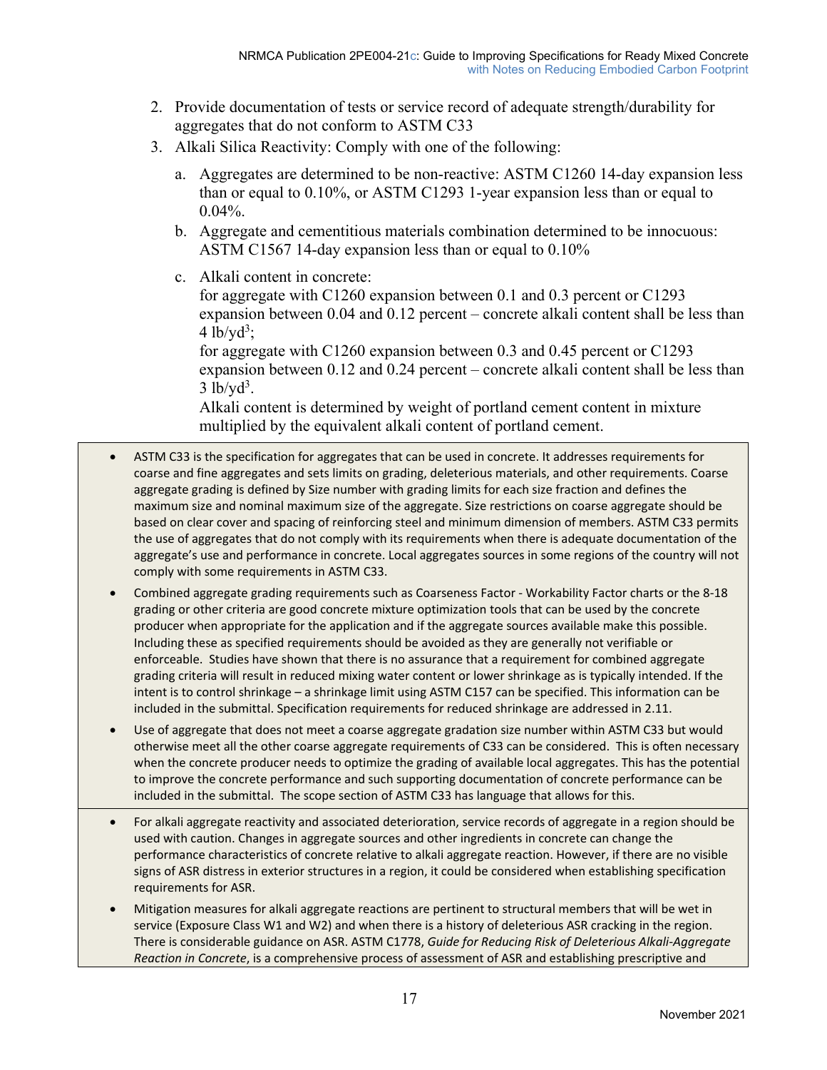2. Provide documentation of tests or service record of adequate strength/durability for aggregates that do not conform to ASTM C33
3. Alkali Silica Reactivity: Comply with one of the following:
   a. Aggregates are determined to be non-reactive: ASTM C1260 14-day expansion less than or equal to 0.10%, or ASTM C1293 1-year expansion less than or equal to 0.04%.
   b. Aggregate and cementitious materials combination determined to be innocuous: ASTM C1567 14-day expansion less than or equal to 0.10%
   c. Alkali content in concrete:
      for aggregate with C1260 expansion between 0.1 and 0.3 percent or C1293 expansion between 0.04 and 0.12 percent – concrete alkali content shall be less than 4 lb/yd$^3$;
      for aggregate with C1260 expansion between 0.3 and 0.45 percent or C1293 expansion between 0.12 and 0.24 percent – concrete alkali content shall be less than 3 lb/yd$^3$.
      Alkali content is determined by weight of portland cement content in mixture multiplied by the equivalent alkali content of portland cement.

- ASTM C33 is the specification for aggregates that can be used in concrete. It addresses requirements for coarse and fine aggregates and sets limits on grading, deleterious materials, and other requirements. Coarse aggregate grading is defined by Size number with grading limits for each size fraction and defines the maximum size and nominal maximum size of the aggregate. Size restrictions on coarse aggregate should be based on clear cover and spacing of reinforcing steel and minimum dimension of members. ASTM C33 permits the use of aggregates that do not comply with its requirements when there is adequate documentation of the aggregate's use and performance in concrete. Local aggregates sources in some regions of the country will not comply with some requirements in ASTM C33.
- Combined aggregate grading requirements such as Coarseness Factor - Workability Factor charts or the 8-18 grading or other criteria are good concrete mixture optimization tools that can be used by the concrete producer when appropriate for the application and if the aggregate sources available make this possible. Including these as specified requirements should be avoided as they are generally not verifiable or enforceable. Studies have shown that there is no assurance that a requirement for combined aggregate grading criteria will result in reduced mixing water content or lower shrinkage as is typically intended. If the intent is to control shrinkage – a shrinkage limit using ASTM C157 can be specified. This information can be included in the submittal. Specification requirements for reduced shrinkage are addressed in 2.11.
- Use of aggregate that does not meet a coarse aggregate gradation size number within ASTM C33 but would otherwise meet all the other coarse aggregate requirements of C33 can be considered. This is often necessary when the concrete producer needs to optimize the grading of available local aggregates. This has the potential to improve the concrete performance and such supporting documentation of concrete performance can be included in the submittal. The scope section of ASTM C33 has language that allows for this.

- For alkali aggregate reactivity and associated deterioration, service records of aggregate in a region should be used with caution. Changes in aggregate sources and other ingredients in concrete can change the performance characteristics of concrete relative to alkali aggregate reaction. However, if there are no visible signs of ASR distress in exterior structures in a region, it could be considered when establishing specification requirements for ASR.
- Mitigation measures for alkali aggregate reactions are pertinent to structural members that will be wet in service (Exposure Class W1 and W2) and when there is a history of deleterious ASR cracking in the region. There is considerable guidance on ASR. ASTM C1778, *Guide for Reducing Risk of Deleterious Alkali-Aggregate Reaction in Concrete*, is a comprehensive process of assessment of ASR and establishing prescriptive and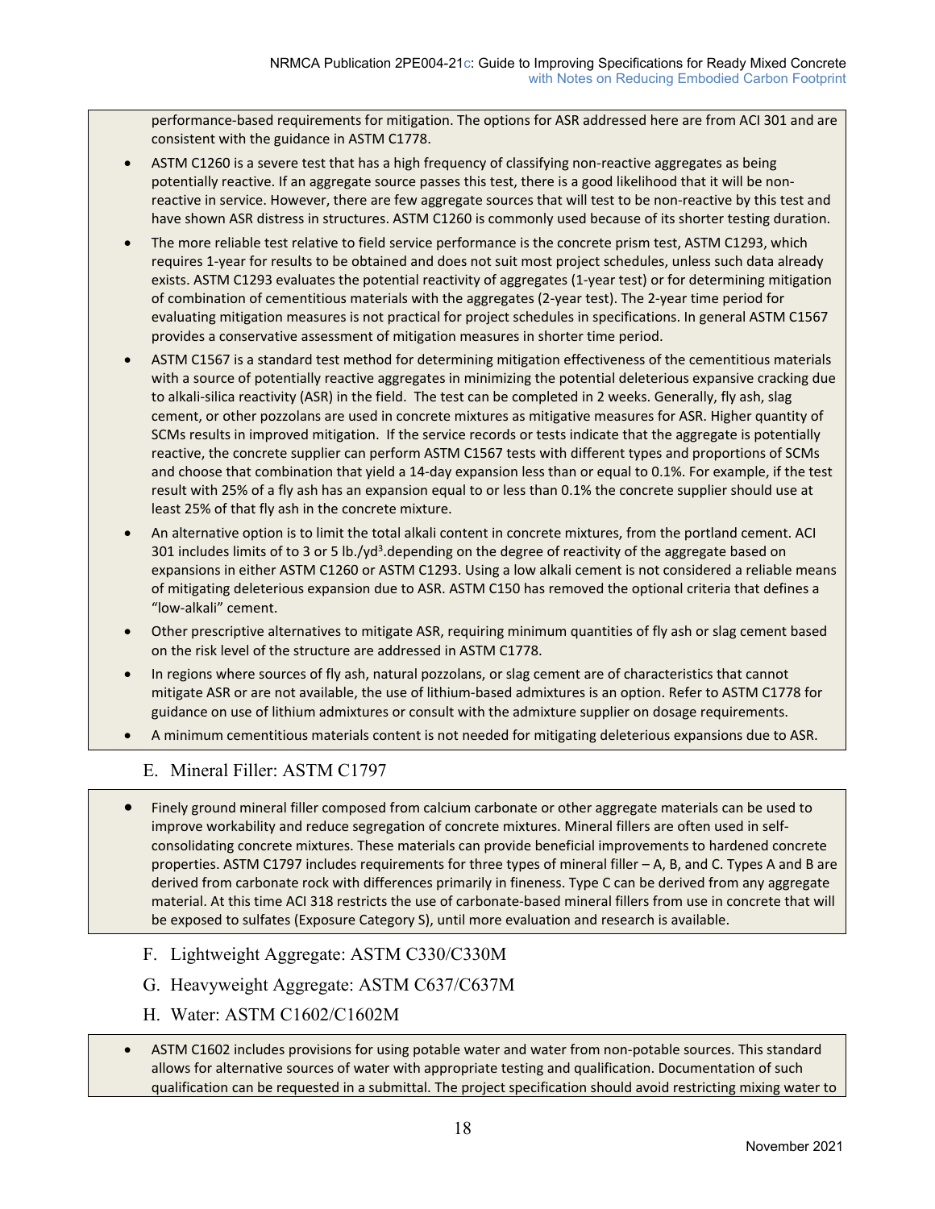performance-based requirements for mitigation. The options for ASR addressed here are from ACI 301 and are consistent with the guidance in ASTM C1778.

- ASTM C1260 is a severe test that has a high frequency of classifying non-reactive aggregates as being potentially reactive. If an aggregate source passes this test, there is a good likelihood that it will be non-reactive in service. However, there are few aggregate sources that will test to be non-reactive by this test and have shown ASR distress in structures. ASTM C1260 is commonly used because of its shorter testing duration.
- The more reliable test relative to field service performance is the concrete prism test, ASTM C1293, which requires 1-year for results to be obtained and does not suit most project schedules, unless such data already exists. ASTM C1293 evaluates the potential reactivity of aggregates (1-year test) or for determining mitigation of combination of cementitious materials with the aggregates (2-year test). The 2-year time period for evaluating mitigation measures is not practical for project schedules in specifications. In general ASTM C1567 provides a conservative assessment of mitigation measures in shorter time period.
- ASTM C1567 is a standard test method for determining mitigation effectiveness of the cementitious materials with a source of potentially reactive aggregates in minimizing the potential deleterious expansive cracking due to alkali-silica reactivity (ASR) in the field. The test can be completed in 2 weeks. Generally, fly ash, slag cement, or other pozzolans are used in concrete mixtures as mitigative measures for ASR. Higher quantity of SCMs results in improved mitigation. If the service records or tests indicate that the aggregate is potentially reactive, the concrete supplier can perform ASTM C1567 tests with different types and proportions of SCMs and choose that combination that yield a 14-day expansion less than or equal to 0.1%. For example, if the test result with 25% of a fly ash has an expansion equal to or less than 0.1% the concrete supplier should use at least 25% of that fly ash in the concrete mixture.
- An alternative option is to limit the total alkali content in concrete mixtures, from the portland cement. ACI 301 includes limits of to 3 or 5 lb./yd$^3$.depending on the degree of reactivity of the aggregate based on expansions in either ASTM C1260 or ASTM C1293. Using a low alkali cement is not considered a reliable means of mitigating deleterious expansion due to ASR. ASTM C150 has removed the optional criteria that defines a "low-alkali" cement.
- Other prescriptive alternatives to mitigate ASR, requiring minimum quantities of fly ash or slag cement based on the risk level of the structure are addressed in ASTM C1778.
- In regions where sources of fly ash, natural pozzolans, or slag cement are of characteristics that cannot mitigate ASR or are not available, the use of lithium-based admixtures is an option. Refer to ASTM C1778 for guidance on use of lithium admixtures or consult with the admixture supplier on dosage requirements.
- A minimum cementitious materials content is not needed for mitigating deleterious expansions due to ASR.

E. Mineral Filler: ASTM C1797

- Finely ground mineral filler composed from calcium carbonate or other aggregate materials can be used to improve workability and reduce segregation of concrete mixtures. Mineral fillers are often used in self-consolidating concrete mixtures. These materials can provide beneficial improvements to hardened concrete properties. ASTM C1797 includes requirements for three types of mineral filler – A, B, and C. Types A and B are derived from carbonate rock with differences primarily in fineness. Type C can be derived from any aggregate material. At this time ACI 318 restricts the use of carbonate-based mineral fillers from use in concrete that will be exposed to sulfates (Exposure Category S), until more evaluation and research is available.

F. Lightweight Aggregate: ASTM C330/C330M

G. Heavyweight Aggregate: ASTM C637/C637M

H. Water: ASTM C1602/C1602M

- ASTM C1602 includes provisions for using potable water and water from non-potable sources. This standard allows for alternative sources of water with appropriate testing and qualification. Documentation of such qualification can be requested in a submittal. The project specification should avoid restricting mixing water to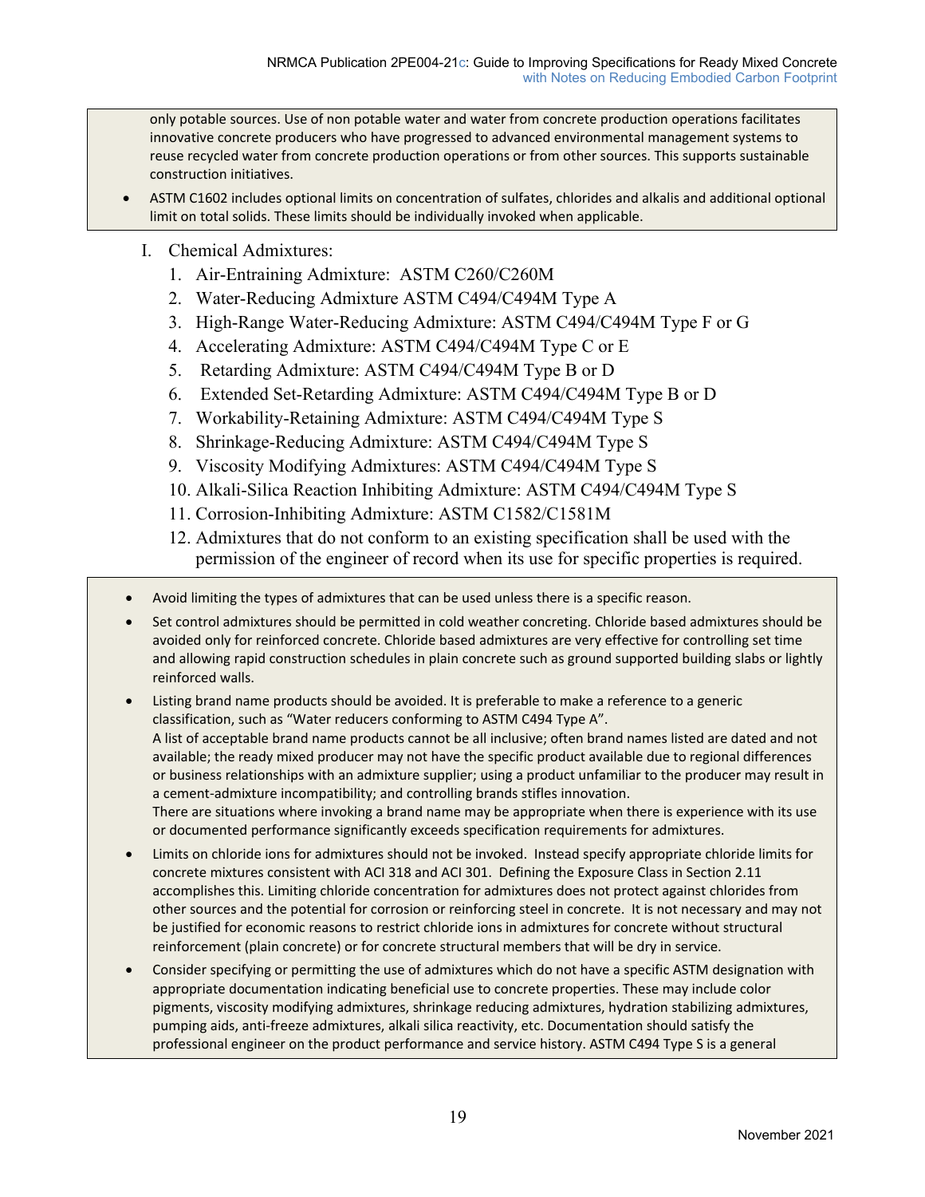only potable sources. Use of non potable water and water from concrete production operations facilitates innovative concrete producers who have progressed to advanced environmental management systems to reuse recycled water from concrete production operations or from other sources. This supports sustainable construction initiatives.

- ASTM C1602 includes optional limits on concentration of sulfates, chlorides and alkalis and additional optional limit on total solids. These limits should be individually invoked when applicable.

I. Chemical Admixtures:

1. Air-Entraining Admixture: ASTM C260/C260M
2. Water-Reducing Admixture ASTM C494/C494M Type A
3. High-Range Water-Reducing Admixture: ASTM C494/C494M Type F or G
4. Accelerating Admixture: ASTM C494/C494M Type C or E
5. Retarding Admixture: ASTM C494/C494M Type B or D
6. Extended Set-Retarding Admixture: ASTM C494/C494M Type B or D
7. Workability-Retaining Admixture: ASTM C494/C494M Type S
8. Shrinkage-Reducing Admixture: ASTM C494/C494M Type S
9. Viscosity Modifying Admixtures: ASTM C494/C494M Type S
10. Alkali-Silica Reaction Inhibiting Admixture: ASTM C494/C494M Type S
11. Corrosion-Inhibiting Admixture: ASTM C1582/C1581M
12. Admixtures that do not conform to an existing specification shall be used with the permission of the engineer of record when its use for specific properties is required.

- Avoid limiting the types of admixtures that can be used unless there is a specific reason.
- Set control admixtures should be permitted in cold weather concreting. Chloride based admixtures should be avoided only for reinforced concrete. Chloride based admixtures are very effective for controlling set time and allowing rapid construction schedules in plain concrete such as ground supported building slabs or lightly reinforced walls.
- Listing brand name products should be avoided. It is preferable to make a reference to a generic classification, such as "Water reducers conforming to ASTM C494 Type A".
  A list of acceptable brand name products cannot be all inclusive; often brand names listed are dated and not available; the ready mixed producer may not have the specific product available due to regional differences or business relationships with an admixture supplier; using a product unfamiliar to the producer may result in a cement-admixture incompatibility; and controlling brands stifles innovation.
  There are situations where invoking a brand name may be appropriate when there is experience with its use or documented performance significantly exceeds specification requirements for admixtures.
- Limits on chloride ions for admixtures should not be invoked. Instead specify appropriate chloride limits for concrete mixtures consistent with ACI 318 and ACI 301. Defining the Exposure Class in Section 2.11 accomplishes this. Limiting chloride concentration for admixtures does not protect against chlorides from other sources and the potential for corrosion or reinforcing steel in concrete. It is not necessary and may not be justified for economic reasons to restrict chloride ions in admixtures for concrete without structural reinforcement (plain concrete) or for concrete structural members that will be dry in service.
- Consider specifying or permitting the use of admixtures which do not have a specific ASTM designation with appropriate documentation indicating beneficial use to concrete properties. These may include color pigments, viscosity modifying admixtures, shrinkage reducing admixtures, hydration stabilizing admixtures, pumping aids, anti-freeze admixtures, alkali silica reactivity, etc. Documentation should satisfy the professional engineer on the product performance and service history. ASTM C494 Type S is a general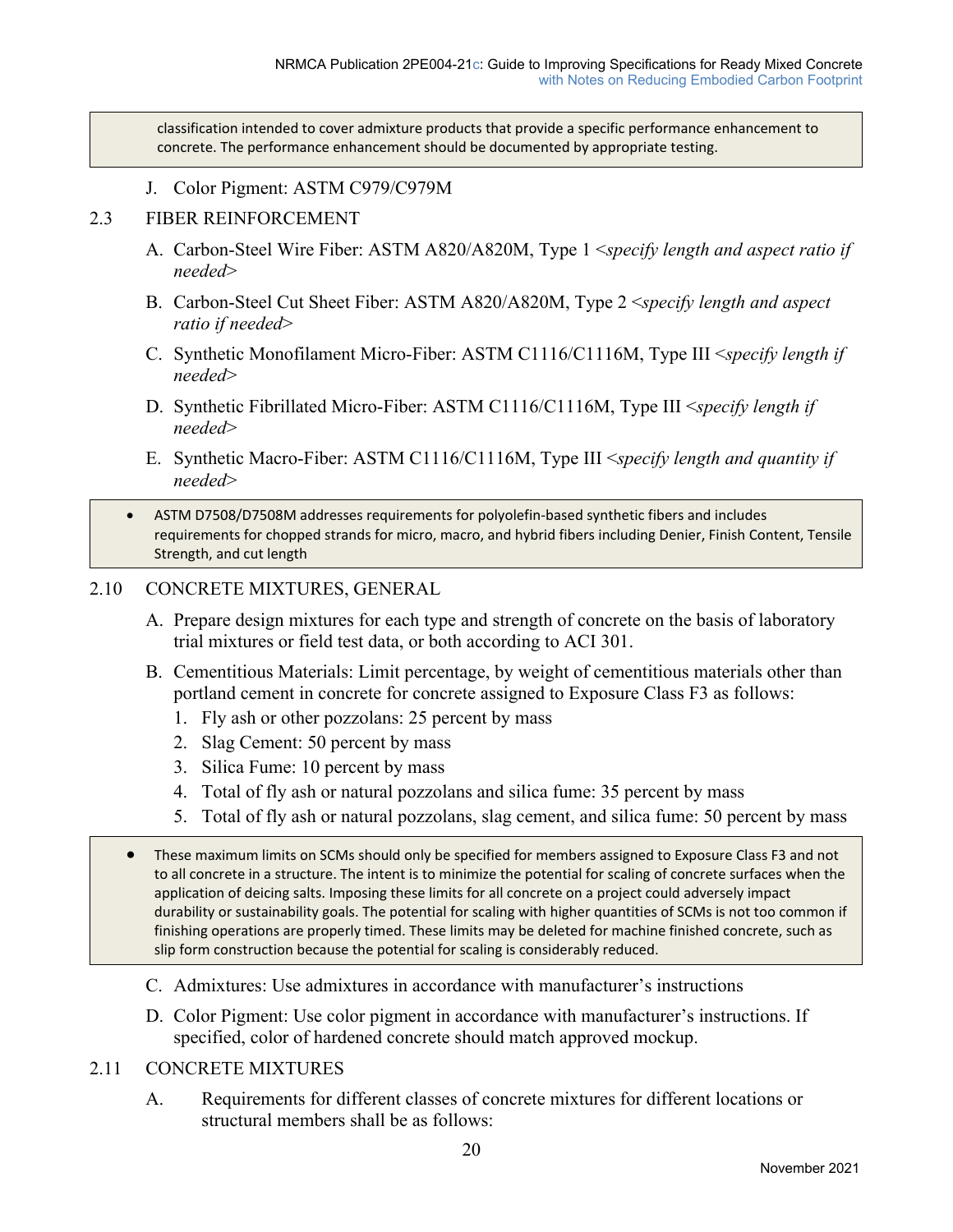classification intended to cover admixture products that provide a specific performance enhancement to concrete. The performance enhancement should be documented by appropriate testing.

J. Color Pigment: ASTM C979/C979M

2.3 FIBER REINFORCEMENT

A. Carbon-Steel Wire Fiber: ASTM A820/A820M, Type 1 <*specify length and aspect ratio if needed*>

B. Carbon-Steel Cut Sheet Fiber: ASTM A820/A820M, Type 2 <*specify length and aspect ratio if needed*>

C. Synthetic Monofilament Micro-Fiber: ASTM C1116/C1116M, Type III <*specify length if needed*>

D. Synthetic Fibrillated Micro-Fiber: ASTM C1116/C1116M, Type III <*specify length if needed*>

E. Synthetic Macro-Fiber: ASTM C1116/C1116M, Type III <*specify length and quantity if needed*>

- ASTM D7508/D7508M addresses requirements for polyolefin-based synthetic fibers and includes requirements for chopped strands for micro, macro, and hybrid fibers including Denier, Finish Content, Tensile Strength, and cut length

2.10 CONCRETE MIXTURES, GENERAL

A. Prepare design mixtures for each type and strength of concrete on the basis of laboratory trial mixtures or field test data, or both according to ACI 301.

B. Cementitious Materials: Limit percentage, by weight of cementitious materials other than portland cement in concrete for concrete assigned to Exposure Class F3 as follows:
   1. Fly ash or other pozzolans: 25 percent by mass
   2. Slag Cement: 50 percent by mass
   3. Silica Fume: 10 percent by mass
   4. Total of fly ash or natural pozzolans and silica fume: 35 percent by mass
   5. Total of fly ash or natural pozzolans, slag cement, and silica fume: 50 percent by mass

- These maximum limits on SCMs should only be specified for members assigned to Exposure Class F3 and not to all concrete in a structure. The intent is to minimize the potential for scaling of concrete surfaces when the application of deicing salts. Imposing these limits for all concrete on a project could adversely impact durability or sustainability goals. The potential for scaling with higher quantities of SCMs is not too common if finishing operations are properly timed. These limits may be deleted for machine finished concrete, such as slip form construction because the potential for scaling is considerably reduced.

C. Admixtures: Use admixtures in accordance with manufacturer's instructions

D. Color Pigment: Use color pigment in accordance with manufacturer's instructions. If specified, color of hardened concrete should match approved mockup.

2.11 CONCRETE MIXTURES

A. Requirements for different classes of concrete mixtures for different locations or structural members shall be as follows: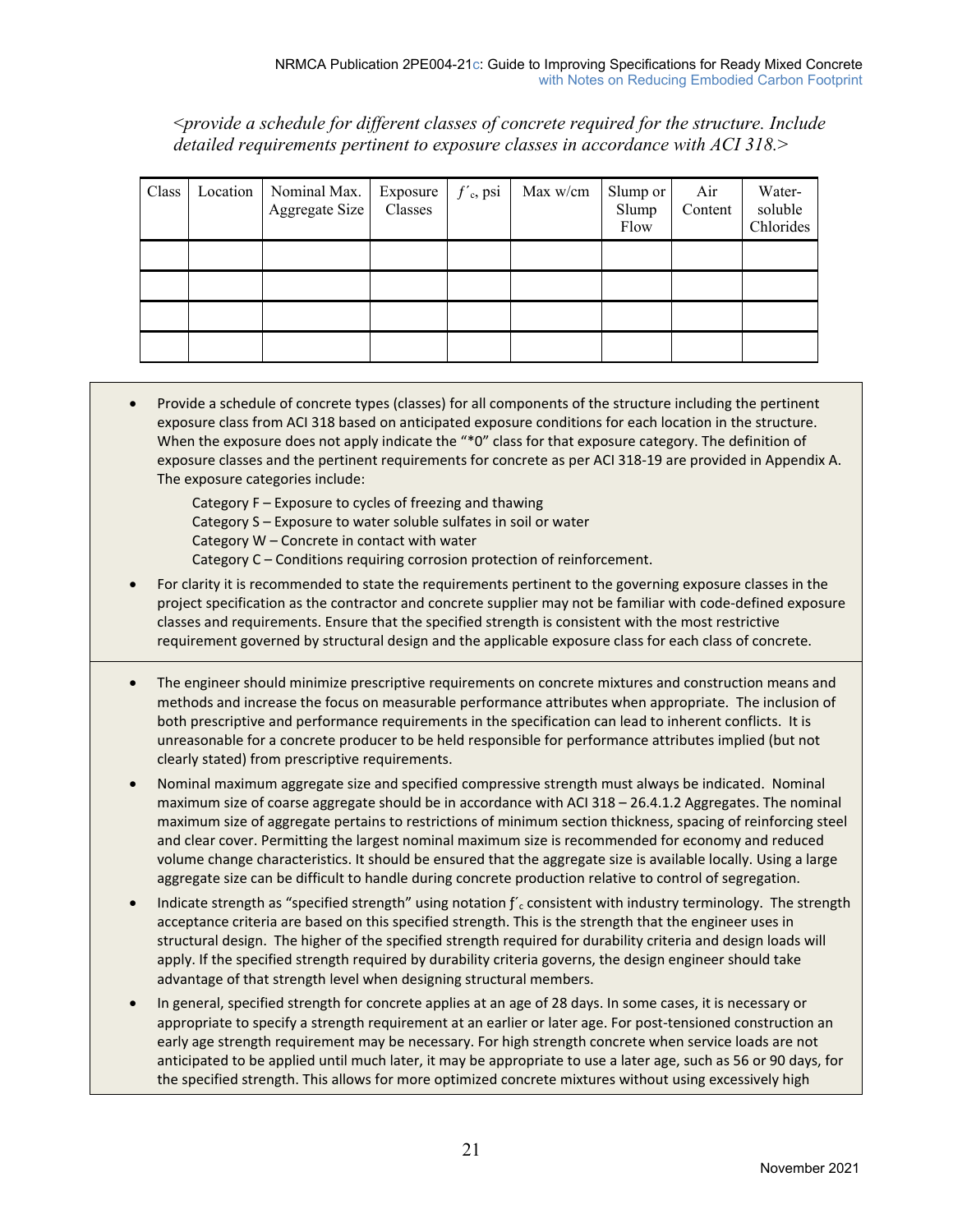*<provide a schedule for different classes of concrete required for the structure. Include detailed requirements pertinent to exposure classes in accordance with ACI 318.>*

| Class | Location | Nominal Max. Aggregate Size | Exposure Classes | $f'_c$, psi | Max w/cm | Slump or Slump Flow | Air Content | Water-soluble Chlorides |
|---|---|---|---|---|---|---|---|---|
| | | | | | | | | |
| | | | | | | | | |
| | | | | | | | | |
| | | | | | | | | |

- Provide a schedule of concrete types (classes) for all components of the structure including the pertinent exposure class from ACI 318 based on anticipated exposure conditions for each location in the structure. When the exposure does not apply indicate the "*0" class for that exposure category. The definition of exposure classes and the pertinent requirements for concrete as per ACI 318-19 are provided in Appendix A. The exposure categories include:

  Category F – Exposure to cycles of freezing and thawing
  Category S – Exposure to water soluble sulfates in soil or water
  Category W – Concrete in contact with water
  Category C – Conditions requiring corrosion protection of reinforcement.

- For clarity it is recommended to state the requirements pertinent to the governing exposure classes in the project specification as the contractor and concrete supplier may not be familiar with code-defined exposure classes and requirements. Ensure that the specified strength is consistent with the most restrictive requirement governed by structural design and the applicable exposure class for each class of concrete.

- The engineer should minimize prescriptive requirements on concrete mixtures and construction means and methods and increase the focus on measurable performance attributes when appropriate. The inclusion of both prescriptive and performance requirements in the specification can lead to inherent conflicts. It is unreasonable for a concrete producer to be held responsible for performance attributes implied (but not clearly stated) from prescriptive requirements.
- Nominal maximum aggregate size and specified compressive strength must always be indicated. Nominal maximum size of coarse aggregate should be in accordance with ACI 318 – 26.4.1.2 Aggregates. The nominal maximum size of aggregate pertains to restrictions of minimum section thickness, spacing of reinforcing steel and clear cover. Permitting the largest nominal maximum size is recommended for economy and reduced volume change characteristics. It should be ensured that the aggregate size is available locally. Using a large aggregate size can be difficult to handle during concrete production relative to control of segregation.
- Indicate strength as "specified strength" using notation $f'_c$ consistent with industry terminology. The strength acceptance criteria are based on this specified strength. This is the strength that the engineer uses in structural design. The higher of the specified strength required for durability criteria and design loads will apply. If the specified strength required by durability criteria governs, the design engineer should take advantage of that strength level when designing structural members.
- In general, specified strength for concrete applies at an age of 28 days. In some cases, it is necessary or appropriate to specify a strength requirement at an earlier or later age. For post-tensioned construction an early age strength requirement may be necessary. For high strength concrete when service loads are not anticipated to be applied until much later, it may be appropriate to use a later age, such as 56 or 90 days, for the specified strength. This allows for more optimized concrete mixtures without using excessively high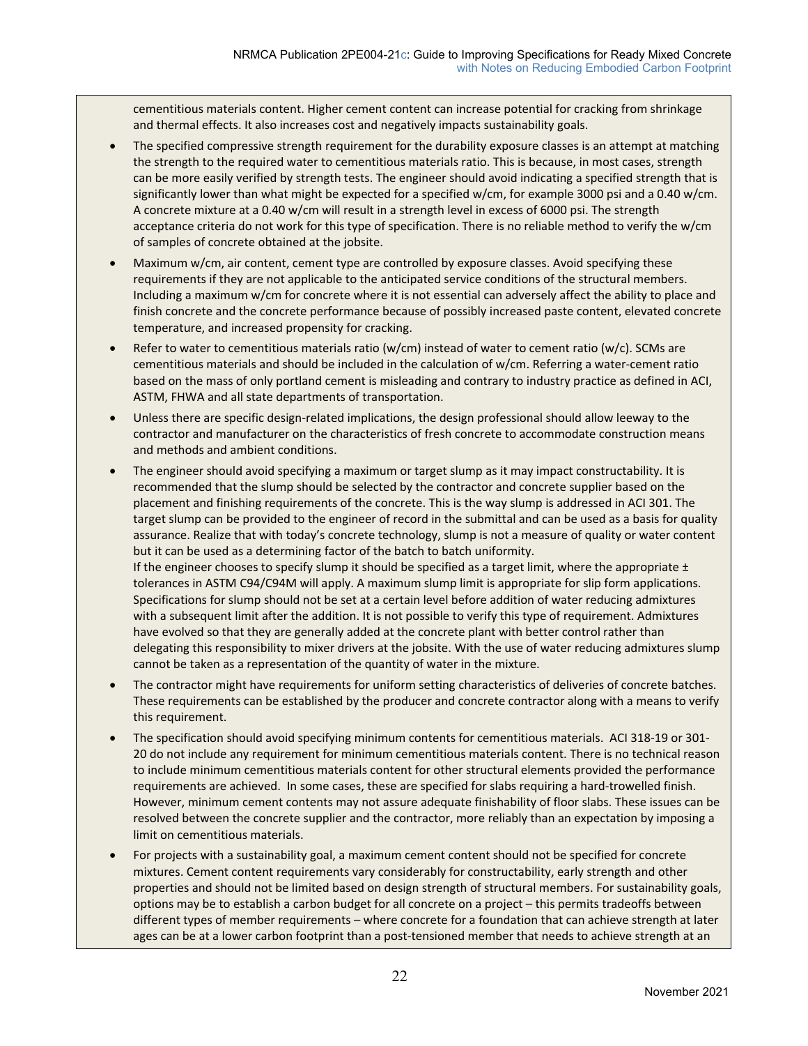cementitious materials content. Higher cement content can increase potential for cracking from shrinkage and thermal effects. It also increases cost and negatively impacts sustainability goals.

- The specified compressive strength requirement for the durability exposure classes is an attempt at matching the strength to the required water to cementitious materials ratio. This is because, in most cases, strength can be more easily verified by strength tests. The engineer should avoid indicating a specified strength that is significantly lower than what might be expected for a specified w/cm, for example 3000 psi and a 0.40 w/cm. A concrete mixture at a 0.40 w/cm will result in a strength level in excess of 6000 psi. The strength acceptance criteria do not work for this type of specification. There is no reliable method to verify the w/cm of samples of concrete obtained at the jobsite.
- Maximum w/cm, air content, cement type are controlled by exposure classes. Avoid specifying these requirements if they are not applicable to the anticipated service conditions of the structural members. Including a maximum w/cm for concrete where it is not essential can adversely affect the ability to place and finish concrete and the concrete performance because of possibly increased paste content, elevated concrete temperature, and increased propensity for cracking.
- Refer to water to cementitious materials ratio (w/cm) instead of water to cement ratio (w/c). SCMs are cementitious materials and should be included in the calculation of w/cm. Referring a water-cement ratio based on the mass of only portland cement is misleading and contrary to industry practice as defined in ACI, ASTM, FHWA and all state departments of transportation.
- Unless there are specific design-related implications, the design professional should allow leeway to the contractor and manufacturer on the characteristics of fresh concrete to accommodate construction means and methods and ambient conditions.
- The engineer should avoid specifying a maximum or target slump as it may impact constructability. It is recommended that the slump should be selected by the contractor and concrete supplier based on the placement and finishing requirements of the concrete. This is the way slump is addressed in ACI 301. The target slump can be provided to the engineer of record in the submittal and can be used as a basis for quality assurance. Realize that with today's concrete technology, slump is not a measure of quality or water content but it can be used as a determining factor of the batch to batch uniformity.
  If the engineer chooses to specify slump it should be specified as a target limit, where the appropriate ± tolerances in ASTM C94/C94M will apply. A maximum slump limit is appropriate for slip form applications. Specifications for slump should not be set at a certain level before addition of water reducing admixtures with a subsequent limit after the addition. It is not possible to verify this type of requirement. Admixtures have evolved so that they are generally added at the concrete plant with better control rather than delegating this responsibility to mixer drivers at the jobsite. With the use of water reducing admixtures slump cannot be taken as a representation of the quantity of water in the mixture.
- The contractor might have requirements for uniform setting characteristics of deliveries of concrete batches. These requirements can be established by the producer and concrete contractor along with a means to verify this requirement.
- The specification should avoid specifying minimum contents for cementitious materials. ACI 318-19 or 301-20 do not include any requirement for minimum cementitious materials content. There is no technical reason to include minimum cementitious materials content for other structural elements provided the performance requirements are achieved. In some cases, these are specified for slabs requiring a hard-trowelled finish. However, minimum cement contents may not assure adequate finishability of floor slabs. These issues can be resolved between the concrete supplier and the contractor, more reliably than an expectation by imposing a limit on cementitious materials.
- For projects with a sustainability goal, a maximum cement content should not be specified for concrete mixtures. Cement content requirements vary considerably for constructability, early strength and other properties and should not be limited based on design strength of structural members. For sustainability goals, options may be to establish a carbon budget for all concrete on a project – this permits tradeoffs between different types of member requirements – where concrete for a foundation that can achieve strength at later ages can be at a lower carbon footprint than a post-tensioned member that needs to achieve strength at an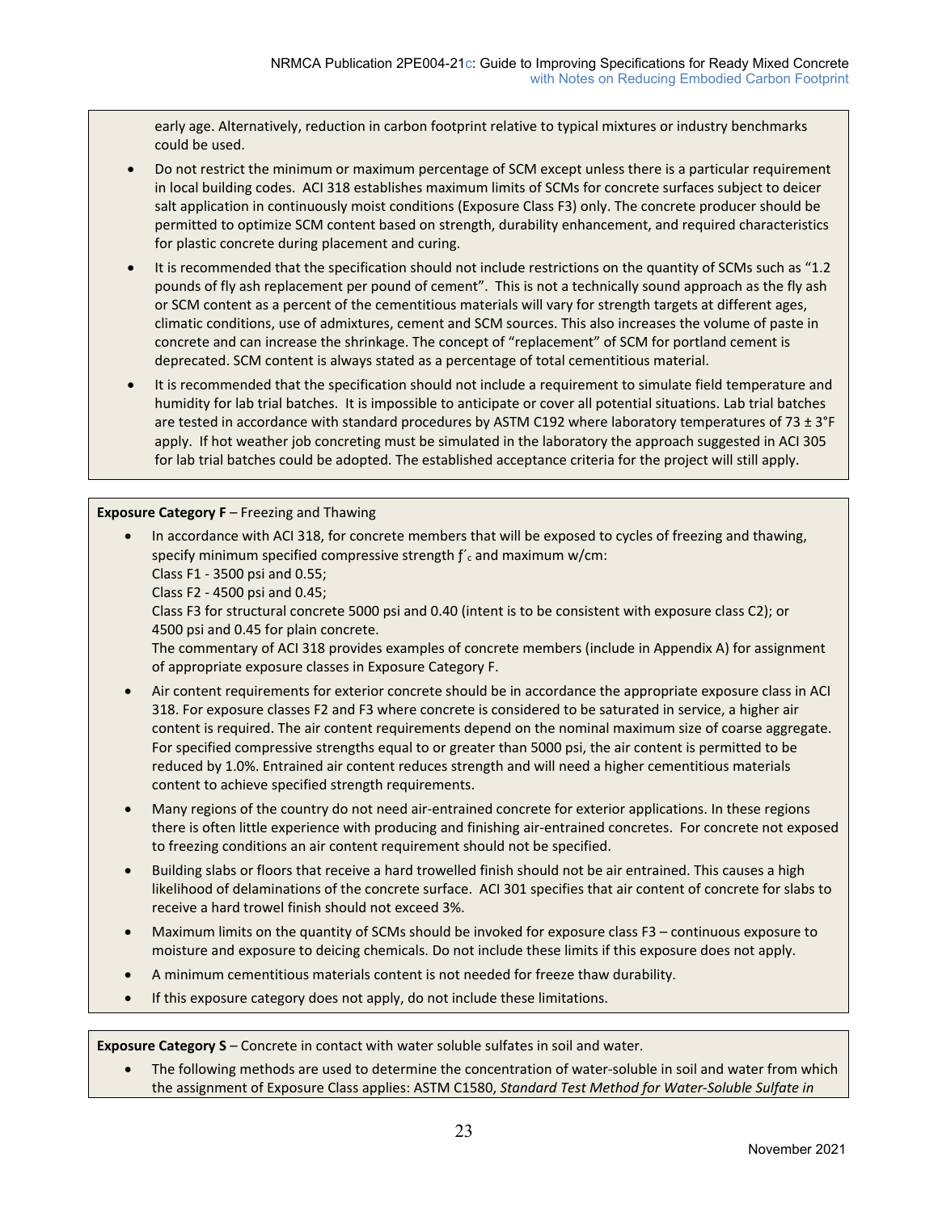early age. Alternatively, reduction in carbon footprint relative to typical mixtures or industry benchmarks could be used.

- Do not restrict the minimum or maximum percentage of SCM except unless there is a particular requirement in local building codes. ACI 318 establishes maximum limits of SCMs for concrete surfaces subject to deicer salt application in continuously moist conditions (Exposure Class F3) only. The concrete producer should be permitted to optimize SCM content based on strength, durability enhancement, and required characteristics for plastic concrete during placement and curing.
- It is recommended that the specification should not include restrictions on the quantity of SCMs such as "1.2 pounds of fly ash replacement per pound of cement". This is not a technically sound approach as the fly ash or SCM content as a percent of the cementitious materials will vary for strength targets at different ages, climatic conditions, use of admixtures, cement and SCM sources. This also increases the volume of paste in concrete and can increase the shrinkage. The concept of "replacement" of SCM for portland cement is deprecated. SCM content is always stated as a percentage of total cementitious material.
- It is recommended that the specification should not include a requirement to simulate field temperature and humidity for lab trial batches. It is impossible to anticipate or cover all potential situations. Lab trial batches are tested in accordance with standard procedures by ASTM C192 where laboratory temperatures of 73 ± 3°F apply. If hot weather job concreting must be simulated in the laboratory the approach suggested in ACI 305 for lab trial batches could be adopted. The established acceptance criteria for the project will still apply.

**Exposure Category F** – Freezing and Thawing

- In accordance with ACI 318, for concrete members that will be exposed to cycles of freezing and thawing, specify minimum specified compressive strength $f'_c$ and maximum w/cm:
  Class F1 - 3500 psi and 0.55;
  Class F2 - 4500 psi and 0.45;
  Class F3 for structural concrete 5000 psi and 0.40 (intent is to be consistent with exposure class C2); or 4500 psi and 0.45 for plain concrete.
  The commentary of ACI 318 provides examples of concrete members (include in Appendix A) for assignment of appropriate exposure classes in Exposure Category F.
- Air content requirements for exterior concrete should be in accordance the appropriate exposure class in ACI 318. For exposure classes F2 and F3 where concrete is considered to be saturated in service, a higher air content is required. The air content requirements depend on the nominal maximum size of coarse aggregate. For specified compressive strengths equal to or greater than 5000 psi, the air content is permitted to be reduced by 1.0%. Entrained air content reduces strength and will need a higher cementitious materials content to achieve specified strength requirements.
- Many regions of the country do not need air-entrained concrete for exterior applications. In these regions there is often little experience with producing and finishing air-entrained concretes. For concrete not exposed to freezing conditions an air content requirement should not be specified.
- Building slabs or floors that receive a hard trowelled finish should not be air entrained. This causes a high likelihood of delaminations of the concrete surface. ACI 301 specifies that air content of concrete for slabs to receive a hard trowel finish should not exceed 3%.
- Maximum limits on the quantity of SCMs should be invoked for exposure class F3 – continuous exposure to moisture and exposure to deicing chemicals. Do not include these limits if this exposure does not apply.
- A minimum cementitious materials content is not needed for freeze thaw durability.
- If this exposure category does not apply, do not include these limitations.

**Exposure Category S** – Concrete in contact with water soluble sulfates in soil and water.

- The following methods are used to determine the concentration of water-soluble in soil and water from which the assignment of Exposure Class applies: ASTM C1580, *Standard Test Method for Water-Soluble Sulfate in*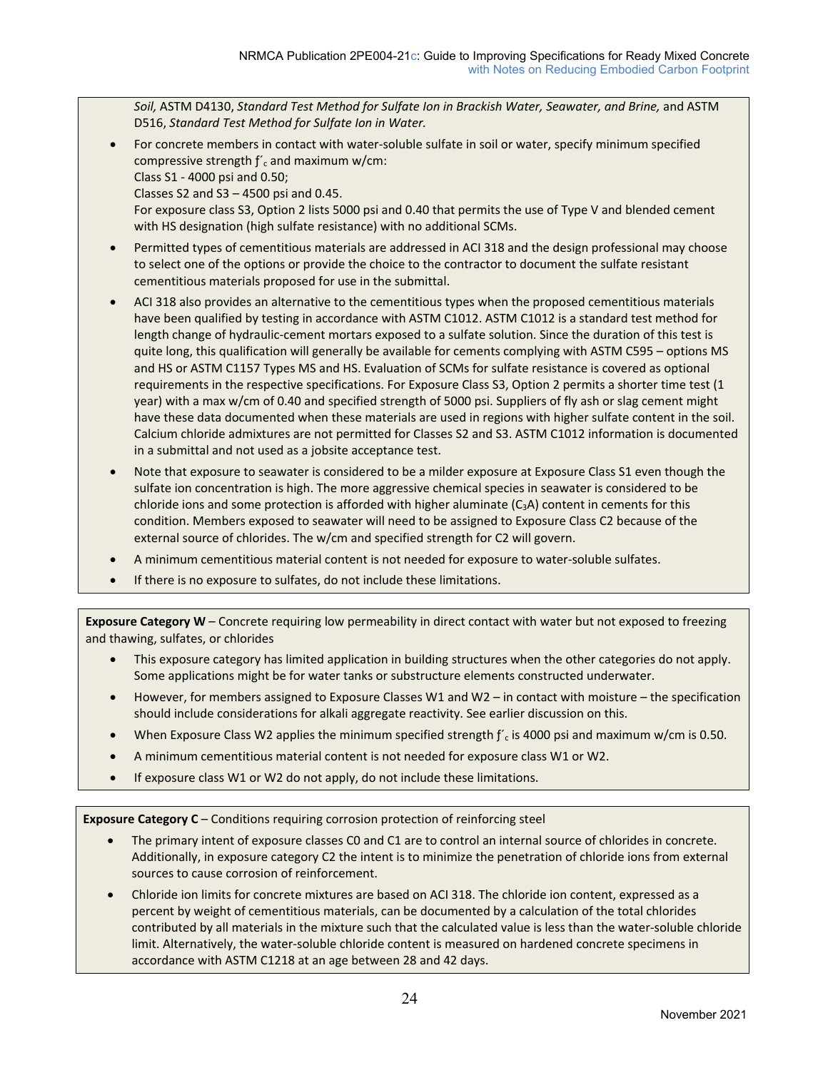*Soil,* ASTM D4130, *Standard Test Method for Sulfate Ion in Brackish Water, Seawater, and Brine,* and ASTM D516, *Standard Test Method for Sulfate Ion in Water.*

- For concrete members in contact with water-soluble sulfate in soil or water, specify minimum specified compressive strength $f'_c$ and maximum w/cm:
  Class S1 - 4000 psi and 0.50;
  Classes S2 and S3 – 4500 psi and 0.45.
  For exposure class S3, Option 2 lists 5000 psi and 0.40 that permits the use of Type V and blended cement with HS designation (high sulfate resistance) with no additional SCMs.
- Permitted types of cementitious materials are addressed in ACI 318 and the design professional may choose to select one of the options or provide the choice to the contractor to document the sulfate resistant cementitious materials proposed for use in the submittal.
- ACI 318 also provides an alternative to the cementitious types when the proposed cementitious materials have been qualified by testing in accordance with ASTM C1012. ASTM C1012 is a standard test method for length change of hydraulic-cement mortars exposed to a sulfate solution. Since the duration of this test is quite long, this qualification will generally be available for cements complying with ASTM C595 – options MS and HS or ASTM C1157 Types MS and HS. Evaluation of SCMs for sulfate resistance is covered as optional requirements in the respective specifications. For Exposure Class S3, Option 2 permits a shorter time test (1 year) with a max w/cm of 0.40 and specified strength of 5000 psi. Suppliers of fly ash or slag cement might have these data documented when these materials are used in regions with higher sulfate content in the soil. Calcium chloride admixtures are not permitted for Classes S2 and S3. ASTM C1012 information is documented in a submittal and not used as a jobsite acceptance test.
- Note that exposure to seawater is considered to be a milder exposure at Exposure Class S1 even though the sulfate ion concentration is high. The more aggressive chemical species in seawater is considered to be chloride ions and some protection is afforded with higher aluminate ($C_3A$) content in cements for this condition. Members exposed to seawater will need to be assigned to Exposure Class C2 because of the external source of chlorides. The w/cm and specified strength for C2 will govern.
- A minimum cementitious material content is not needed for exposure to water-soluble sulfates.
- If there is no exposure to sulfates, do not include these limitations.

**Exposure Category W** – Concrete requiring low permeability in direct contact with water but not exposed to freezing and thawing, sulfates, or chlorides

- This exposure category has limited application in building structures when the other categories do not apply. Some applications might be for water tanks or substructure elements constructed underwater.
- However, for members assigned to Exposure Classes W1 and W2 – in contact with moisture – the specification should include considerations for alkali aggregate reactivity. See earlier discussion on this.
- When Exposure Class W2 applies the minimum specified strength $f'_c$ is 4000 psi and maximum w/cm is 0.50.
- A minimum cementitious material content is not needed for exposure class W1 or W2.
- If exposure class W1 or W2 do not apply, do not include these limitations.

**Exposure Category C** – Conditions requiring corrosion protection of reinforcing steel

- The primary intent of exposure classes C0 and C1 are to control an internal source of chlorides in concrete. Additionally, in exposure category C2 the intent is to minimize the penetration of chloride ions from external sources to cause corrosion of reinforcement.
- Chloride ion limits for concrete mixtures are based on ACI 318. The chloride ion content, expressed as a percent by weight of cementitious materials, can be documented by a calculation of the total chlorides contributed by all materials in the mixture such that the calculated value is less than the water-soluble chloride limit. Alternatively, the water-soluble chloride content is measured on hardened concrete specimens in accordance with ASTM C1218 at an age between 28 and 42 days.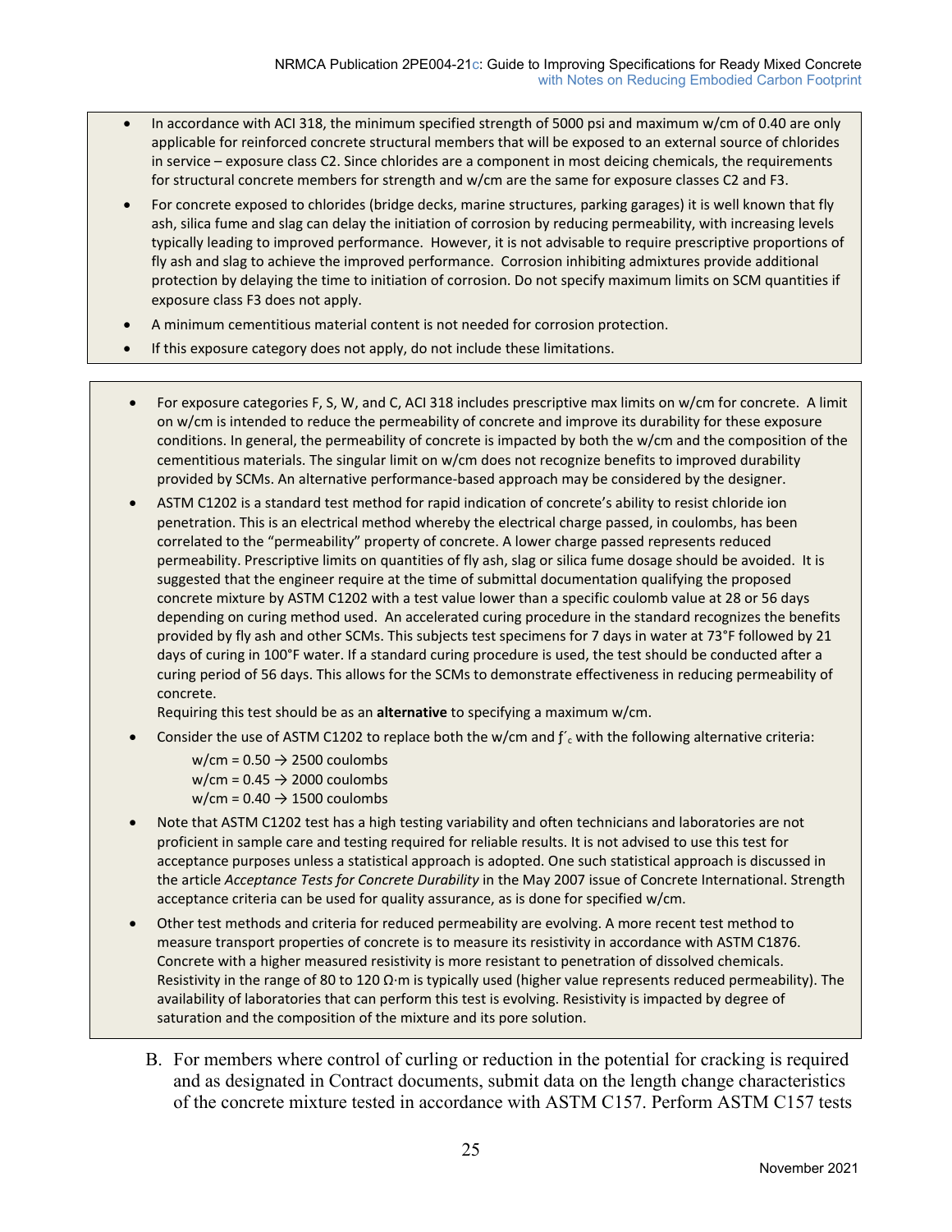- In accordance with ACI 318, the minimum specified strength of 5000 psi and maximum w/cm of 0.40 are only applicable for reinforced concrete structural members that will be exposed to an external source of chlorides in service – exposure class C2. Since chlorides are a component in most deicing chemicals, the requirements for structural concrete members for strength and w/cm are the same for exposure classes C2 and F3.
- For concrete exposed to chlorides (bridge decks, marine structures, parking garages) it is well known that fly ash, silica fume and slag can delay the initiation of corrosion by reducing permeability, with increasing levels typically leading to improved performance. However, it is not advisable to require prescriptive proportions of fly ash and slag to achieve the improved performance. Corrosion inhibiting admixtures provide additional protection by delaying the time to initiation of corrosion. Do not specify maximum limits on SCM quantities if exposure class F3 does not apply.
- A minimum cementitious material content is not needed for corrosion protection.
- If this exposure category does not apply, do not include these limitations.

---

- For exposure categories F, S, W, and C, ACI 318 includes prescriptive max limits on w/cm for concrete. A limit on w/cm is intended to reduce the permeability of concrete and improve its durability for these exposure conditions. In general, the permeability of concrete is impacted by both the w/cm and the composition of the cementitious materials. The singular limit on w/cm does not recognize benefits to improved durability provided by SCMs. An alternative performance-based approach may be considered by the designer.
- ASTM C1202 is a standard test method for rapid indication of concrete's ability to resist chloride ion penetration. This is an electrical method whereby the electrical charge passed, in coulombs, has been correlated to the "permeability" property of concrete. A lower charge passed represents reduced permeability. Prescriptive limits on quantities of fly ash, slag or silica fume dosage should be avoided. It is suggested that the engineer require at the time of submittal documentation qualifying the proposed concrete mixture by ASTM C1202 with a test value lower than a specific coulomb value at 28 or 56 days depending on curing method used. An accelerated curing procedure in the standard recognizes the benefits provided by fly ash and other SCMs. This subjects test specimens for 7 days in water at 73°F followed by 21 days of curing in 100°F water. If a standard curing procedure is used, the test should be conducted after a curing period of 56 days. This allows for the SCMs to demonstrate effectiveness in reducing permeability of concrete.
  Requiring this test should be as an **alternative** to specifying a maximum w/cm.
- Consider the use of ASTM C1202 to replace both the w/cm and $f'_c$ with the following alternative criteria:
  - w/cm = 0.50 → 2500 coulombs
  - w/cm = 0.45 → 2000 coulombs
  - w/cm = 0.40 → 1500 coulombs
- Note that ASTM C1202 test has a high testing variability and often technicians and laboratories are not proficient in sample care and testing required for reliable results. It is not advised to use this test for acceptance purposes unless a statistical approach is adopted. One such statistical approach is discussed in the article *Acceptance Tests for Concrete Durability* in the May 2007 issue of Concrete International. Strength acceptance criteria can be used for quality assurance, as is done for specified w/cm.
- Other test methods and criteria for reduced permeability are evolving. A more recent test method to measure transport properties of concrete is to measure its resistivity in accordance with ASTM C1876. Concrete with a higher measured resistivity is more resistant to penetration of dissolved chemicals. Resistivity in the range of 80 to 120 Ω·m is typically used (higher value represents reduced permeability). The availability of laboratories that can perform this test is evolving. Resistivity is impacted by degree of saturation and the composition of the mixture and its pore solution.

B. For members where control of curling or reduction in the potential for cracking is required and as designated in Contract documents, submit data on the length change characteristics of the concrete mixture tested in accordance with ASTM C157. Perform ASTM C157 tests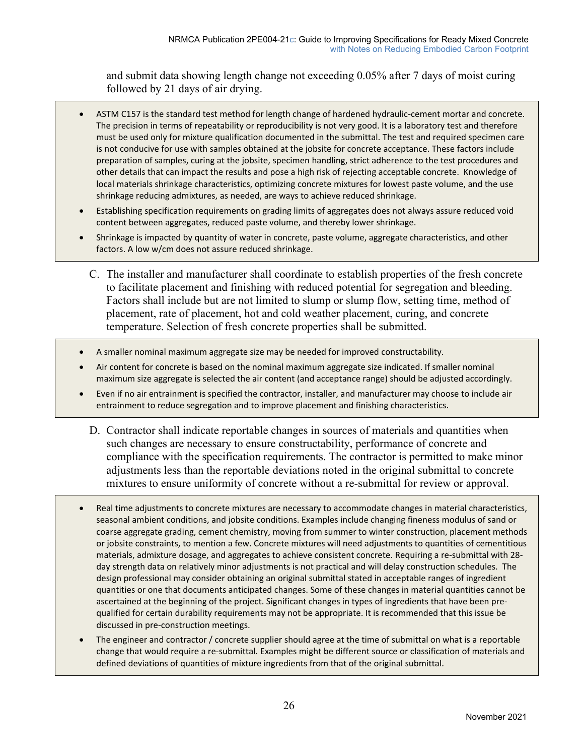and submit data showing length change not exceeding 0.05% after 7 days of moist curing followed by 21 days of air drying.

- ASTM C157 is the standard test method for length change of hardened hydraulic-cement mortar and concrete. The precision in terms of repeatability or reproducibility is not very good. It is a laboratory test and therefore must be used only for mixture qualification documented in the submittal. The test and required specimen care is not conducive for use with samples obtained at the jobsite for concrete acceptance. These factors include preparation of samples, curing at the jobsite, specimen handling, strict adherence to the test procedures and other details that can impact the results and pose a high risk of rejecting acceptable concrete. Knowledge of local materials shrinkage characteristics, optimizing concrete mixtures for lowest paste volume, and the use shrinkage reducing admixtures, as needed, are ways to achieve reduced shrinkage.
- Establishing specification requirements on grading limits of aggregates does not always assure reduced void content between aggregates, reduced paste volume, and thereby lower shrinkage.
- Shrinkage is impacted by quantity of water in concrete, paste volume, aggregate characteristics, and other factors. A low w/cm does not assure reduced shrinkage.

C. The installer and manufacturer shall coordinate to establish properties of the fresh concrete to facilitate placement and finishing with reduced potential for segregation and bleeding. Factors shall include but are not limited to slump or slump flow, setting time, method of placement, rate of placement, hot and cold weather placement, curing, and concrete temperature. Selection of fresh concrete properties shall be submitted.

- A smaller nominal maximum aggregate size may be needed for improved constructability.
- Air content for concrete is based on the nominal maximum aggregate size indicated. If smaller nominal maximum size aggregate is selected the air content (and acceptance range) should be adjusted accordingly.
- Even if no air entrainment is specified the contractor, installer, and manufacturer may choose to include air entrainment to reduce segregation and to improve placement and finishing characteristics.

D. Contractor shall indicate reportable changes in sources of materials and quantities when such changes are necessary to ensure constructability, performance of concrete and compliance with the specification requirements. The contractor is permitted to make minor adjustments less than the reportable deviations noted in the original submittal to concrete mixtures to ensure uniformity of concrete without a re-submittal for review or approval.

- Real time adjustments to concrete mixtures are necessary to accommodate changes in material characteristics, seasonal ambient conditions, and jobsite conditions. Examples include changing fineness modulus of sand or coarse aggregate grading, cement chemistry, moving from summer to winter construction, placement methods or jobsite constraints, to mention a few. Concrete mixtures will need adjustments to quantities of cementitious materials, admixture dosage, and aggregates to achieve consistent concrete. Requiring a re-submittal with 28-day strength data on relatively minor adjustments is not practical and will delay construction schedules. The design professional may consider obtaining an original submittal stated in acceptable ranges of ingredient quantities or one that documents anticipated changes. Some of these changes in material quantities cannot be ascertained at the beginning of the project. Significant changes in types of ingredients that have been pre-qualified for certain durability requirements may not be appropriate. It is recommended that this issue be discussed in pre-construction meetings.
- The engineer and contractor / concrete supplier should agree at the time of submittal on what is a reportable change that would require a re-submittal. Examples might be different source or classification of materials and defined deviations of quantities of mixture ingredients from that of the original submittal.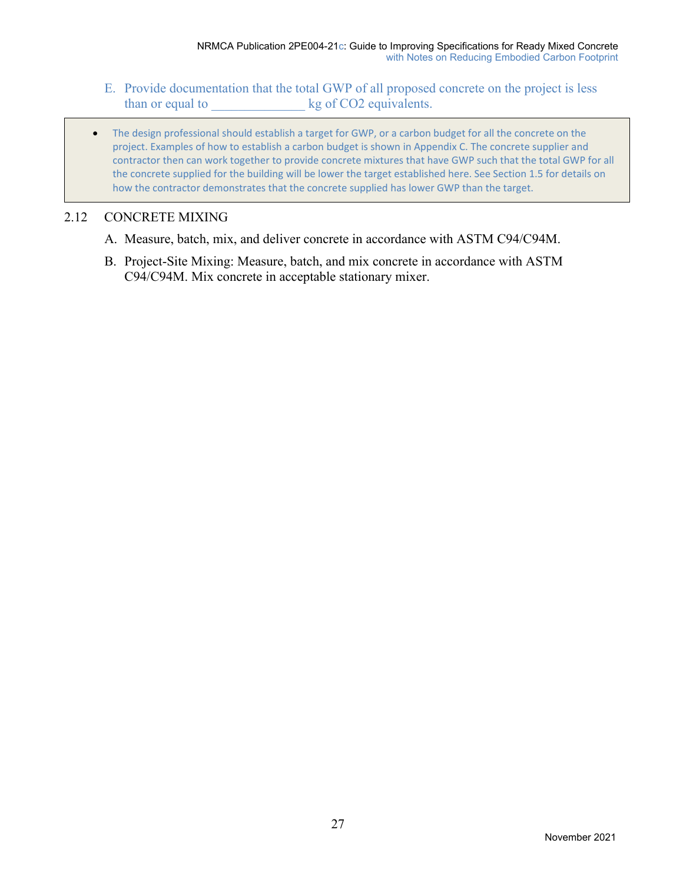E. Provide documentation that the total GWP of all proposed concrete on the project is less than or equal to ______________ kg of CO2 equivalents.

> - The design professional should establish a target for GWP, or a carbon budget for all the concrete on the project. Examples of how to establish a carbon budget is shown in Appendix C. The concrete supplier and contractor then can work together to provide concrete mixtures that have GWP such that the total GWP for all the concrete supplied for the building will be lower the target established here. See Section 1.5 for details on how the contractor demonstrates that the concrete supplied has lower GWP than the target.

## 2.12 CONCRETE MIXING

A. Measure, batch, mix, and deliver concrete in accordance with ASTM C94/C94M.

B. Project-Site Mixing: Measure, batch, and mix concrete in accordance with ASTM C94/C94M. Mix concrete in acceptable stationary mixer.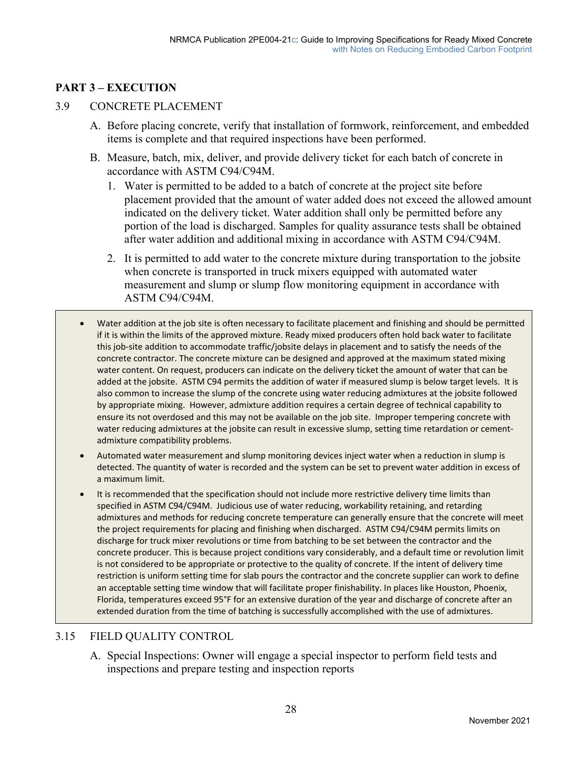## PART 3 – EXECUTION

3.9 CONCRETE PLACEMENT

A. Before placing concrete, verify that installation of formwork, reinforcement, and embedded items is complete and that required inspections have been performed.

B. Measure, batch, mix, deliver, and provide delivery ticket for each batch of concrete in accordance with ASTM C94/C94M.

1. Water is permitted to be added to a batch of concrete at the project site before placement provided that the amount of water added does not exceed the allowed amount indicated on the delivery ticket. Water addition shall only be permitted before any portion of the load is discharged. Samples for quality assurance tests shall be obtained after water addition and additional mixing in accordance with ASTM C94/C94M.

2. It is permitted to add water to the concrete mixture during transportation to the jobsite when concrete is transported in truck mixers equipped with automated water measurement and slump or slump flow monitoring equipment in accordance with ASTM C94/C94M.

- Water addition at the job site is often necessary to facilitate placement and finishing and should be permitted if it is within the limits of the approved mixture. Ready mixed producers often hold back water to facilitate this job-site addition to accommodate traffic/jobsite delays in placement and to satisfy the needs of the concrete contractor. The concrete mixture can be designed and approved at the maximum stated mixing water content. On request, producers can indicate on the delivery ticket the amount of water that can be added at the jobsite. ASTM C94 permits the addition of water if measured slump is below target levels. It is also common to increase the slump of the concrete using water reducing admixtures at the jobsite followed by appropriate mixing. However, admixture addition requires a certain degree of technical capability to ensure its not overdosed and this may not be available on the job site. Improper tempering concrete with water reducing admixtures at the jobsite can result in excessive slump, setting time retardation or cement-admixture compatibility problems.
- Automated water measurement and slump monitoring devices inject water when a reduction in slump is detected. The quantity of water is recorded and the system can be set to prevent water addition in excess of a maximum limit.
- It is recommended that the specification should not include more restrictive delivery time limits than specified in ASTM C94/C94M. Judicious use of water reducing, workability retaining, and retarding admixtures and methods for reducing concrete temperature can generally ensure that the concrete will meet the project requirements for placing and finishing when discharged. ASTM C94/C94M permits limits on discharge for truck mixer revolutions or time from batching to be set between the contractor and the concrete producer. This is because project conditions vary considerably, and a default time or revolution limit is not considered to be appropriate or protective to the quality of concrete. If the intent of delivery time restriction is uniform setting time for slab pours the contractor and the concrete supplier can work to define an acceptable setting time window that will facilitate proper finishability. In places like Houston, Phoenix, Florida, temperatures exceed 95°F for an extensive duration of the year and discharge of concrete after an extended duration from the time of batching is successfully accomplished with the use of admixtures.

3.15 FIELD QUALITY CONTROL

A. Special Inspections: Owner will engage a special inspector to perform field tests and inspections and prepare testing and inspection reports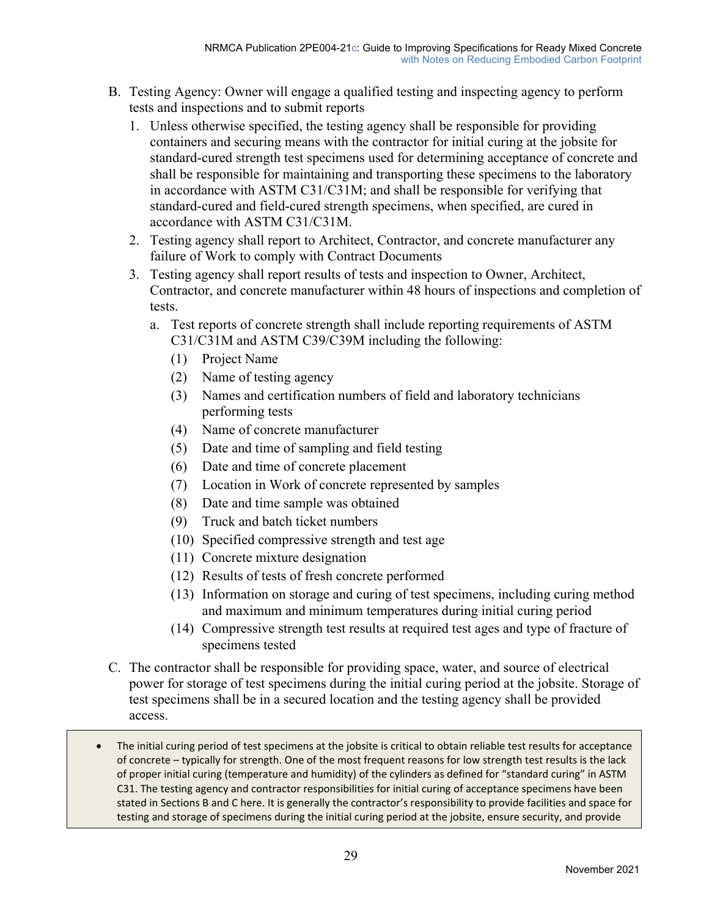B. Testing Agency: Owner will engage a qualified testing and inspecting agency to perform tests and inspections and to submit reports

   1. Unless otherwise specified, the testing agency shall be responsible for providing containers and securing means with the contractor for initial curing at the jobsite for standard-cured strength test specimens used for determining acceptance of concrete and shall be responsible for maintaining and transporting these specimens to the laboratory in accordance with ASTM C31/C31M; and shall be responsible for verifying that standard-cured and field-cured strength specimens, when specified, are cured in accordance with ASTM C31/C31M.
   2. Testing agency shall report to Architect, Contractor, and concrete manufacturer any failure of Work to comply with Contract Documents
   3. Testing agency shall report results of tests and inspection to Owner, Architect, Contractor, and concrete manufacturer within 48 hours of inspections and completion of tests.
      a. Test reports of concrete strength shall include reporting requirements of ASTM C31/C31M and ASTM C39/C39M including the following:
         (1) Project Name
         (2) Name of testing agency
         (3) Names and certification numbers of field and laboratory technicians performing tests
         (4) Name of concrete manufacturer
         (5) Date and time of sampling and field testing
         (6) Date and time of concrete placement
         (7) Location in Work of concrete represented by samples
         (8) Date and time sample was obtained
         (9) Truck and batch ticket numbers
         (10) Specified compressive strength and test age
         (11) Concrete mixture designation
         (12) Results of tests of fresh concrete performed
         (13) Information on storage and curing of test specimens, including curing method and maximum and minimum temperatures during initial curing period
         (14) Compressive strength test results at required test ages and type of fracture of specimens tested

C. The contractor shall be responsible for providing space, water, and source of electrical power for storage of test specimens during the initial curing period at the jobsite. Storage of test specimens shall be in a secured location and the testing agency shall be provided access.

- The initial curing period of test specimens at the jobsite is critical to obtain reliable test results for acceptance of concrete – typically for strength. One of the most frequent reasons for low strength test results is the lack of proper initial curing (temperature and humidity) of the cylinders as defined for "standard curing" in ASTM C31. The testing agency and contractor responsibilities for initial curing of acceptance specimens have been stated in Sections B and C here. It is generally the contractor's responsibility to provide facilities and space for testing and storage of specimens during the initial curing period at the jobsite, ensure security, and provide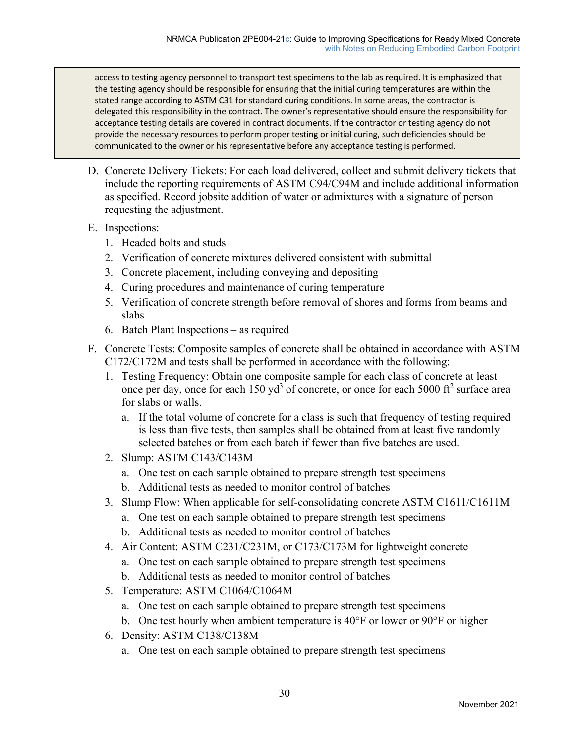access to testing agency personnel to transport test specimens to the lab as required. It is emphasized that the testing agency should be responsible for ensuring that the initial curing temperatures are within the stated range according to ASTM C31 for standard curing conditions. In some areas, the contractor is delegated this responsibility in the contract. The owner's representative should ensure the responsibility for acceptance testing details are covered in contract documents. If the contractor or testing agency do not provide the necessary resources to perform proper testing or initial curing, such deficiencies should be communicated to the owner or his representative before any acceptance testing is performed.

D. Concrete Delivery Tickets: For each load delivered, collect and submit delivery tickets that include the reporting requirements of ASTM C94/C94M and include additional information as specified. Record jobsite addition of water or admixtures with a signature of person requesting the adjustment.

E. Inspections:
   1. Headed bolts and studs
   2. Verification of concrete mixtures delivered consistent with submittal
   3. Concrete placement, including conveying and depositing
   4. Curing procedures and maintenance of curing temperature
   5. Verification of concrete strength before removal of shores and forms from beams and slabs
   6. Batch Plant Inspections – as required

F. Concrete Tests: Composite samples of concrete shall be obtained in accordance with ASTM C172/C172M and tests shall be performed in accordance with the following:
   1. Testing Frequency: Obtain one composite sample for each class of concrete at least once per day, once for each 150 $yd^3$ of concrete, or once for each 5000 $ft^2$ surface area for slabs or walls.
      a. If the total volume of concrete for a class is such that frequency of testing required is less than five tests, then samples shall be obtained from at least five randomly selected batches or from each batch if fewer than five batches are used.
   2. Slump: ASTM C143/C143M
      a. One test on each sample obtained to prepare strength test specimens
      b. Additional tests as needed to monitor control of batches
   3. Slump Flow: When applicable for self-consolidating concrete ASTM C1611/C1611M
      a. One test on each sample obtained to prepare strength test specimens
      b. Additional tests as needed to monitor control of batches
   4. Air Content: ASTM C231/C231M, or C173/C173M for lightweight concrete
      a. One test on each sample obtained to prepare strength test specimens
      b. Additional tests as needed to monitor control of batches
   5. Temperature: ASTM C1064/C1064M
      a. One test on each sample obtained to prepare strength test specimens
      b. One test hourly when ambient temperature is 40°F or lower or 90°F or higher
   6. Density: ASTM C138/C138M
      a. One test on each sample obtained to prepare strength test specimens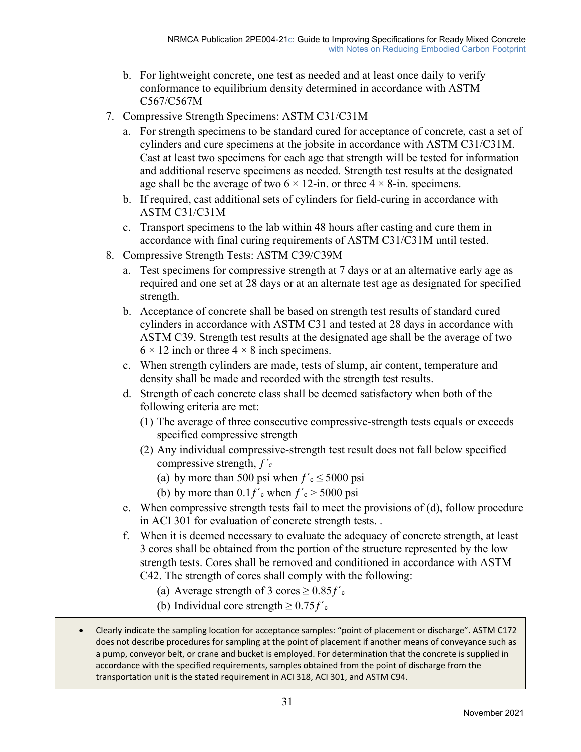b. For lightweight concrete, one test as needed and at least once daily to verify conformance to equilibrium density determined in accordance with ASTM C567/C567M

7. Compressive Strength Specimens: ASTM C31/C31M
   a. For strength specimens to be standard cured for acceptance of concrete, cast a set of cylinders and cure specimens at the jobsite in accordance with ASTM C31/C31M. Cast at least two specimens for each age that strength will be tested for information and additional reserve specimens as needed. Strength test results at the designated age shall be the average of two 6 × 12-in. or three 4 × 8-in. specimens.
   b. If required, cast additional sets of cylinders for field-curing in accordance with ASTM C31/C31M
   c. Transport specimens to the lab within 48 hours after casting and cure them in accordance with final curing requirements of ASTM C31/C31M until tested.

8. Compressive Strength Tests: ASTM C39/C39M
   a. Test specimens for compressive strength at 7 days or at an alternative early age as required and one set at 28 days or at an alternate test age as designated for specified strength.
   b. Acceptance of concrete shall be based on strength test results of standard cured cylinders in accordance with ASTM C31 and tested at 28 days in accordance with ASTM C39. Strength test results at the designated age shall be the average of two 6 × 12 inch or three 4 × 8 inch specimens.
   c. When strength cylinders are made, tests of slump, air content, temperature and density shall be made and recorded with the strength test results.
   d. Strength of each concrete class shall be deemed satisfactory when both of the following criteria are met:
      (1) The average of three consecutive compressive-strength tests equals or exceeds specified compressive strength
      (2) Any individual compressive-strength test result does not fall below specified compressive strength, $f'_c$
         (a) by more than 500 psi when $f'_c \leq 5000$ psi
         (b) by more than $0.1f'_c$ when $f'_c > 5000$ psi
   e. When compressive strength tests fail to meet the provisions of (d), follow procedure in ACI 301 for evaluation of concrete strength tests. .
   f. When it is deemed necessary to evaluate the adequacy of concrete strength, at least 3 cores shall be obtained from the portion of the structure represented by the low strength tests. Cores shall be removed and conditioned in accordance with ASTM C42. The strength of cores shall comply with the following:
      (a) Average strength of 3 cores $\geq 0.85f'_c$
      (b) Individual core strength $\geq 0.75f'_c$

- Clearly indicate the sampling location for acceptance samples: "point of placement or discharge". ASTM C172 does not describe procedures for sampling at the point of placement if another means of conveyance such as a pump, conveyor belt, or crane and bucket is employed. For determination that the concrete is supplied in accordance with the specified requirements, samples obtained from the point of discharge from the transportation unit is the stated requirement in ACI 318, ACI 301, and ASTM C94.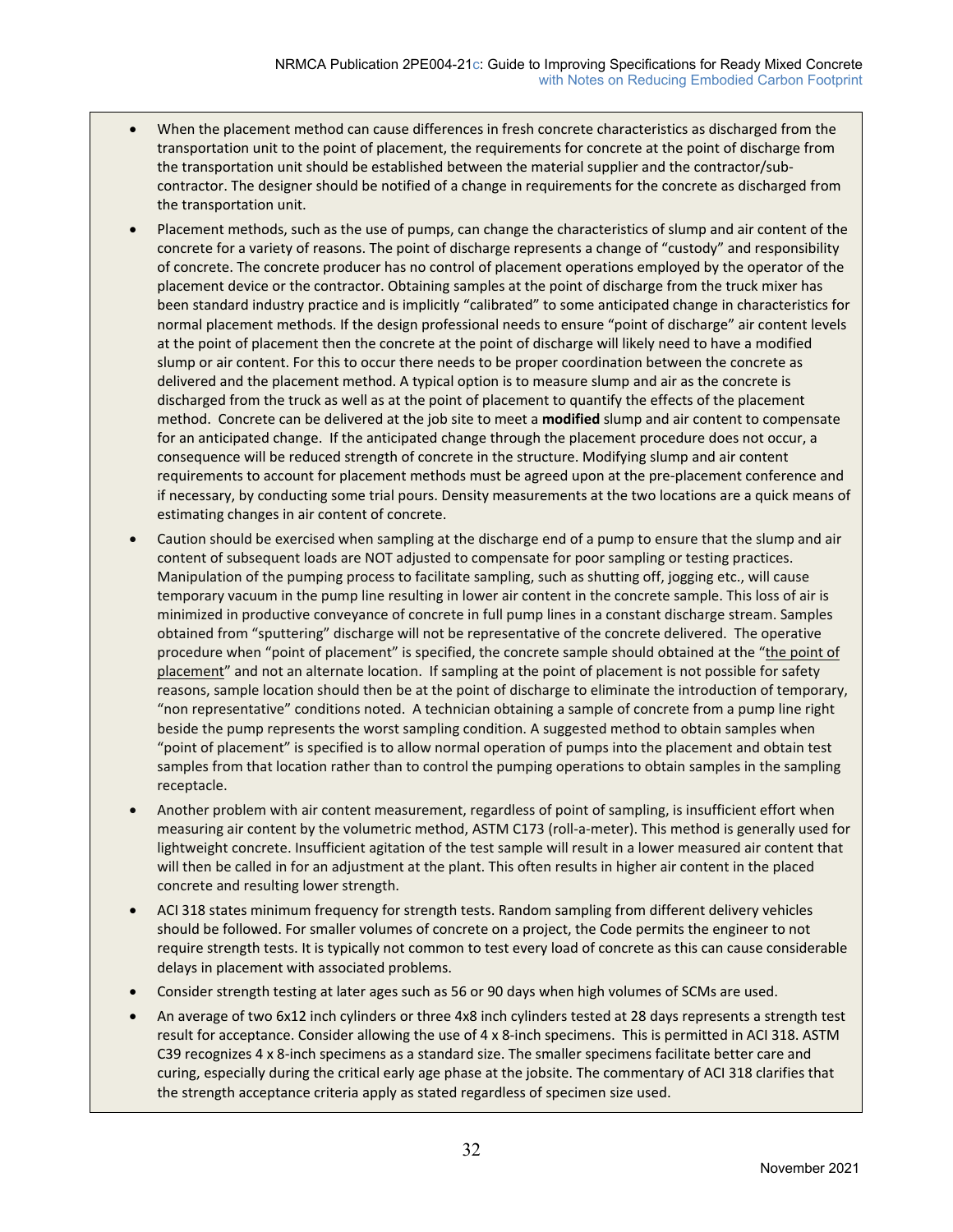- When the placement method can cause differences in fresh concrete characteristics as discharged from the transportation unit to the point of placement, the requirements for concrete at the point of discharge from the transportation unit should be established between the material supplier and the contractor/sub-contractor. The designer should be notified of a change in requirements for the concrete as discharged from the transportation unit.
- Placement methods, such as the use of pumps, can change the characteristics of slump and air content of the concrete for a variety of reasons. The point of discharge represents a change of "custody" and responsibility of concrete. The concrete producer has no control of placement operations employed by the operator of the placement device or the contractor. Obtaining samples at the point of discharge from the truck mixer has been standard industry practice and is implicitly "calibrated" to some anticipated change in characteristics for normal placement methods. If the design professional needs to ensure "point of discharge" air content levels at the point of placement then the concrete at the point of discharge will likely need to have a modified slump or air content. For this to occur there needs to be proper coordination between the concrete as delivered and the placement method. A typical option is to measure slump and air as the concrete is discharged from the truck as well as at the point of placement to quantify the effects of the placement method. Concrete can be delivered at the job site to meet a **modified** slump and air content to compensate for an anticipated change. If the anticipated change through the placement procedure does not occur, a consequence will be reduced strength of concrete in the structure. Modifying slump and air content requirements to account for placement methods must be agreed upon at the pre-placement conference and if necessary, by conducting some trial pours. Density measurements at the two locations are a quick means of estimating changes in air content of concrete.
- Caution should be exercised when sampling at the discharge end of a pump to ensure that the slump and air content of subsequent loads are NOT adjusted to compensate for poor sampling or testing practices. Manipulation of the pumping process to facilitate sampling, such as shutting off, jogging etc., will cause temporary vacuum in the pump line resulting in lower air content in the concrete sample. This loss of air is minimized in productive conveyance of concrete in full pump lines in a constant discharge stream. Samples obtained from "sputtering" discharge will not be representative of the concrete delivered. The operative procedure when "point of placement" is specified, the concrete sample should obtained at the "the point of placement" and not an alternate location. If sampling at the point of placement is not possible for safety reasons, sample location should then be at the point of discharge to eliminate the introduction of temporary, "non representative" conditions noted. A technician obtaining a sample of concrete from a pump line right beside the pump represents the worst sampling condition. A suggested method to obtain samples when "point of placement" is specified is to allow normal operation of pumps into the placement and obtain test samples from that location rather than to control the pumping operations to obtain samples in the sampling receptacle.
- Another problem with air content measurement, regardless of point of sampling, is insufficient effort when measuring air content by the volumetric method, ASTM C173 (roll-a-meter). This method is generally used for lightweight concrete. Insufficient agitation of the test sample will result in a lower measured air content that will then be called in for an adjustment at the plant. This often results in higher air content in the placed concrete and resulting lower strength.
- ACI 318 states minimum frequency for strength tests. Random sampling from different delivery vehicles should be followed. For smaller volumes of concrete on a project, the Code permits the engineer to not require strength tests. It is typically not common to test every load of concrete as this can cause considerable delays in placement with associated problems.
- Consider strength testing at later ages such as 56 or 90 days when high volumes of SCMs are used.
- An average of two 6x12 inch cylinders or three 4x8 inch cylinders tested at 28 days represents a strength test result for acceptance. Consider allowing the use of 4 x 8-inch specimens. This is permitted in ACI 318. ASTM C39 recognizes 4 x 8-inch specimens as a standard size. The smaller specimens facilitate better care and curing, especially during the critical early age phase at the jobsite. The commentary of ACI 318 clarifies that the strength acceptance criteria apply as stated regardless of specimen size used.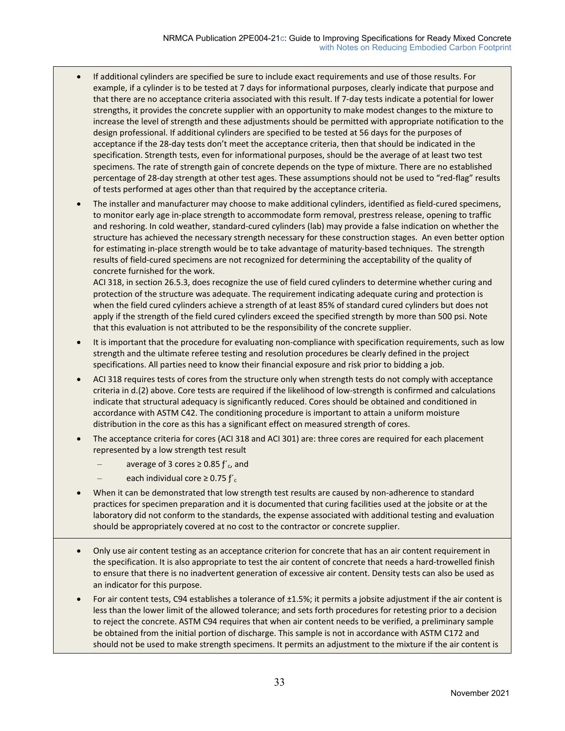- If additional cylinders are specified be sure to include exact requirements and use of those results. For example, if a cylinder is to be tested at 7 days for informational purposes, clearly indicate that purpose and that there are no acceptance criteria associated with this result. If 7-day tests indicate a potential for lower strengths, it provides the concrete supplier with an opportunity to make modest changes to the mixture to increase the level of strength and these adjustments should be permitted with appropriate notification to the design professional. If additional cylinders are specified to be tested at 56 days for the purposes of acceptance if the 28-day tests don't meet the acceptance criteria, then that should be indicated in the specification. Strength tests, even for informational purposes, should be the average of at least two test specimens. The rate of strength gain of concrete depends on the type of mixture. There are no established percentage of 28-day strength at other test ages. These assumptions should not be used to "red-flag" results of tests performed at ages other than that required by the acceptance criteria.
- The installer and manufacturer may choose to make additional cylinders, identified as field-cured specimens, to monitor early age in-place strength to accommodate form removal, prestress release, opening to traffic and reshoring. In cold weather, standard-cured cylinders (lab) may provide a false indication on whether the structure has achieved the necessary strength necessary for these construction stages. An even better option for estimating in-place strength would be to take advantage of maturity-based techniques. The strength results of field-cured specimens are not recognized for determining the acceptability of the quality of concrete furnished for the work.
  ACI 318, in section 26.5.3, does recognize the use of field cured cylinders to determine whether curing and protection of the structure was adequate. The requirement indicating adequate curing and protection is when the field cured cylinders achieve a strength of at least 85% of standard cured cylinders but does not apply if the strength of the field cured cylinders exceed the specified strength by more than 500 psi. Note that this evaluation is not attributed to be the responsibility of the concrete supplier.
- It is important that the procedure for evaluating non-compliance with specification requirements, such as low strength and the ultimate referee testing and resolution procedures be clearly defined in the project specifications. All parties need to know their financial exposure and risk prior to bidding a job.
- ACI 318 requires tests of cores from the structure only when strength tests do not comply with acceptance criteria in d.(2) above. Core tests are required if the likelihood of low-strength is confirmed and calculations indicate that structural adequacy is significantly reduced. Cores should be obtained and conditioned in accordance with ASTM C42. The conditioning procedure is important to attain a uniform moisture distribution in the core as this has a significant effect on measured strength of cores.
- The acceptance criteria for cores (ACI 318 and ACI 301) are: three cores are required for each placement represented by a low strength test result
  - average of 3 cores ≥ 0.85 $f'_c$, and
  - each individual core ≥ 0.75 $f'_c$
- When it can be demonstrated that low strength test results are caused by non-adherence to standard practices for specimen preparation and it is documented that curing facilities used at the jobsite or at the laboratory did not conform to the standards, the expense associated with additional testing and evaluation should be appropriately covered at no cost to the contractor or concrete supplier.

- Only use air content testing as an acceptance criterion for concrete that has an air content requirement in the specification. It is also appropriate to test the air content of concrete that needs a hard-trowelled finish to ensure that there is no inadvertent generation of excessive air content. Density tests can also be used as an indicator for this purpose.
- For air content tests, C94 establishes a tolerance of ±1.5%; it permits a jobsite adjustment if the air content is less than the lower limit of the allowed tolerance; and sets forth procedures for retesting prior to a decision to reject the concrete. ASTM C94 requires that when air content needs to be verified, a preliminary sample be obtained from the initial portion of discharge. This sample is not in accordance with ASTM C172 and should not be used to make strength specimens. It permits an adjustment to the mixture if the air content is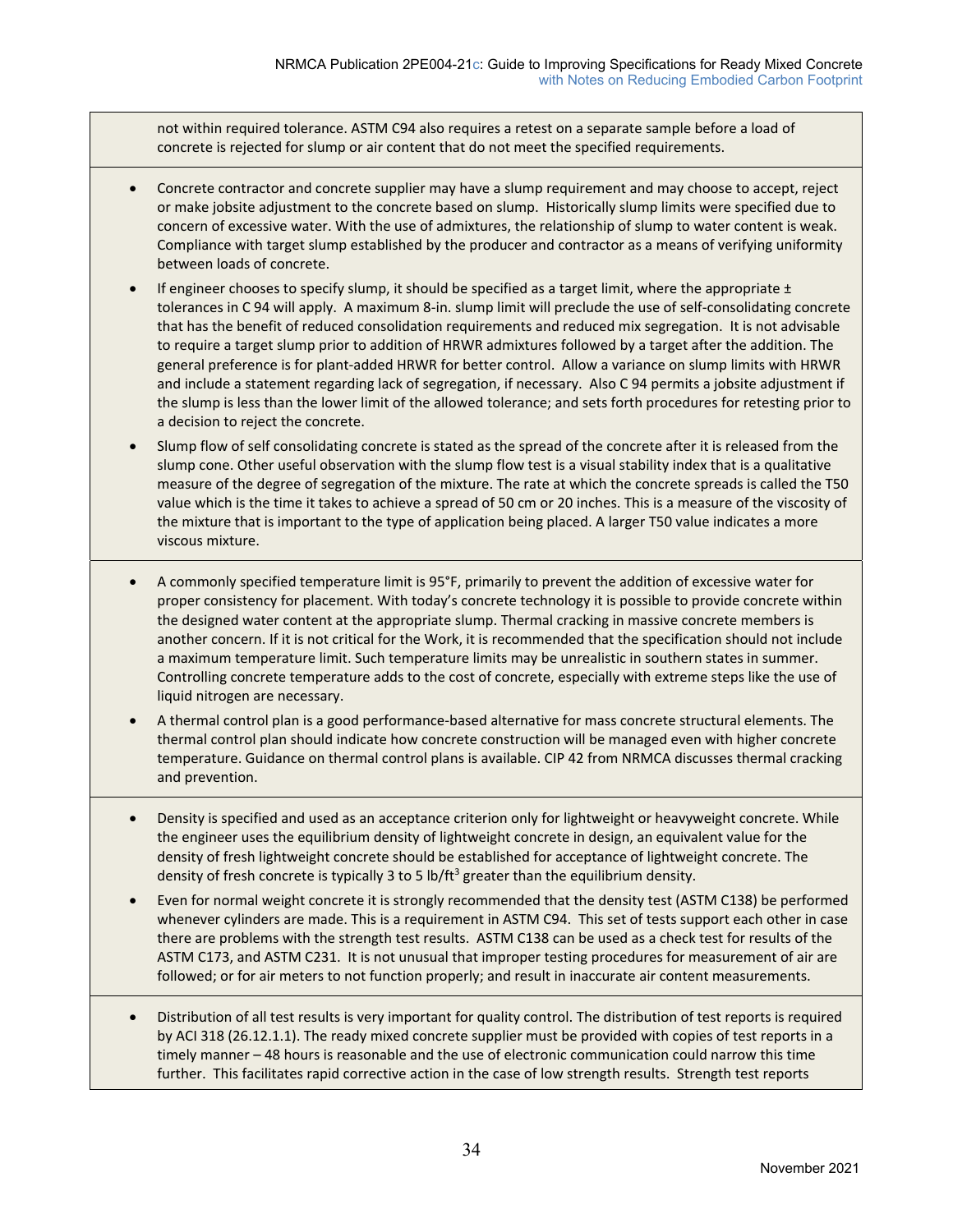not within required tolerance. ASTM C94 also requires a retest on a separate sample before a load of concrete is rejected for slump or air content that do not meet the specified requirements.

- Concrete contractor and concrete supplier may have a slump requirement and may choose to accept, reject or make jobsite adjustment to the concrete based on slump. Historically slump limits were specified due to concern of excessive water. With the use of admixtures, the relationship of slump to water content is weak. Compliance with target slump established by the producer and contractor as a means of verifying uniformity between loads of concrete.
- If engineer chooses to specify slump, it should be specified as a target limit, where the appropriate ± tolerances in C 94 will apply. A maximum 8-in. slump limit will preclude the use of self-consolidating concrete that has the benefit of reduced consolidation requirements and reduced mix segregation. It is not advisable to require a target slump prior to addition of HRWR admixtures followed by a target after the addition. The general preference is for plant-added HRWR for better control. Allow a variance on slump limits with HRWR and include a statement regarding lack of segregation, if necessary. Also C 94 permits a jobsite adjustment if the slump is less than the lower limit of the allowed tolerance; and sets forth procedures for retesting prior to a decision to reject the concrete.
- Slump flow of self consolidating concrete is stated as the spread of the concrete after it is released from the slump cone. Other useful observation with the slump flow test is a visual stability index that is a qualitative measure of the degree of segregation of the mixture. The rate at which the concrete spreads is called the T50 value which is the time it takes to achieve a spread of 50 cm or 20 inches. This is a measure of the viscosity of the mixture that is important to the type of application being placed. A larger T50 value indicates a more viscous mixture.

---

- A commonly specified temperature limit is 95°F, primarily to prevent the addition of excessive water for proper consistency for placement. With today's concrete technology it is possible to provide concrete within the designed water content at the appropriate slump. Thermal cracking in massive concrete members is another concern. If it is not critical for the Work, it is recommended that the specification should not include a maximum temperature limit. Such temperature limits may be unrealistic in southern states in summer. Controlling concrete temperature adds to the cost of concrete, especially with extreme steps like the use of liquid nitrogen are necessary.
- A thermal control plan is a good performance-based alternative for mass concrete structural elements. The thermal control plan should indicate how concrete construction will be managed even with higher concrete temperature. Guidance on thermal control plans is available. CIP 42 from NRMCA discusses thermal cracking and prevention.

---

- Density is specified and used as an acceptance criterion only for lightweight or heavyweight concrete. While the engineer uses the equilibrium density of lightweight concrete in design, an equivalent value for the density of fresh lightweight concrete should be established for acceptance of lightweight concrete. The density of fresh concrete is typically 3 to 5 lb/ft$^3$ greater than the equilibrium density.
- Even for normal weight concrete it is strongly recommended that the density test (ASTM C138) be performed whenever cylinders are made. This is a requirement in ASTM C94. This set of tests support each other in case there are problems with the strength test results. ASTM C138 can be used as a check test for results of the ASTM C173, and ASTM C231. It is not unusual that improper testing procedures for measurement of air are followed; or for air meters to not function properly; and result in inaccurate air content measurements.

---

- Distribution of all test results is very important for quality control. The distribution of test reports is required by ACI 318 (26.12.1.1). The ready mixed concrete supplier must be provided with copies of test reports in a timely manner – 48 hours is reasonable and the use of electronic communication could narrow this time further. This facilitates rapid corrective action in the case of low strength results. Strength test reports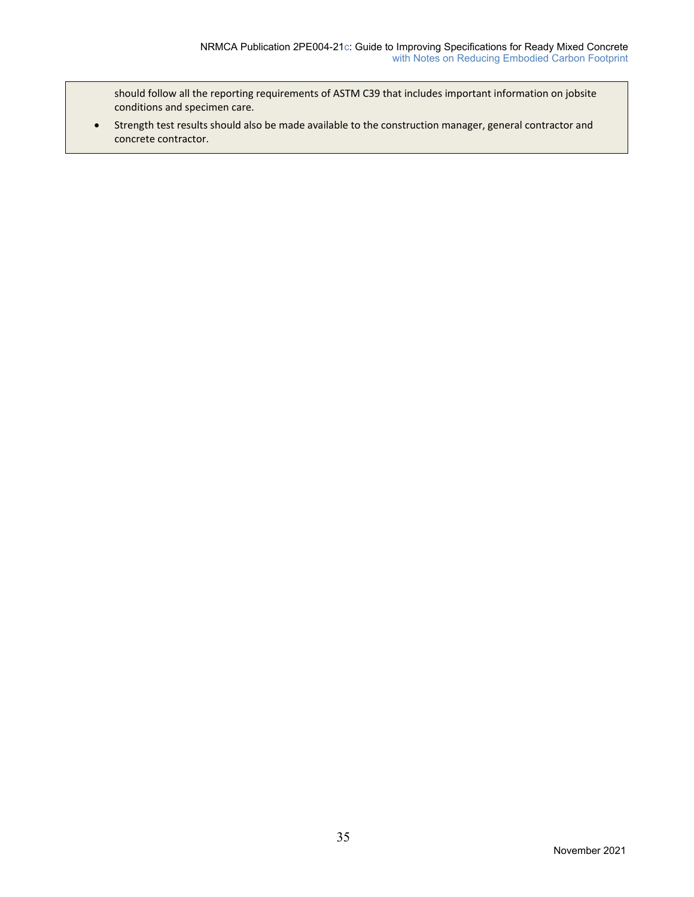should follow all the reporting requirements of ASTM C39 that includes important information on jobsite conditions and specimen care.

- Strength test results should also be made available to the construction manager, general contractor and concrete contractor.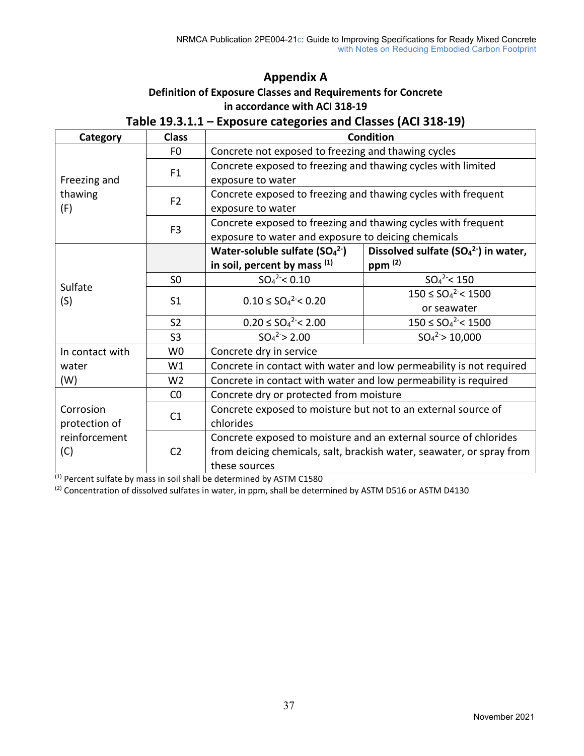# Appendix A

## Definition of Exposure Classes and Requirements for Concrete in accordance with ACI 318-19

### Table 19.3.1.1 – Exposure categories and Classes (ACI 318-19)

| Category | Class | Condition | |
|---|---|---|---|
| Freezing and thawing (F) | F0 | Concrete not exposed to freezing and thawing cycles | |
| | F1 | Concrete exposed to freezing and thawing cycles with limited exposure to water | |
| | F2 | Concrete exposed to freezing and thawing cycles with frequent exposure to water | |
| | F3 | Concrete exposed to freezing and thawing cycles with frequent exposure to water and exposure to deicing chemicals | |
| Sulfate (S) | | **Water-soluble sulfate ($SO_4^{2-}$) in soil, percent by mass [1]** | **Dissolved sulfate ($SO_4^{2-}$) in water, ppm [2]** |
| | S0 | $SO_4^{2-} < 0.10$ | $SO_4^{2-} < 150$ |
| | S1 | $0.10 \leq SO_4^{2-} < 0.20$ | $150 \leq SO_4^{2-} < 1500$ or seawater |
| | S2 | $0.20 \leq SO_4^{2-} < 2.00$ | $150 \leq SO_4^{2-} < 1500$ |
| | S3 | $SO_4^{2-} > 2.00$ | $SO_4^{2-} > 10,000$ |
| In contact with water (W) | W0 | Concrete dry in service | |
| | W1 | Concrete in contact with water and low permeability is not required | |
| | W2 | Concrete in contact with water and low permeability is required | |
| Corrosion protection of reinforcement (C) | C0 | Concrete dry or protected from moisture | |
| | C1 | Concrete exposed to moisture but not to an external source of chlorides | |
| | C2 | Concrete exposed to moisture and an external source of chlorides from deicing chemicals, salt, brackish water, seawater, or spray from these sources | |

[1] Percent sulfate by mass in soil shall be determined by ASTM C1580

[2] Concentration of dissolved sulfates in water, in ppm, shall be determined by ASTM D516 or ASTM D4130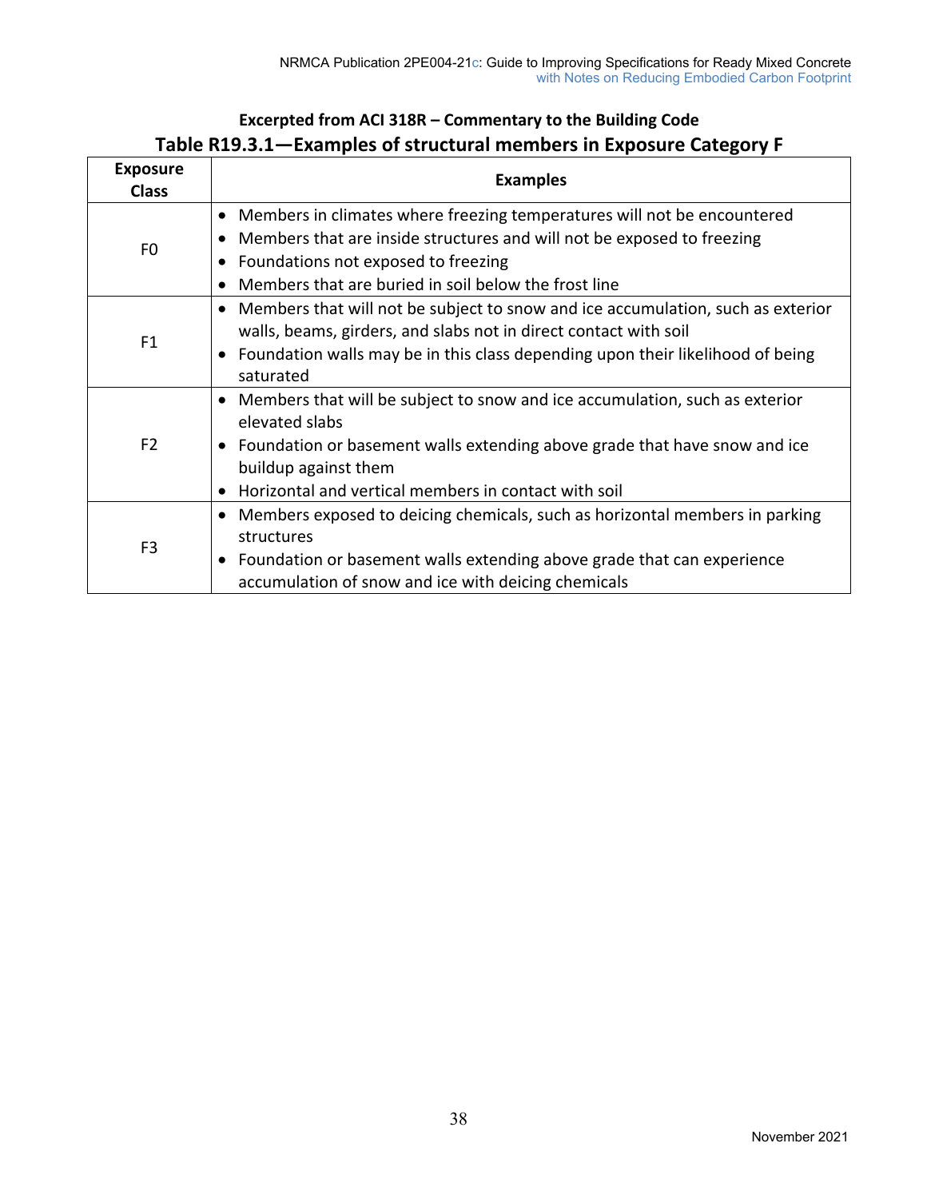**Excerpted from ACI 318R – Commentary to the Building Code**

## Table R19.3.1—Examples of structural members in Exposure Category F

| Exposure Class | Examples |
|---|---|
| F0 | • Members in climates where freezing temperatures will not be encountered<br>• Members that are inside structures and will not be exposed to freezing<br>• Foundations not exposed to freezing<br>• Members that are buried in soil below the frost line |
| F1 | • Members that will not be subject to snow and ice accumulation, such as exterior walls, beams, girders, and slabs not in direct contact with soil<br>• Foundation walls may be in this class depending upon their likelihood of being saturated |
| F2 | • Members that will be subject to snow and ice accumulation, such as exterior elevated slabs<br>• Foundation or basement walls extending above grade that have snow and ice buildup against them<br>• Horizontal and vertical members in contact with soil |
| F3 | • Members exposed to deicing chemicals, such as horizontal members in parking structures<br>• Foundation or basement walls extending above grade that can experience accumulation of snow and ice with deicing chemicals |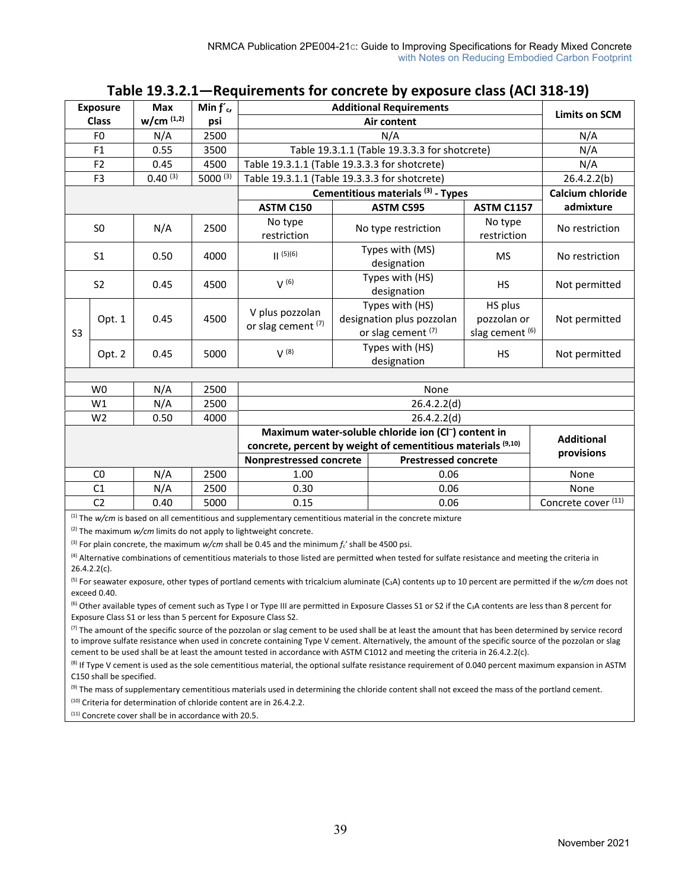## Table 19.3.2.1—Requirements for concrete by exposure class (ACI 318-19)

| Exposure Class | | Max w/cm [1,2] | Min $f'_c$, psi | Additional Requirements | | | Limits on SCM |
|---|---|---|---|---|---|---|---|
| | | | | Air content | | | |
| F0 | | N/A | 2500 | N/A | | | N/A |
| F1 | | 0.55 | 3500 | Table 19.3.1.1 (Table 19.3.3.3 for shotcrete) | | | N/A |
| F2 | | 0.45 | 4500 | Table 19.3.1.1 (Table 19.3.3.3 for shotcrete) | | | N/A |
| F3 | | 0.40 [3] | 5000 [3] | Table 19.3.1.1 (Table 19.3.3.3 for shotcrete) | | | 26.4.2.2(b) |
| | | | | Cementitious materials [3] - Types | | | Calcium chloride admixture |
| | | | | ASTM C150 | ASTM C595 | ASTM C1157 | |
| S0 | | N/A | 2500 | No type restriction | No type restriction | No type restriction | No restriction |
| S1 | | 0.50 | 4000 | II [5][6] | Types with (MS) designation | MS | No restriction |
| S2 | | 0.45 | 4500 | V [6] | Types with (HS) designation | HS | Not permitted |
| S3 | Opt. 1 | 0.45 | 4500 | V plus pozzolan or slag cement [7] | Types with (HS) designation plus pozzolan or slag cement [7] | HS plus pozzolan or slag cement [6] | Not permitted |
| | Opt. 2 | 0.45 | 5000 | V [8] | Types with (HS) designation | HS | Not permitted |
| W0 | | N/A | 2500 | None | | | |
| W1 | | N/A | 2500 | 26.4.2.2(d) | | | |
| W2 | | 0.50 | 4000 | 26.4.2.2(d) | | | |
| | | | | Maximum water-soluble chloride ion ($Cl^-$) content in concrete, percent by weight of cementitious materials [9,10] | | | Additional provisions |
| | | | | Nonprestressed concrete | Prestressed concrete | | |
| C0 | | N/A | 2500 | 1.00 | 0.06 | | None |
| C1 | | N/A | 2500 | 0.30 | 0.06 | | None |
| C2 | | 0.40 | 5000 | 0.15 | 0.06 | | Concrete cover [11] |

[1] The *w/cm* is based on all cementitious and supplementary cementitious material in the concrete mixture

[2] The maximum *w/cm* limits do not apply to lightweight concrete.

[3] For plain concrete, the maximum *w/cm* shall be 0.45 and the minimum $f_c'$ shall be 4500 psi.

[4] Alternative combinations of cementitious materials to those listed are permitted when tested for sulfate resistance and meeting the criteria in 26.4.2.2(c).

[5] For seawater exposure, other types of portland cements with tricalcium aluminate ($C_3A$) contents up to 10 percent are permitted if the *w/cm* does not exceed 0.40.

[6] Other available types of cement such as Type I or Type III are permitted in Exposure Classes S1 or S2 if the $C_3A$ contents are less than 8 percent for Exposure Class S1 or less than 5 percent for Exposure Class S2.

[7] The amount of the specific source of the pozzolan or slag cement to be used shall be at least the amount that has been determined by service record to improve sulfate resistance when used in concrete containing Type V cement. Alternatively, the amount of the specific source of the pozzolan or slag cement to be used shall be at least the amount tested in accordance with ASTM C1012 and meeting the criteria in 26.4.2.2(c).

[8] If Type V cement is used as the sole cementitious material, the optional sulfate resistance requirement of 0.040 percent maximum expansion in ASTM C150 shall be specified.

[9] The mass of supplementary cementitious materials used in determining the chloride content shall not exceed the mass of the portland cement.

[10] Criteria for determination of chloride content are in 26.4.2.2.

[11] Concrete cover shall be in accordance with 20.5.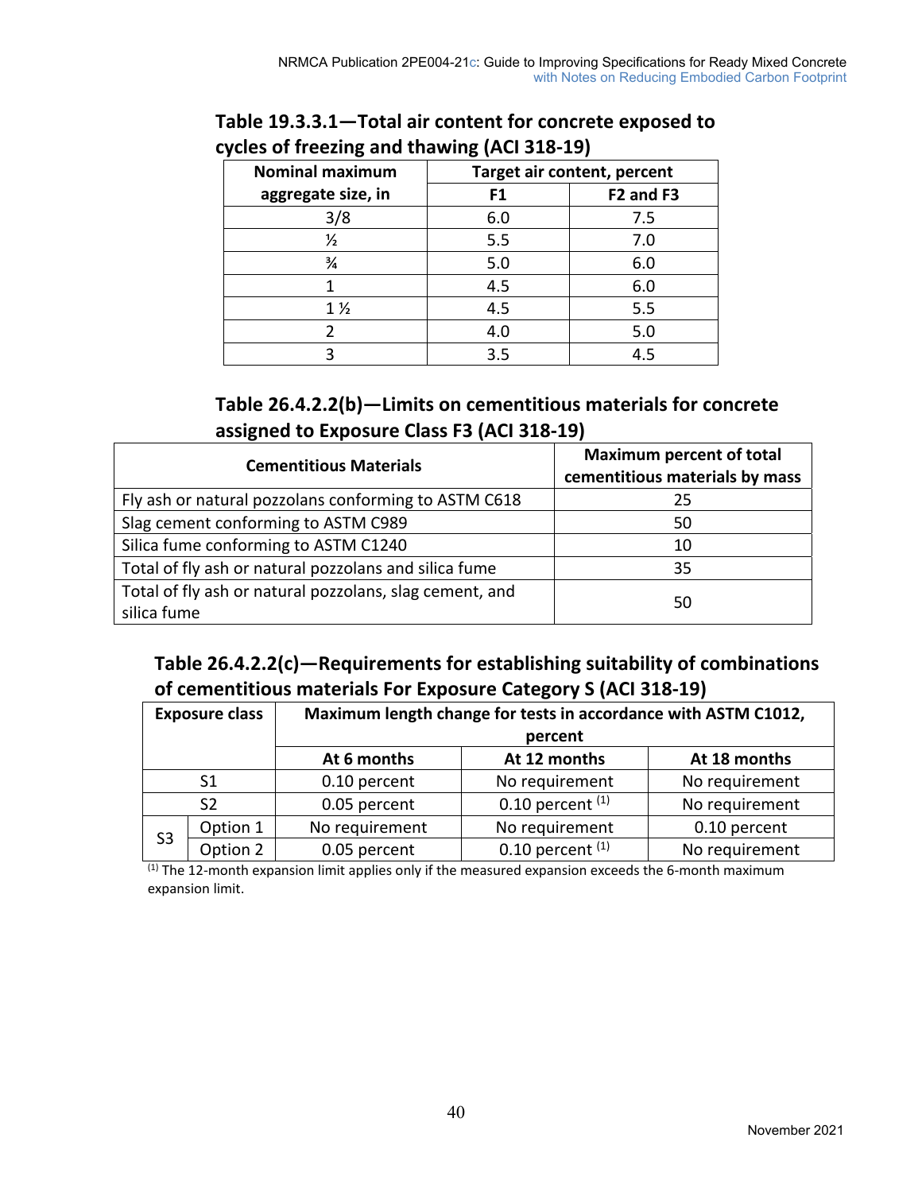**Table 19.3.3.1—Total air content for concrete exposed to cycles of freezing and thawing (ACI 318-19)**

| Nominal maximum aggregate size, in | Target air content, percent | |
|---|---|---|
| | F1 | F2 and F3 |
| 3/8 | 6.0 | 7.5 |
| ½ | 5.5 | 7.0 |
| ¾ | 5.0 | 6.0 |
| 1 | 4.5 | 6.0 |
| 1 ½ | 4.5 | 5.5 |
| 2 | 4.0 | 5.0 |
| 3 | 3.5 | 4.5 |

**Table 26.4.2.2(b)—Limits on cementitious materials for concrete assigned to Exposure Class F3 (ACI 318-19)**

| Cementitious Materials | Maximum percent of total cementitious materials by mass |
|---|---|
| Fly ash or natural pozzolans conforming to ASTM C618 | 25 |
| Slag cement conforming to ASTM C989 | 50 |
| Silica fume conforming to ASTM C1240 | 10 |
| Total of fly ash or natural pozzolans and silica fume | 35 |
| Total of fly ash or natural pozzolans, slag cement, and silica fume | 50 |

**Table 26.4.2.2(c)—Requirements for establishing suitability of combinations of cementitious materials For Exposure Category S (ACI 318-19)**

| Exposure class | | Maximum length change for tests in accordance with ASTM C1012, percent | | |
|---|---|---|---|---|
| | | At 6 months | At 12 months | At 18 months |
| S1 | | 0.10 percent | No requirement | No requirement |
| S2 | | 0.05 percent | 0.10 percent [1] | No requirement |
| S3 | Option 1 | No requirement | No requirement | 0.10 percent |
| | Option 2 | 0.05 percent | 0.10 percent [1] | No requirement |

[1] The 12-month expansion limit applies only if the measured expansion exceeds the 6-month maximum expansion limit.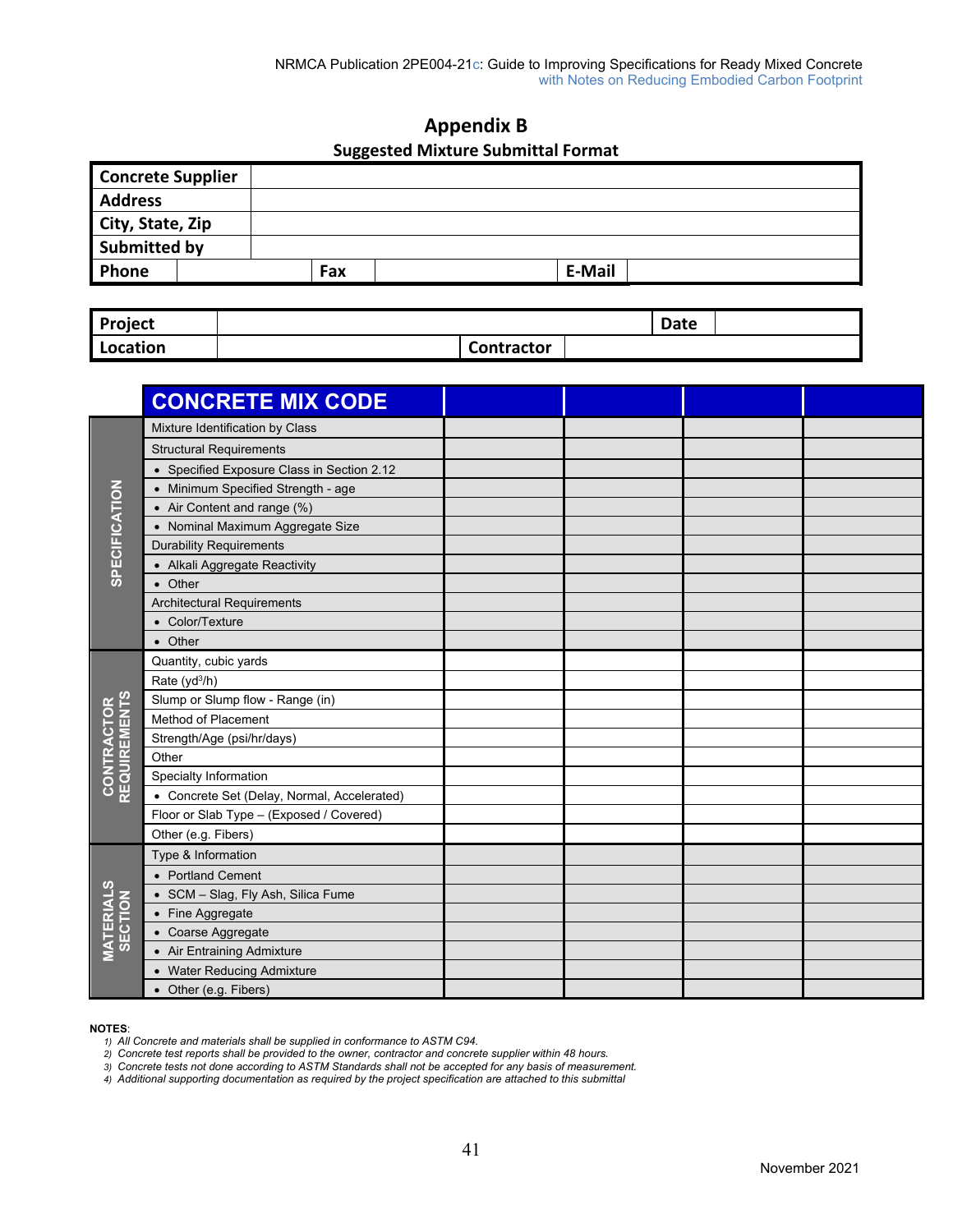# Appendix B

## Suggested Mixture Submittal Format

| Concrete Supplier | | | | | |
|---|---|---|---|---|---|
| Address | | | | | |
| City, State, Zip | | | | | |
| Submitted by | | | | | |
| Phone | | Fax | | E-Mail | |

| Project | | Date | |
|---|---|---|---|
| Location | | Contractor | |

| | CONCRETE MIX CODE | | | | |
|---|---|---|---|---|---|
| SPECIFICATION | Mixture Identification by Class | | | | |
| | Structural Requirements | | | | |
| | • Specified Exposure Class in Section 2.12 | | | | |
| | • Minimum Specified Strength - age | | | | |
| | • Air Content and range (%) | | | | |
| | • Nominal Maximum Aggregate Size | | | | |
| | Durability Requirements | | | | |
| | • Alkali Aggregate Reactivity | | | | |
| | • Other | | | | |
| | Architectural Requirements | | | | |
| | • Color/Texture | | | | |
| | • Other | | | | |
| CONTRACTOR REQUIREMENTS | Quantity, cubic yards | | | | |
| | Rate ($yd^3/h$) | | | | |
| | Slump or Slump flow - Range (in) | | | | |
| | Method of Placement | | | | |
| | Strength/Age (psi/hr/days) | | | | |
| | Other | | | | |
| | Specialty Information | | | | |
| | • Concrete Set (Delay, Normal, Accelerated) | | | | |
| | Floor or Slab Type – (Exposed / Covered) | | | | |
| | Other (e.g. Fibers) | | | | |
| MATERIALS SECTION | Type & Information | | | | |
| | • Portland Cement | | | | |
| | • SCM – Slag, Fly Ash, Silica Fume | | | | |
| | • Fine Aggregate | | | | |
| | • Coarse Aggregate | | | | |
| | • Air Entraining Admixture | | | | |
| | • Water Reducing Admixture | | | | |
| | • Other (e.g. Fibers) | | | | |

**NOTES**:

1) *All Concrete and materials shall be supplied in conformance to ASTM C94.*
2) *Concrete test reports shall be provided to the owner, contractor and concrete supplier within 48 hours.*
3) *Concrete tests not done according to ASTM Standards shall not be accepted for any basis of measurement.*
4) *Additional supporting documentation as required by the project specification are attached to this submittal*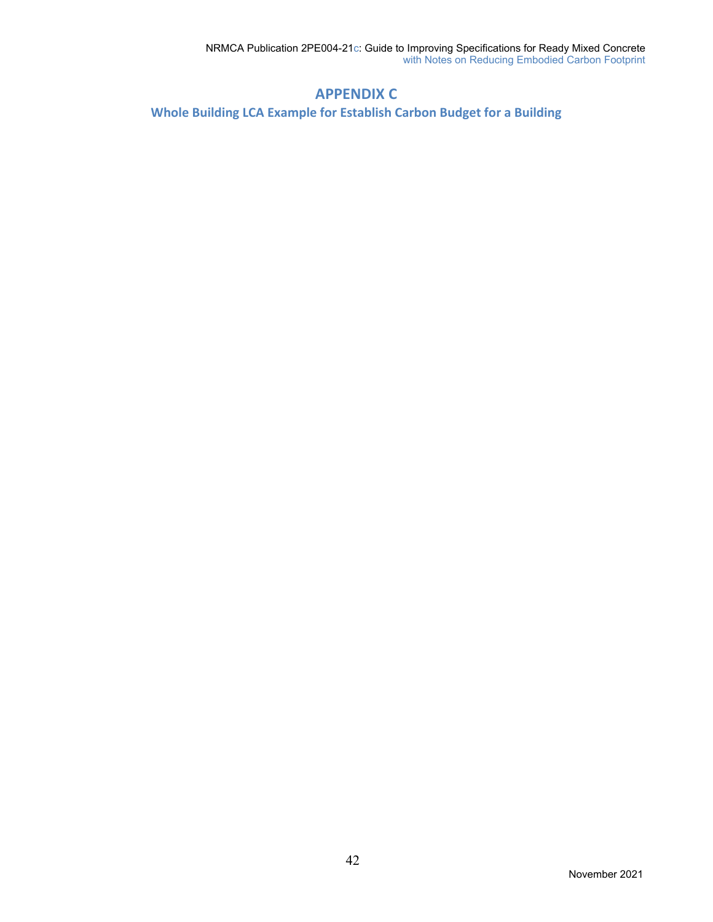# APPENDIX C

## Whole Building LCA Example for Establish Carbon Budget for a Building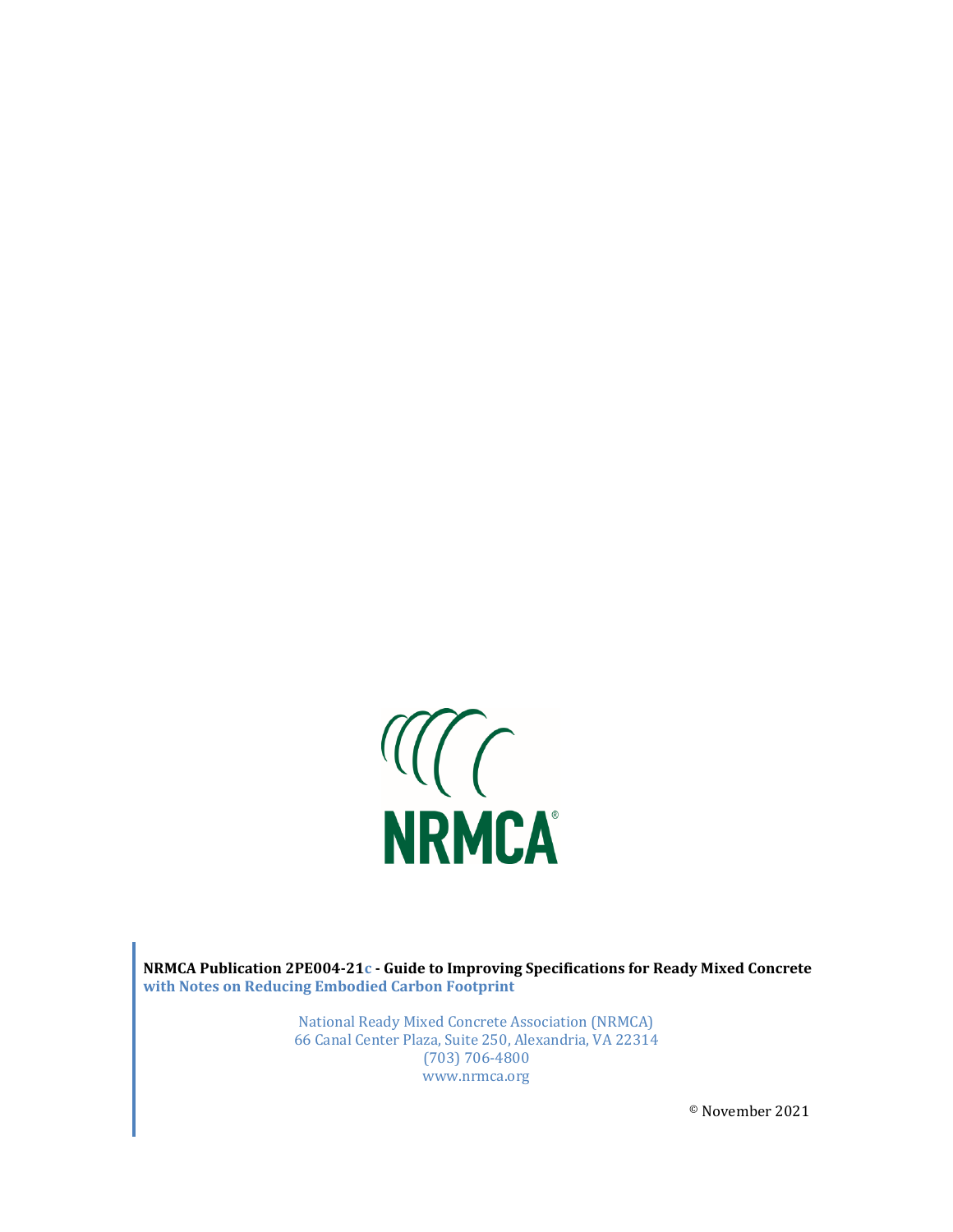NRMCA

**NRMCA Publication 2PE004-21c - Guide to Improving Specifications for Ready Mixed Concrete with Notes on Reducing Embodied Carbon Footprint**

National Ready Mixed Concrete Association (NRMCA)
66 Canal Center Plaza, Suite 250, Alexandria, VA 22314
(703) 706-4800
www.nrmca.org

© November 2021